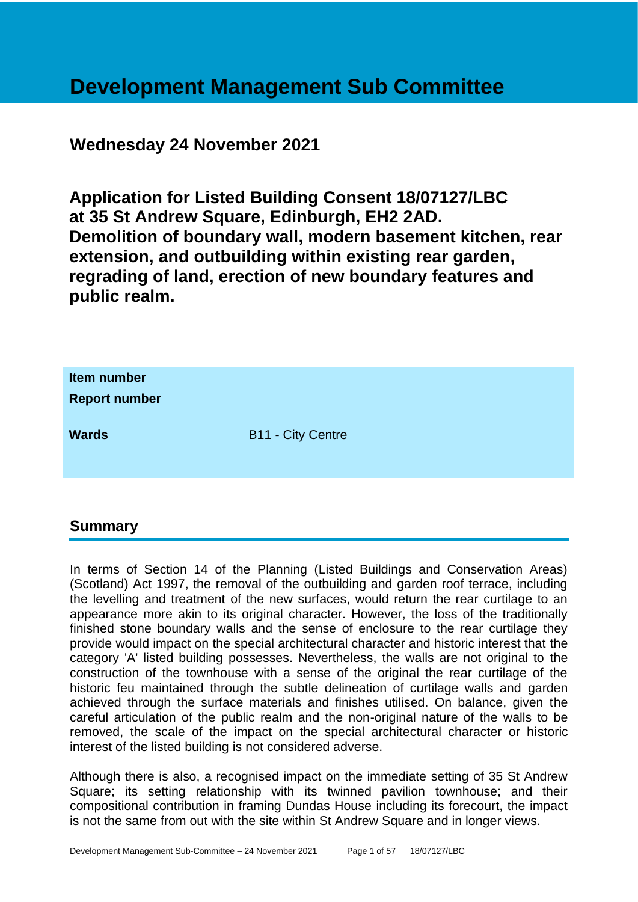# Development Management Sub Committee

## Wednesday 24 November 2021

## Application for Listed Building Consent 18/07127/LBC at 35 St Andrew Square, Edinburgh, EH2 2AD. Demolition of boundary wall, modern basement kitchen, rear extension, and outbuilding within existing rear garden, regrading of land, erection of new boundary features and public realm.

| | |
|---|---|
| **Item number** | |
| **Report number** | |
| **Wards** | B11 - City Centre |

## Summary

In terms of Section 14 of the Planning (Listed Buildings and Conservation Areas) (Scotland) Act 1997, the removal of the outbuilding and garden roof terrace, including the levelling and treatment of the new surfaces, would return the rear curtilage to an appearance more akin to its original character. However, the loss of the traditionally finished stone boundary walls and the sense of enclosure to the rear curtilage they provide would impact on the special architectural character and historic interest that the category 'A' listed building possesses. Nevertheless, the walls are not original to the construction of the townhouse with a sense of the original the rear curtilage of the historic feu maintained through the subtle delineation of curtilage walls and garden achieved through the surface materials and finishes utilised. On balance, given the careful articulation of the public realm and the non-original nature of the walls to be removed, the scale of the impact on the special architectural character or historic interest of the listed building is not considered adverse.

Although there is also, a recognised impact on the immediate setting of 35 St Andrew Square; its setting relationship with its twinned pavilion townhouse; and their compositional contribution in framing Dundas House including its forecourt, the impact is not the same from out with the site within St Andrew Square and in longer views.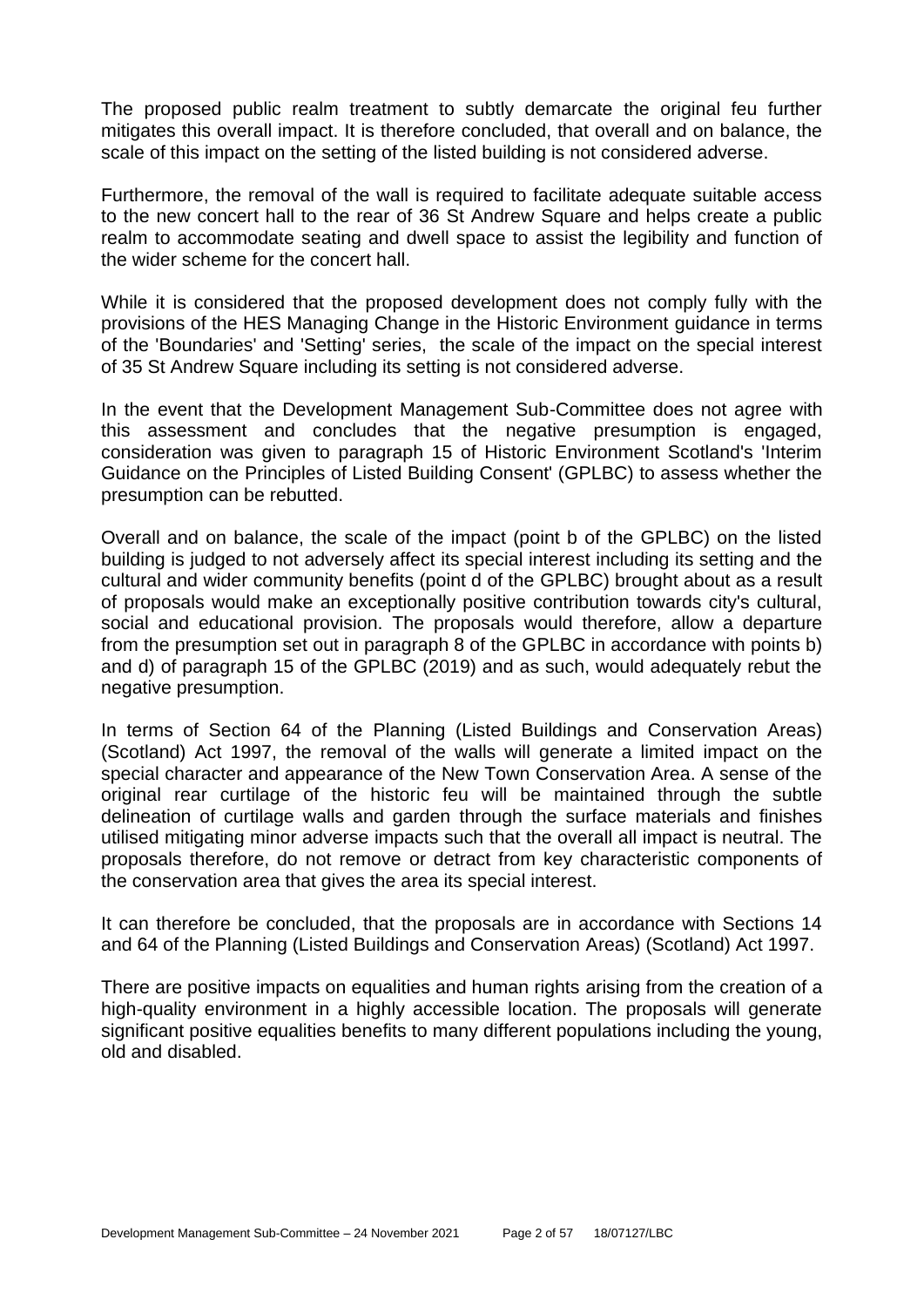The proposed public realm treatment to subtly demarcate the original feu further mitigates this overall impact. It is therefore concluded, that overall and on balance, the scale of this impact on the setting of the listed building is not considered adverse.

Furthermore, the removal of the wall is required to facilitate adequate suitable access to the new concert hall to the rear of 36 St Andrew Square and helps create a public realm to accommodate seating and dwell space to assist the legibility and function of the wider scheme for the concert hall.

While it is considered that the proposed development does not comply fully with the provisions of the HES Managing Change in the Historic Environment guidance in terms of the 'Boundaries' and 'Setting' series, the scale of the impact on the special interest of 35 St Andrew Square including its setting is not considered adverse.

In the event that the Development Management Sub-Committee does not agree with this assessment and concludes that the negative presumption is engaged, consideration was given to paragraph 15 of Historic Environment Scotland's 'Interim Guidance on the Principles of Listed Building Consent' (GPLBC) to assess whether the presumption can be rebutted.

Overall and on balance, the scale of the impact (point b of the GPLBC) on the listed building is judged to not adversely affect its special interest including its setting and the cultural and wider community benefits (point d of the GPLBC) brought about as a result of proposals would make an exceptionally positive contribution towards city's cultural, social and educational provision. The proposals would therefore, allow a departure from the presumption set out in paragraph 8 of the GPLBC in accordance with points b) and d) of paragraph 15 of the GPLBC (2019) and as such, would adequately rebut the negative presumption.

In terms of Section 64 of the Planning (Listed Buildings and Conservation Areas) (Scotland) Act 1997, the removal of the walls will generate a limited impact on the special character and appearance of the New Town Conservation Area. A sense of the original rear curtilage of the historic feu will be maintained through the subtle delineation of curtilage walls and garden through the surface materials and finishes utilised mitigating minor adverse impacts such that the overall all impact is neutral. The proposals therefore, do not remove or detract from key characteristic components of the conservation area that gives the area its special interest.

It can therefore be concluded, that the proposals are in accordance with Sections 14 and 64 of the Planning (Listed Buildings and Conservation Areas) (Scotland) Act 1997.

There are positive impacts on equalities and human rights arising from the creation of a high-quality environment in a highly accessible location. The proposals will generate significant positive equalities benefits to many different populations including the young, old and disabled.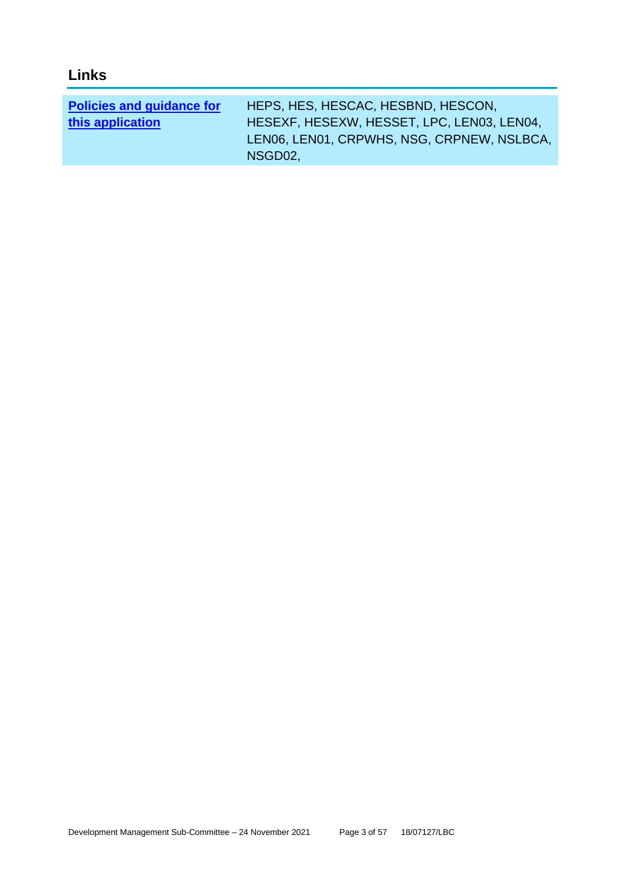## Links

| **Policies and guidance for this application** | HEPS, HES, HESCAC, HESBND, HESCON, HESEXF, HESEXW, HESSET, LPC, LEN03, LEN04, LEN06, LEN01, CRPWHS, NSG, CRPNEW, NSLBCA, NSGD02, |
|---|---|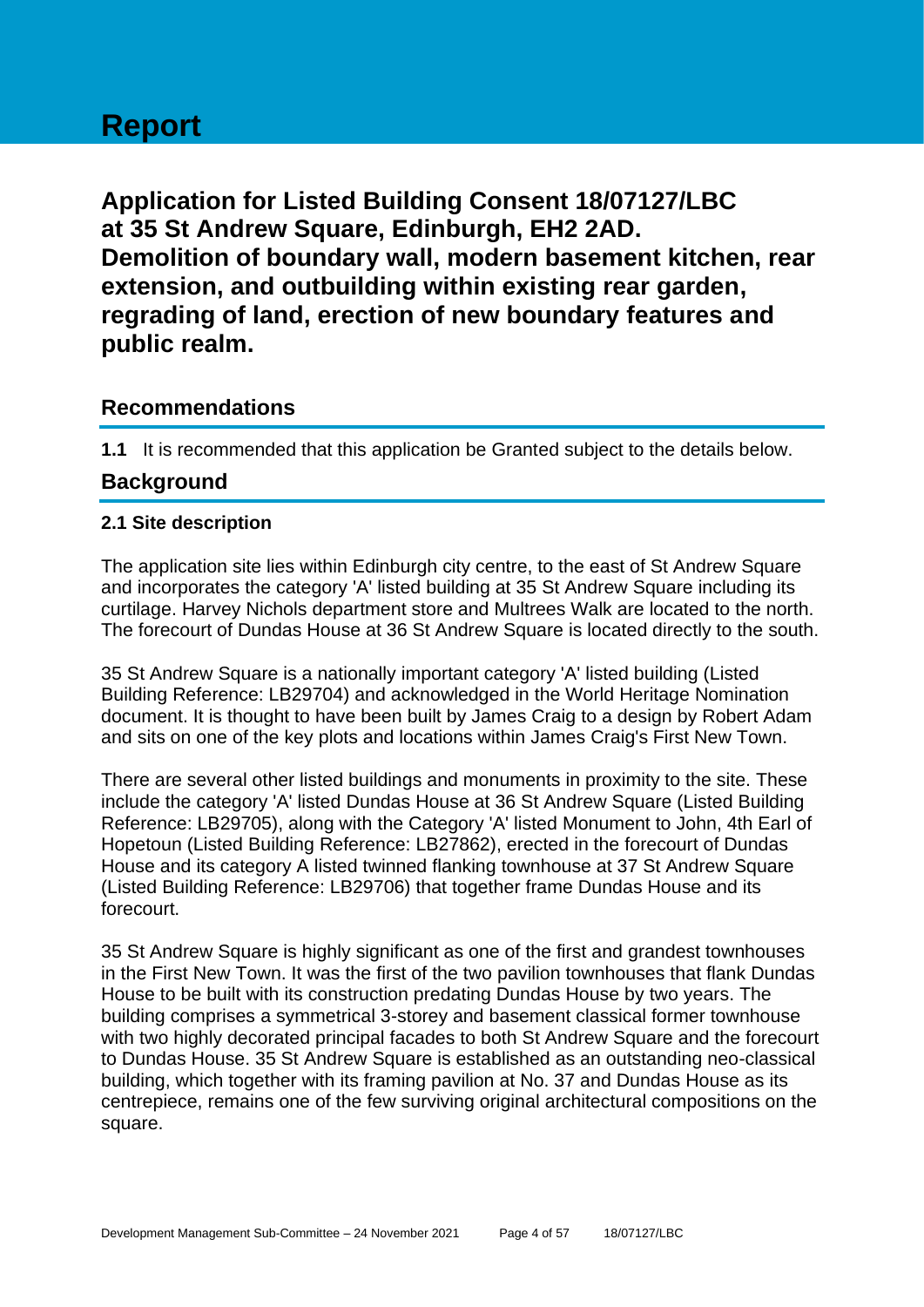# Report

## Application for Listed Building Consent 18/07127/LBC at 35 St Andrew Square, Edinburgh, EH2 2AD. Demolition of boundary wall, modern basement kitchen, rear extension, and outbuilding within existing rear garden, regrading of land, erection of new boundary features and public realm.

## Recommendations

**1.1** It is recommended that this application be Granted subject to the details below.

## Background

### 2.1 Site description

The application site lies within Edinburgh city centre, to the east of St Andrew Square and incorporates the category 'A' listed building at 35 St Andrew Square including its curtilage. Harvey Nichols department store and Multrees Walk are located to the north. The forecourt of Dundas House at 36 St Andrew Square is located directly to the south.

35 St Andrew Square is a nationally important category 'A' listed building (Listed Building Reference: LB29704) and acknowledged in the World Heritage Nomination document. It is thought to have been built by James Craig to a design by Robert Adam and sits on one of the key plots and locations within James Craig's First New Town.

There are several other listed buildings and monuments in proximity to the site. These include the category 'A' listed Dundas House at 36 St Andrew Square (Listed Building Reference: LB29705), along with the Category 'A' listed Monument to John, 4th Earl of Hopetoun (Listed Building Reference: LB27862), erected in the forecourt of Dundas House and its category A listed twinned flanking townhouse at 37 St Andrew Square (Listed Building Reference: LB29706) that together frame Dundas House and its forecourt.

35 St Andrew Square is highly significant as one of the first and grandest townhouses in the First New Town. It was the first of the two pavilion townhouses that flank Dundas House to be built with its construction predating Dundas House by two years. The building comprises a symmetrical 3-storey and basement classical former townhouse with two highly decorated principal facades to both St Andrew Square and the forecourt to Dundas House. 35 St Andrew Square is established as an outstanding neo-classical building, which together with its framing pavilion at No. 37 and Dundas House as its centrepiece, remains one of the few surviving original architectural compositions on the square.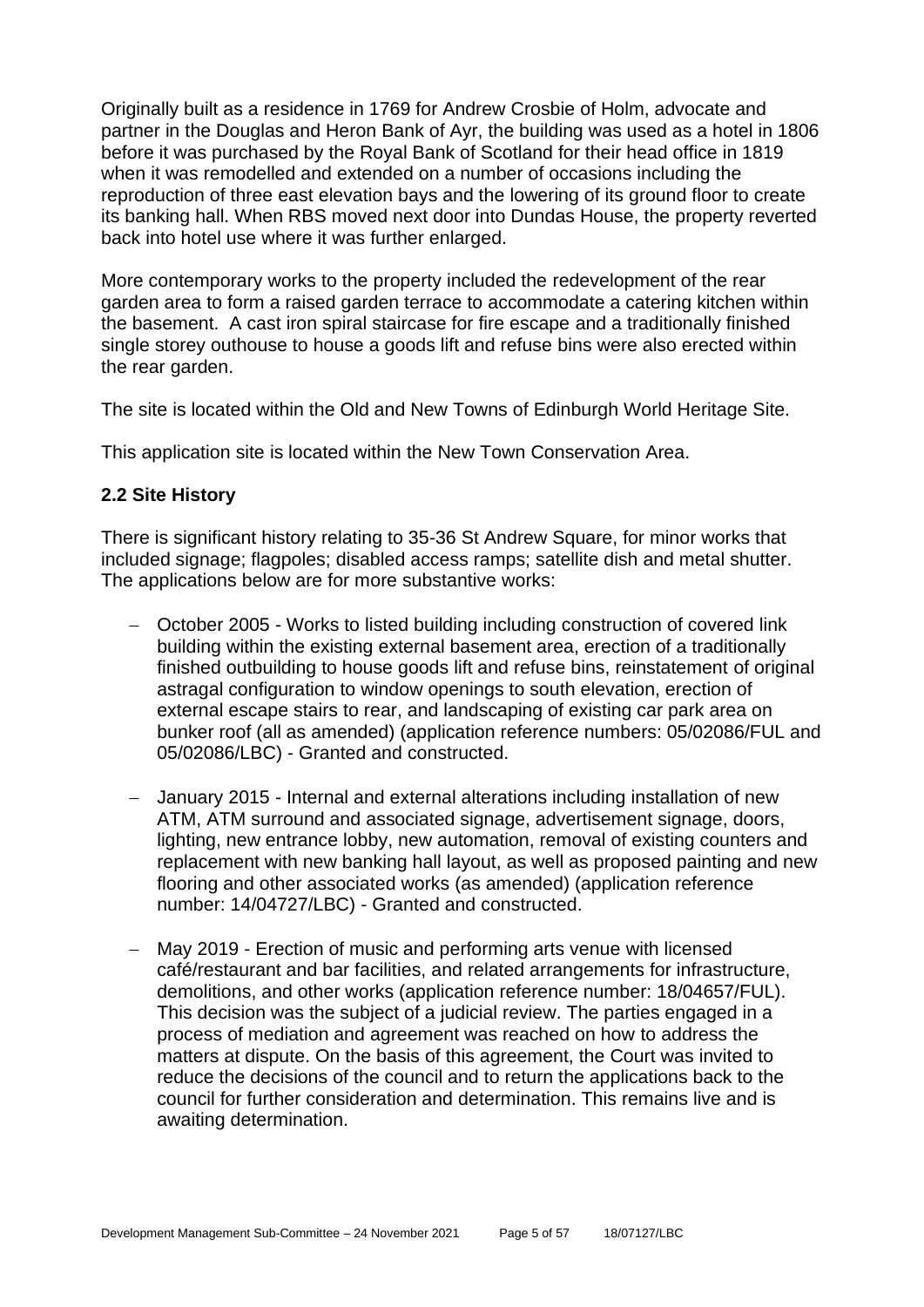Originally built as a residence in 1769 for Andrew Crosbie of Holm, advocate and partner in the Douglas and Heron Bank of Ayr, the building was used as a hotel in 1806 before it was purchased by the Royal Bank of Scotland for their head office in 1819 when it was remodelled and extended on a number of occasions including the reproduction of three east elevation bays and the lowering of its ground floor to create its banking hall. When RBS moved next door into Dundas House, the property reverted back into hotel use where it was further enlarged.

More contemporary works to the property included the redevelopment of the rear garden area to form a raised garden terrace to accommodate a catering kitchen within the basement. A cast iron spiral staircase for fire escape and a traditionally finished single storey outhouse to house a goods lift and refuse bins were also erected within the rear garden.

The site is located within the Old and New Towns of Edinburgh World Heritage Site.

This application site is located within the New Town Conservation Area.

### 2.2 Site History

There is significant history relating to 35-36 St Andrew Square, for minor works that included signage; flagpoles; disabled access ramps; satellite dish and metal shutter. The applications below are for more substantive works:

- October 2005 - Works to listed building including construction of covered link building within the existing external basement area, erection of a traditionally finished outbuilding to house goods lift and refuse bins, reinstatement of original astragal configuration to window openings to south elevation, erection of external escape stairs to rear, and landscaping of existing car park area on bunker roof (all as amended) (application reference numbers: 05/02086/FUL and 05/02086/LBC) - Granted and constructed.

- January 2015 - Internal and external alterations including installation of new ATM, ATM surround and associated signage, advertisement signage, doors, lighting, new entrance lobby, new automation, removal of existing counters and replacement with new banking hall layout, as well as proposed painting and new flooring and other associated works (as amended) (application reference number: 14/04727/LBC) - Granted and constructed.

- May 2019 - Erection of music and performing arts venue with licensed café/restaurant and bar facilities, and related arrangements for infrastructure, demolitions, and other works (application reference number: 18/04657/FUL). This decision was the subject of a judicial review. The parties engaged in a process of mediation and agreement was reached on how to address the matters at dispute. On the basis of this agreement, the Court was invited to reduce the decisions of the council and to return the applications back to the council for further consideration and determination. This remains live and is awaiting determination.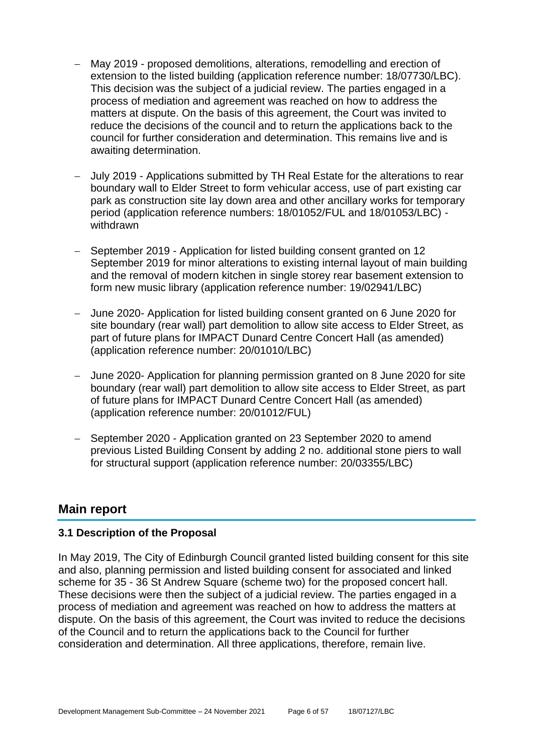- May 2019 - proposed demolitions, alterations, remodelling and erection of extension to the listed building (application reference number: 18/07730/LBC). This decision was the subject of a judicial review. The parties engaged in a process of mediation and agreement was reached on how to address the matters at dispute. On the basis of this agreement, the Court was invited to reduce the decisions of the council and to return the applications back to the council for further consideration and determination. This remains live and is awaiting determination.

- July 2019 - Applications submitted by TH Real Estate for the alterations to rear boundary wall to Elder Street to form vehicular access, use of part existing car park as construction site lay down area and other ancillary works for temporary period (application reference numbers: 18/01052/FUL and 18/01053/LBC) - withdrawn

- September 2019 - Application for listed building consent granted on 12 September 2019 for minor alterations to existing internal layout of main building and the removal of modern kitchen in single storey rear basement extension to form new music library (application reference number: 19/02941/LBC)

- June 2020- Application for listed building consent granted on 6 June 2020 for site boundary (rear wall) part demolition to allow site access to Elder Street, as part of future plans for IMPACT Dunard Centre Concert Hall (as amended) (application reference number: 20/01010/LBC)

- June 2020- Application for planning permission granted on 8 June 2020 for site boundary (rear wall) part demolition to allow site access to Elder Street, as part of future plans for IMPACT Dunard Centre Concert Hall (as amended) (application reference number: 20/01012/FUL)

- September 2020 - Application granted on 23 September 2020 to amend previous Listed Building Consent by adding 2 no. additional stone piers to wall for structural support (application reference number: 20/03355/LBC)

## Main report

### 3.1 Description of the Proposal

In May 2019, The City of Edinburgh Council granted listed building consent for this site and also, planning permission and listed building consent for associated and linked scheme for 35 - 36 St Andrew Square (scheme two) for the proposed concert hall. These decisions were then the subject of a judicial review. The parties engaged in a process of mediation and agreement was reached on how to address the matters at dispute. On the basis of this agreement, the Court was invited to reduce the decisions of the Council and to return the applications back to the Council for further consideration and determination. All three applications, therefore, remain live.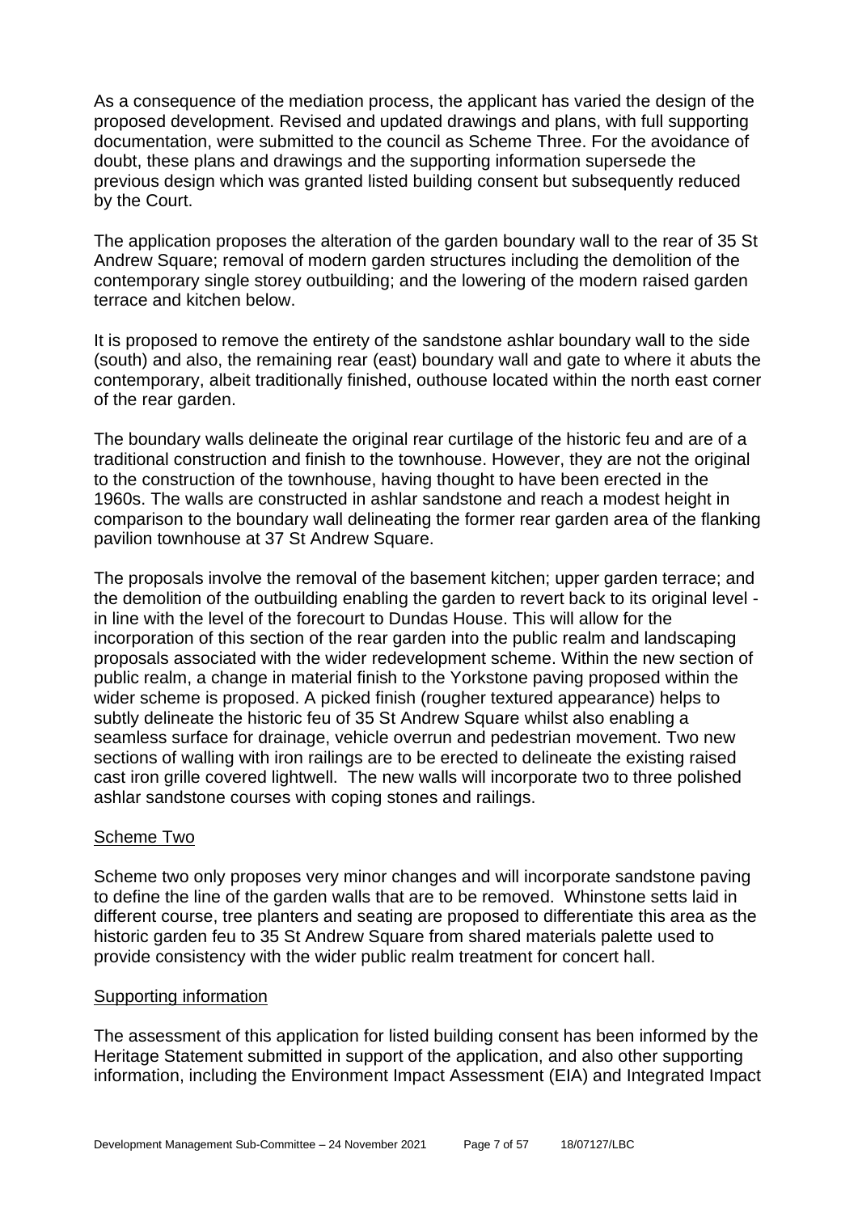As a consequence of the mediation process, the applicant has varied the design of the proposed development. Revised and updated drawings and plans, with full supporting documentation, were submitted to the council as Scheme Three. For the avoidance of doubt, these plans and drawings and the supporting information supersede the previous design which was granted listed building consent but subsequently reduced by the Court.

The application proposes the alteration of the garden boundary wall to the rear of 35 St Andrew Square; removal of modern garden structures including the demolition of the contemporary single storey outbuilding; and the lowering of the modern raised garden terrace and kitchen below.

It is proposed to remove the entirety of the sandstone ashlar boundary wall to the side (south) and also, the remaining rear (east) boundary wall and gate to where it abuts the contemporary, albeit traditionally finished, outhouse located within the north east corner of the rear garden.

The boundary walls delineate the original rear curtilage of the historic feu and are of a traditional construction and finish to the townhouse. However, they are not the original to the construction of the townhouse, having thought to have been erected in the 1960s. The walls are constructed in ashlar sandstone and reach a modest height in comparison to the boundary wall delineating the former rear garden area of the flanking pavilion townhouse at 37 St Andrew Square.

The proposals involve the removal of the basement kitchen; upper garden terrace; and the demolition of the outbuilding enabling the garden to revert back to its original level - in line with the level of the forecourt to Dundas House. This will allow for the incorporation of this section of the rear garden into the public realm and landscaping proposals associated with the wider redevelopment scheme. Within the new section of public realm, a change in material finish to the Yorkstone paving proposed within the wider scheme is proposed. A picked finish (rougher textured appearance) helps to subtly delineate the historic feu of 35 St Andrew Square whilst also enabling a seamless surface for drainage, vehicle overrun and pedestrian movement. Two new sections of walling with iron railings are to be erected to delineate the existing raised cast iron grille covered lightwell. The new walls will incorporate two to three polished ashlar sandstone courses with coping stones and railings.

## Scheme Two

Scheme two only proposes very minor changes and will incorporate sandstone paving to define the line of the garden walls that are to be removed. Whinstone setts laid in different course, tree planters and seating are proposed to differentiate this area as the historic garden feu to 35 St Andrew Square from shared materials palette used to provide consistency with the wider public realm treatment for concert hall.

## Supporting information

The assessment of this application for listed building consent has been informed by the Heritage Statement submitted in support of the application, and also other supporting information, including the Environment Impact Assessment (EIA) and Integrated Impact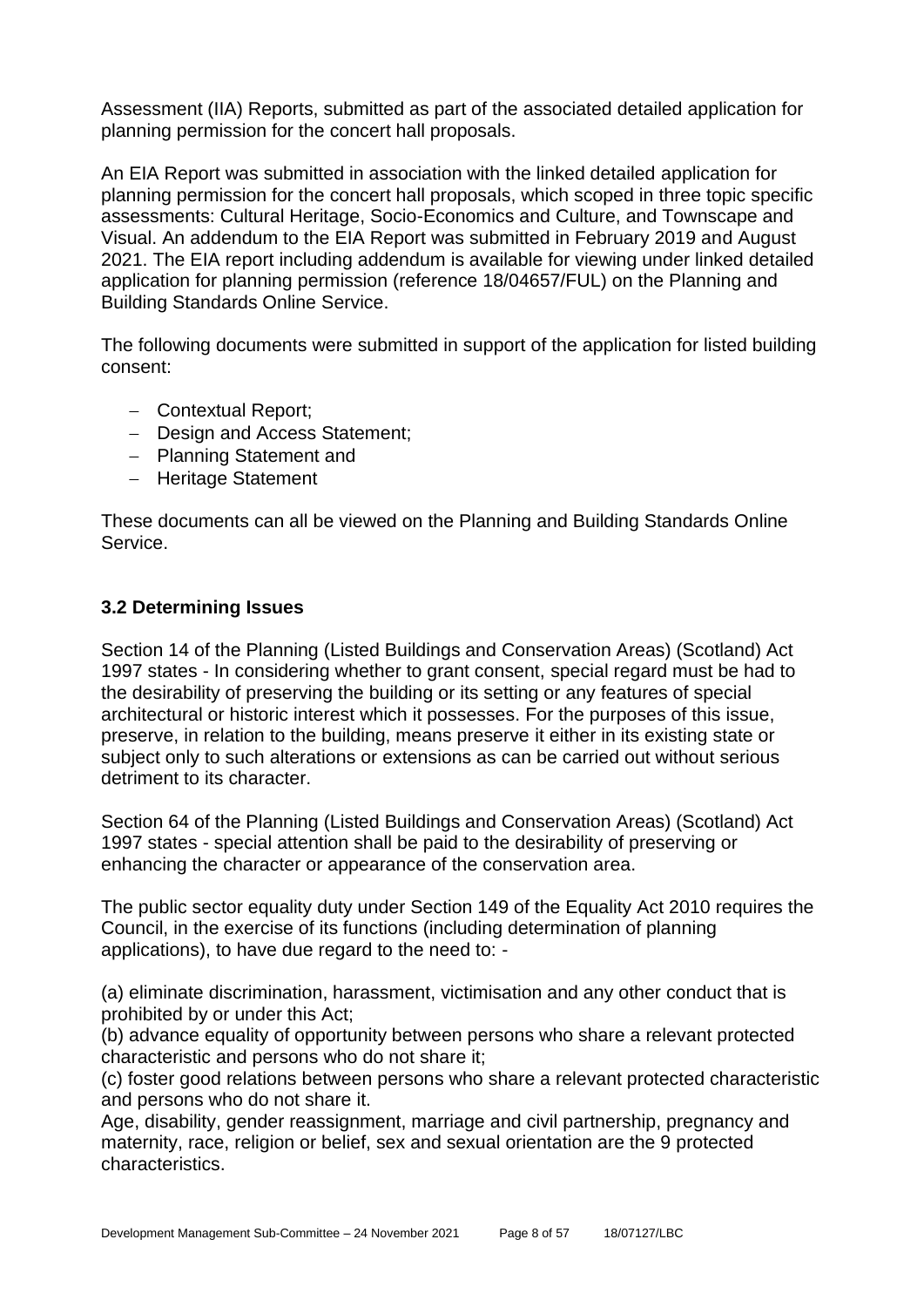Assessment (IIA) Reports, submitted as part of the associated detailed application for planning permission for the concert hall proposals.

An EIA Report was submitted in association with the linked detailed application for planning permission for the concert hall proposals, which scoped in three topic specific assessments: Cultural Heritage, Socio-Economics and Culture, and Townscape and Visual. An addendum to the EIA Report was submitted in February 2019 and August 2021. The EIA report including addendum is available for viewing under linked detailed application for planning permission (reference 18/04657/FUL) on the Planning and Building Standards Online Service.

The following documents were submitted in support of the application for listed building consent:

- Contextual Report;
- Design and Access Statement;
- Planning Statement and
- Heritage Statement

These documents can all be viewed on the Planning and Building Standards Online Service.

### 3.2 Determining Issues

Section 14 of the Planning (Listed Buildings and Conservation Areas) (Scotland) Act 1997 states - In considering whether to grant consent, special regard must be had to the desirability of preserving the building or its setting or any features of special architectural or historic interest which it possesses. For the purposes of this issue, preserve, in relation to the building, means preserve it either in its existing state or subject only to such alterations or extensions as can be carried out without serious detriment to its character.

Section 64 of the Planning (Listed Buildings and Conservation Areas) (Scotland) Act 1997 states - special attention shall be paid to the desirability of preserving or enhancing the character or appearance of the conservation area.

The public sector equality duty under Section 149 of the Equality Act 2010 requires the Council, in the exercise of its functions (including determination of planning applications), to have due regard to the need to: -

(a) eliminate discrimination, harassment, victimisation and any other conduct that is prohibited by or under this Act;
(b) advance equality of opportunity between persons who share a relevant protected characteristic and persons who do not share it;
(c) foster good relations between persons who share a relevant protected characteristic and persons who do not share it.
Age, disability, gender reassignment, marriage and civil partnership, pregnancy and maternity, race, religion or belief, sex and sexual orientation are the 9 protected characteristics.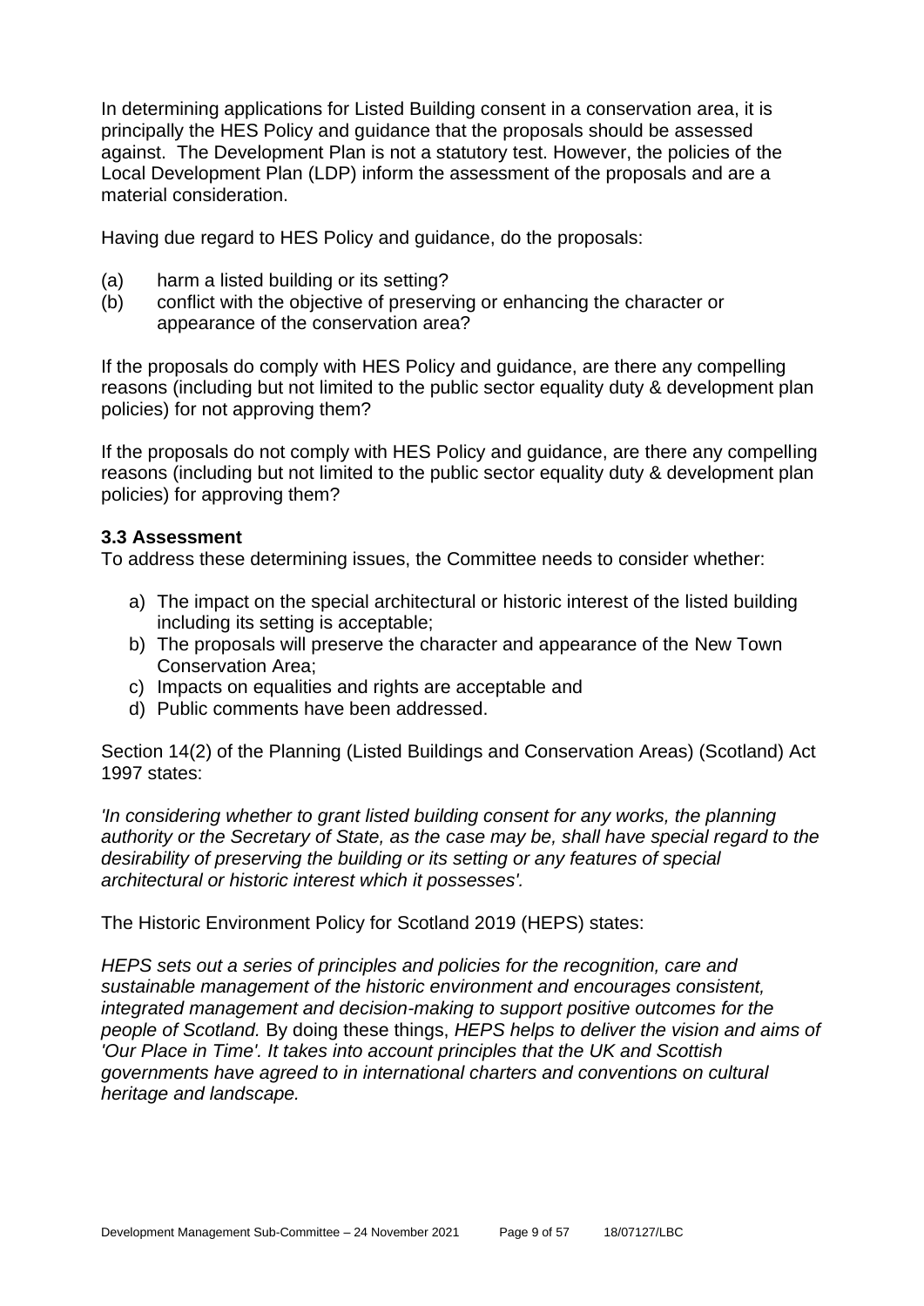In determining applications for Listed Building consent in a conservation area, it is principally the HES Policy and guidance that the proposals should be assessed against. The Development Plan is not a statutory test. However, the policies of the Local Development Plan (LDP) inform the assessment of the proposals and are a material consideration.

Having due regard to HES Policy and guidance, do the proposals:

(a) harm a listed building or its setting?
(b) conflict with the objective of preserving or enhancing the character or appearance of the conservation area?

If the proposals do comply with HES Policy and guidance, are there any compelling reasons (including but not limited to the public sector equality duty & development plan policies) for not approving them?

If the proposals do not comply with HES Policy and guidance, are there any compelling reasons (including but not limited to the public sector equality duty & development plan policies) for approving them?

### 3.3 Assessment

To address these determining issues, the Committee needs to consider whether:

a) The impact on the special architectural or historic interest of the listed building including its setting is acceptable;
b) The proposals will preserve the character and appearance of the New Town Conservation Area;
c) Impacts on equalities and rights are acceptable and
d) Public comments have been addressed.

Section 14(2) of the Planning (Listed Buildings and Conservation Areas) (Scotland) Act 1997 states:

*'In considering whether to grant listed building consent for any works, the planning authority or the Secretary of State, as the case may be, shall have special regard to the desirability of preserving the building or its setting or any features of special architectural or historic interest which it possesses'.*

The Historic Environment Policy for Scotland 2019 (HEPS) states:

*HEPS sets out a series of principles and policies for the recognition, care and sustainable management of the historic environment and encourages consistent, integrated management and decision-making to support positive outcomes for the people of Scotland.* By doing these things, *HEPS helps to deliver the vision and aims of 'Our Place in Time'. It takes into account principles that the UK and Scottish governments have agreed to in international charters and conventions on cultural heritage and landscape.*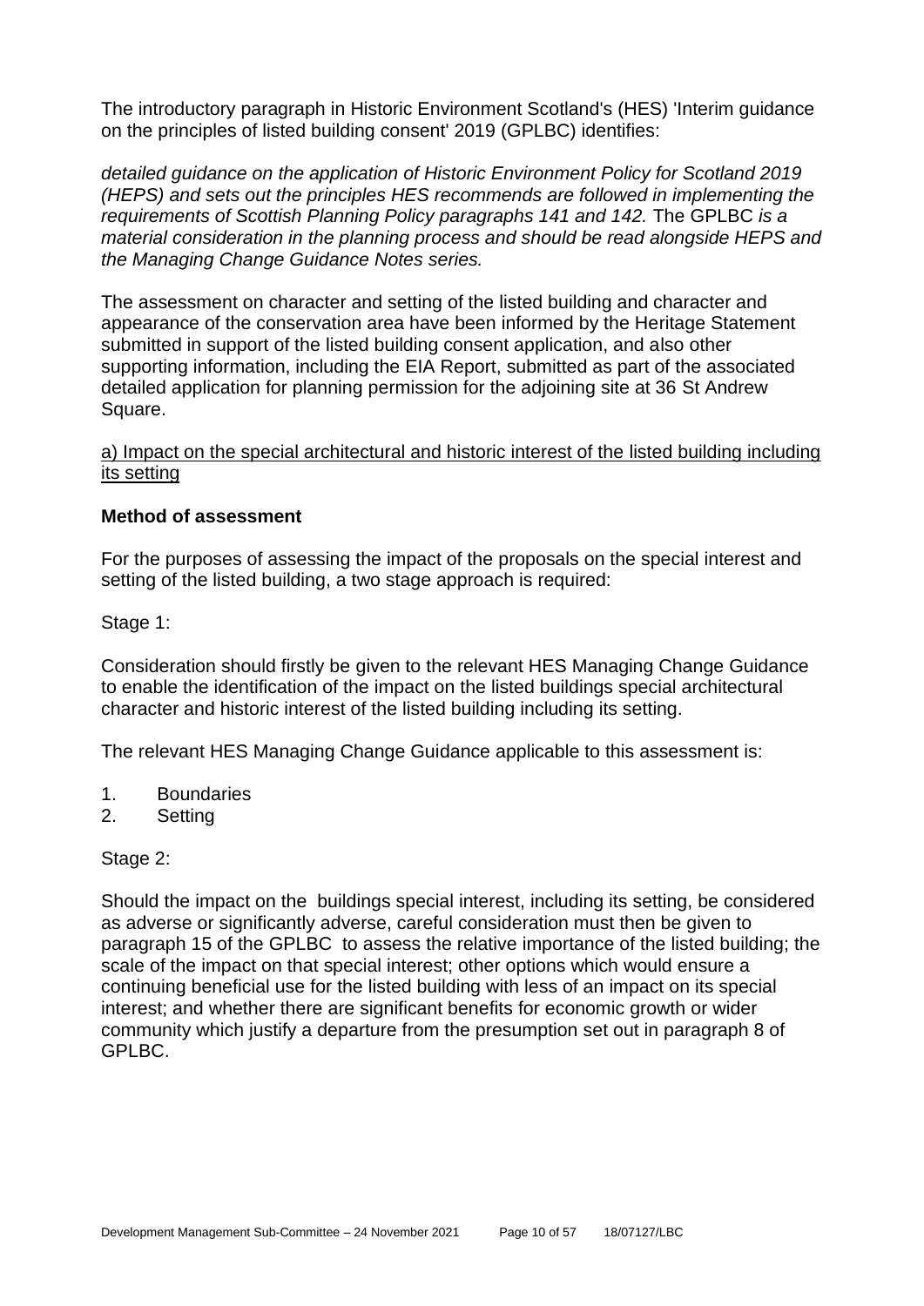The introductory paragraph in Historic Environment Scotland's (HES) 'Interim guidance on the principles of listed building consent' 2019 (GPLBC) identifies:

*detailed guidance on the application of Historic Environment Policy for Scotland 2019 (HEPS) and sets out the principles HES recommends are followed in implementing the requirements of Scottish Planning Policy paragraphs 141 and 142.* The GPLBC *is a material consideration in the planning process and should be read alongside HEPS and the Managing Change Guidance Notes series.*

The assessment on character and setting of the listed building and character and appearance of the conservation area have been informed by the Heritage Statement submitted in support of the listed building consent application, and also other supporting information, including the EIA Report, submitted as part of the associated detailed application for planning permission for the adjoining site at 36 St Andrew Square.

<u>a) Impact on the special architectural and historic interest of the listed building including its setting</u>

**Method of assessment**

For the purposes of assessing the impact of the proposals on the special interest and setting of the listed building, a two stage approach is required:

Stage 1:

Consideration should firstly be given to the relevant HES Managing Change Guidance to enable the identification of the impact on the listed buildings special architectural character and historic interest of the listed building including its setting.

The relevant HES Managing Change Guidance applicable to this assessment is:

1. Boundaries
2. Setting

Stage 2:

Should the impact on the buildings special interest, including its setting, be considered as adverse or significantly adverse, careful consideration must then be given to paragraph 15 of the GPLBC to assess the relative importance of the listed building; the scale of the impact on that special interest; other options which would ensure a continuing beneficial use for the listed building with less of an impact on its special interest; and whether there are significant benefits for economic growth or wider community which justify a departure from the presumption set out in paragraph 8 of GPLBC.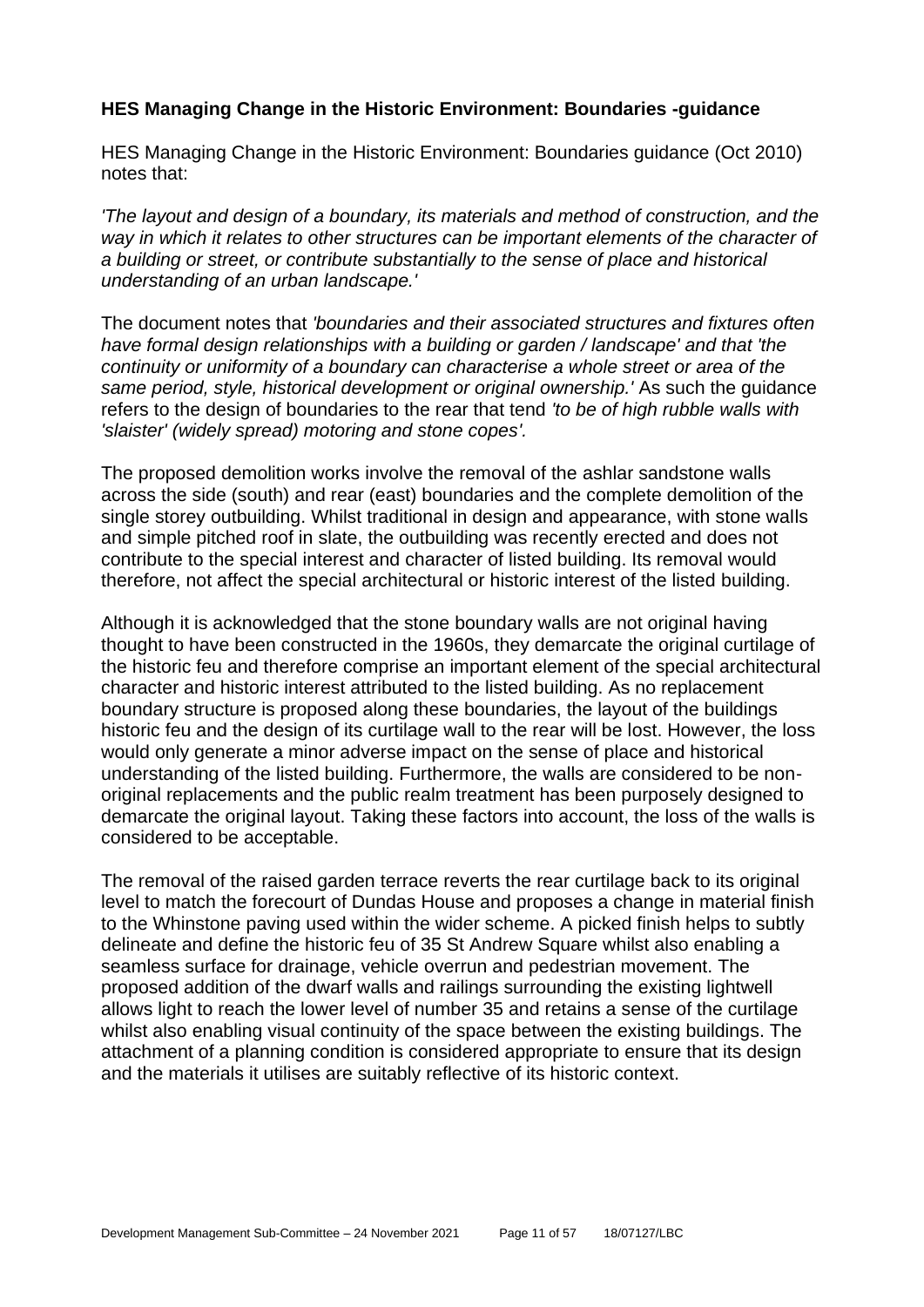### HES Managing Change in the Historic Environment: Boundaries -guidance

HES Managing Change in the Historic Environment: Boundaries guidance (Oct 2010) notes that:

*'The layout and design of a boundary, its materials and method of construction, and the way in which it relates to other structures can be important elements of the character of a building or street, or contribute substantially to the sense of place and historical understanding of an urban landscape.'*

The document notes that *'boundaries and their associated structures and fixtures often have formal design relationships with a building or garden / landscape'* and that *'the continuity or uniformity of a boundary can characterise a whole street or area of the same period, style, historical development or original ownership.'* As such the guidance refers to the design of boundaries to the rear that tend *'to be of high rubble walls with 'slaister' (widely spread) motoring and stone copes'.*

The proposed demolition works involve the removal of the ashlar sandstone walls across the side (south) and rear (east) boundaries and the complete demolition of the single storey outbuilding. Whilst traditional in design and appearance, with stone walls and simple pitched roof in slate, the outbuilding was recently erected and does not contribute to the special interest and character of listed building. Its removal would therefore, not affect the special architectural or historic interest of the listed building.

Although it is acknowledged that the stone boundary walls are not original having thought to have been constructed in the 1960s, they demarcate the original curtilage of the historic feu and therefore comprise an important element of the special architectural character and historic interest attributed to the listed building. As no replacement boundary structure is proposed along these boundaries, the layout of the buildings historic feu and the design of its curtilage wall to the rear will be lost. However, the loss would only generate a minor adverse impact on the sense of place and historical understanding of the listed building. Furthermore, the walls are considered to be non-original replacements and the public realm treatment has been purposely designed to demarcate the original layout. Taking these factors into account, the loss of the walls is considered to be acceptable.

The removal of the raised garden terrace reverts the rear curtilage back to its original level to match the forecourt of Dundas House and proposes a change in material finish to the Whinstone paving used within the wider scheme. A picked finish helps to subtly delineate and define the historic feu of 35 St Andrew Square whilst also enabling a seamless surface for drainage, vehicle overrun and pedestrian movement. The proposed addition of the dwarf walls and railings surrounding the existing lightwell allows light to reach the lower level of number 35 and retains a sense of the curtilage whilst also enabling visual continuity of the space between the existing buildings. The attachment of a planning condition is considered appropriate to ensure that its design and the materials it utilises are suitably reflective of its historic context.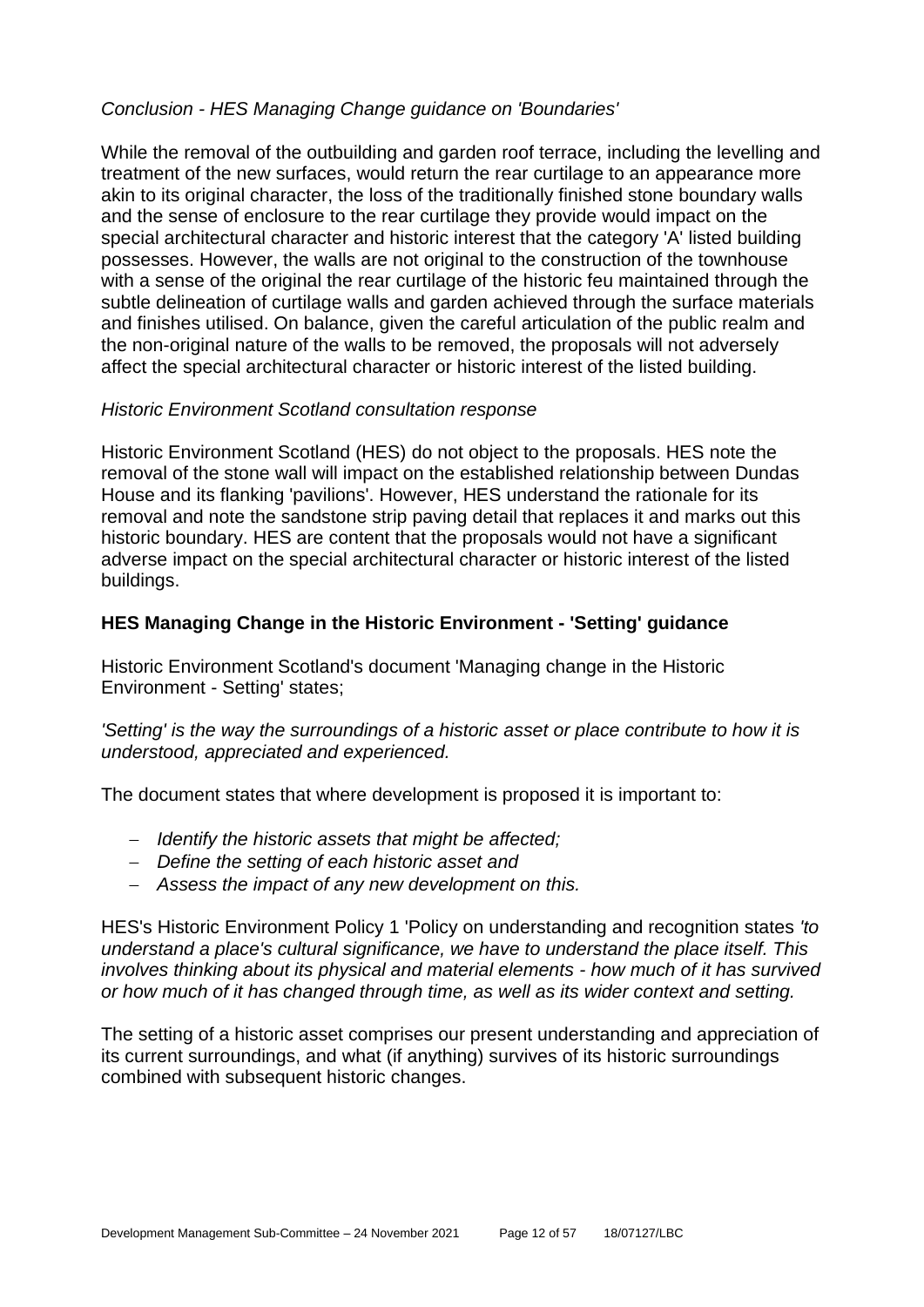*Conclusion - HES Managing Change guidance on 'Boundaries'*

While the removal of the outbuilding and garden roof terrace, including the levelling and treatment of the new surfaces, would return the rear curtilage to an appearance more akin to its original character, the loss of the traditionally finished stone boundary walls and the sense of enclosure to the rear curtilage they provide would impact on the special architectural character and historic interest that the category 'A' listed building possesses. However, the walls are not original to the construction of the townhouse with a sense of the original the rear curtilage of the historic feu maintained through the subtle delineation of curtilage walls and garden achieved through the surface materials and finishes utilised. On balance, given the careful articulation of the public realm and the non-original nature of the walls to be removed, the proposals will not adversely affect the special architectural character or historic interest of the listed building.

*Historic Environment Scotland consultation response*

Historic Environment Scotland (HES) do not object to the proposals. HES note the removal of the stone wall will impact on the established relationship between Dundas House and its flanking 'pavilions'. However, HES understand the rationale for its removal and note the sandstone strip paving detail that replaces it and marks out this historic boundary. HES are content that the proposals would not have a significant adverse impact on the special architectural character or historic interest of the listed buildings.

**HES Managing Change in the Historic Environment - 'Setting' guidance**

Historic Environment Scotland's document 'Managing change in the Historic Environment - Setting' states;

*'Setting' is the way the surroundings of a historic asset or place contribute to how it is understood, appreciated and experienced.*

The document states that where development is proposed it is important to:

- *Identify the historic assets that might be affected;*
- *Define the setting of each historic asset and*
- *Assess the impact of any new development on this.*

HES's Historic Environment Policy 1 'Policy on understanding and recognition states *'to understand a place's cultural significance, we have to understand the place itself. This involves thinking about its physical and material elements - how much of it has survived or how much of it has changed through time, as well as its wider context and setting.*

The setting of a historic asset comprises our present understanding and appreciation of its current surroundings, and what (if anything) survives of its historic surroundings combined with subsequent historic changes.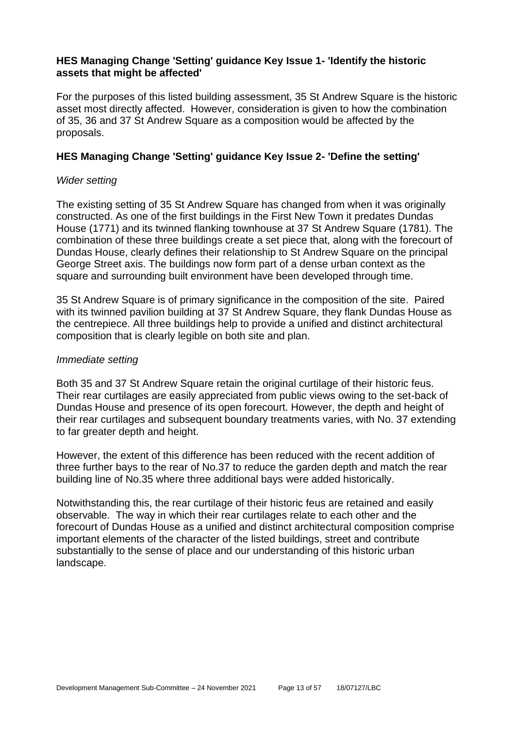### HES Managing Change 'Setting' guidance Key Issue 1- 'Identify the historic assets that might be affected'

For the purposes of this listed building assessment, 35 St Andrew Square is the historic asset most directly affected. However, consideration is given to how the combination of 35, 36 and 37 St Andrew Square as a composition would be affected by the proposals.

### HES Managing Change 'Setting' guidance Key Issue 2- 'Define the setting'

*Wider setting*

The existing setting of 35 St Andrew Square has changed from when it was originally constructed. As one of the first buildings in the First New Town it predates Dundas House (1771) and its twinned flanking townhouse at 37 St Andrew Square (1781). The combination of these three buildings create a set piece that, along with the forecourt of Dundas House, clearly defines their relationship to St Andrew Square on the principal George Street axis. The buildings now form part of a dense urban context as the square and surrounding built environment have been developed through time.

35 St Andrew Square is of primary significance in the composition of the site. Paired with its twinned pavilion building at 37 St Andrew Square, they flank Dundas House as the centrepiece. All three buildings help to provide a unified and distinct architectural composition that is clearly legible on both site and plan.

*Immediate setting*

Both 35 and 37 St Andrew Square retain the original curtilage of their historic feus. Their rear curtilages are easily appreciated from public views owing to the set-back of Dundas House and presence of its open forecourt. However, the depth and height of their rear curtilages and subsequent boundary treatments varies, with No. 37 extending to far greater depth and height.

However, the extent of this difference has been reduced with the recent addition of three further bays to the rear of No.37 to reduce the garden depth and match the rear building line of No.35 where three additional bays were added historically.

Notwithstanding this, the rear curtilage of their historic feus are retained and easily observable. The way in which their rear curtilages relate to each other and the forecourt of Dundas House as a unified and distinct architectural composition comprise important elements of the character of the listed buildings, street and contribute substantially to the sense of place and our understanding of this historic urban landscape.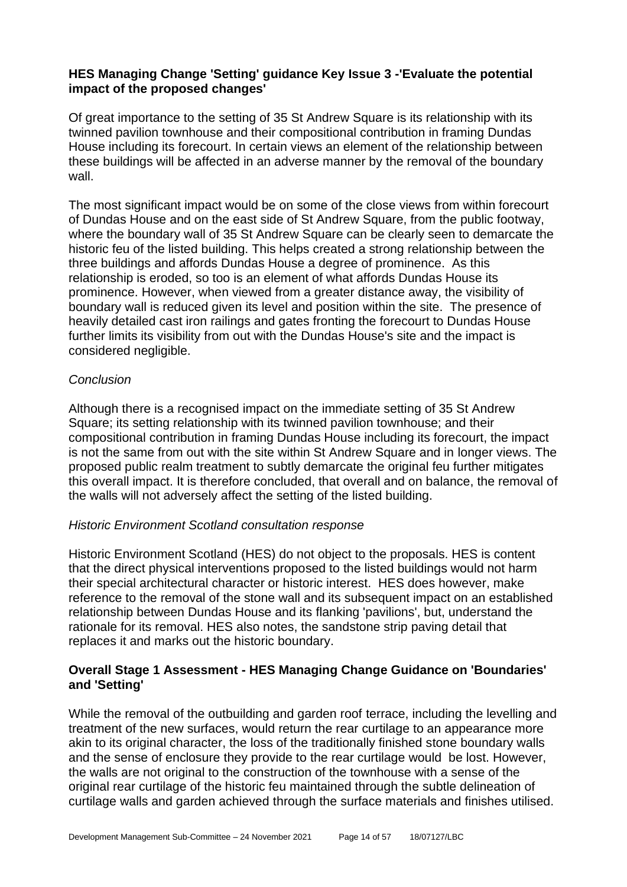### HES Managing Change 'Setting' guidance Key Issue 3 -'Evaluate the potential impact of the proposed changes'

Of great importance to the setting of 35 St Andrew Square is its relationship with its twinned pavilion townhouse and their compositional contribution in framing Dundas House including its forecourt. In certain views an element of the relationship between these buildings will be affected in an adverse manner by the removal of the boundary wall.

The most significant impact would be on some of the close views from within forecourt of Dundas House and on the east side of St Andrew Square, from the public footway, where the boundary wall of 35 St Andrew Square can be clearly seen to demarcate the historic feu of the listed building. This helps created a strong relationship between the three buildings and affords Dundas House a degree of prominence. As this relationship is eroded, so too is an element of what affords Dundas House its prominence. However, when viewed from a greater distance away, the visibility of boundary wall is reduced given its level and position within the site. The presence of heavily detailed cast iron railings and gates fronting the forecourt to Dundas House further limits its visibility from out with the Dundas House's site and the impact is considered negligible.

*Conclusion*

Although there is a recognised impact on the immediate setting of 35 St Andrew Square; its setting relationship with its twinned pavilion townhouse; and their compositional contribution in framing Dundas House including its forecourt, the impact is not the same from out with the site within St Andrew Square and in longer views. The proposed public realm treatment to subtly demarcate the original feu further mitigates this overall impact. It is therefore concluded, that overall and on balance, the removal of the walls will not adversely affect the setting of the listed building.

*Historic Environment Scotland consultation response*

Historic Environment Scotland (HES) do not object to the proposals. HES is content that the direct physical interventions proposed to the listed buildings would not harm their special architectural character or historic interest. HES does however, make reference to the removal of the stone wall and its subsequent impact on an established relationship between Dundas House and its flanking 'pavilions', but, understand the rationale for its removal. HES also notes, the sandstone strip paving detail that replaces it and marks out the historic boundary.

### Overall Stage 1 Assessment - HES Managing Change Guidance on 'Boundaries' and 'Setting'

While the removal of the outbuilding and garden roof terrace, including the levelling and treatment of the new surfaces, would return the rear curtilage to an appearance more akin to its original character, the loss of the traditionally finished stone boundary walls and the sense of enclosure they provide to the rear curtilage would be lost. However, the walls are not original to the construction of the townhouse with a sense of the original rear curtilage of the historic feu maintained through the subtle delineation of curtilage walls and garden achieved through the surface materials and finishes utilised.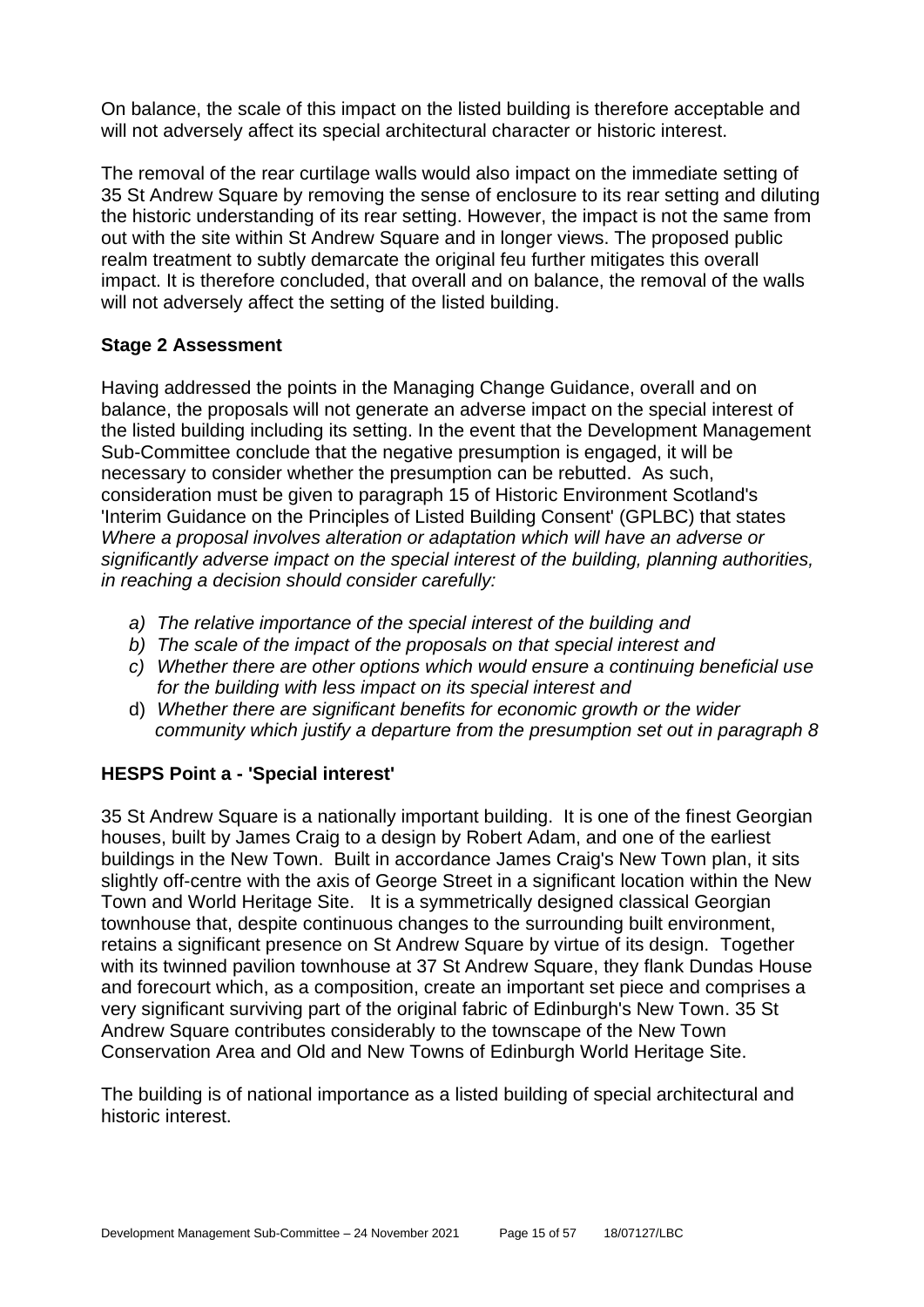On balance, the scale of this impact on the listed building is therefore acceptable and will not adversely affect its special architectural character or historic interest.

The removal of the rear curtilage walls would also impact on the immediate setting of 35 St Andrew Square by removing the sense of enclosure to its rear setting and diluting the historic understanding of its rear setting. However, the impact is not the same from out with the site within St Andrew Square and in longer views. The proposed public realm treatment to subtly demarcate the original feu further mitigates this overall impact. It is therefore concluded, that overall and on balance, the removal of the walls will not adversely affect the setting of the listed building.

### Stage 2 Assessment

Having addressed the points in the Managing Change Guidance, overall and on balance, the proposals will not generate an adverse impact on the special interest of the listed building including its setting. In the event that the Development Management Sub-Committee conclude that the negative presumption is engaged, it will be necessary to consider whether the presumption can be rebutted. As such, consideration must be given to paragraph 15 of Historic Environment Scotland's 'Interim Guidance on the Principles of Listed Building Consent' (GPLBC) that states *Where a proposal involves alteration or adaptation which will have an adverse or significantly adverse impact on the special interest of the building, planning authorities, in reaching a decision should consider carefully:*

a) *The relative importance of the special interest of the building and*
b) *The scale of the impact of the proposals on that special interest and*
c) *Whether there are other options which would ensure a continuing beneficial use for the building with less impact on its special interest and*
d) *Whether there are significant benefits for economic growth or the wider community which justify a departure from the presumption set out in paragraph 8*

### HESPS Point a - 'Special interest'

35 St Andrew Square is a nationally important building. It is one of the finest Georgian houses, built by James Craig to a design by Robert Adam, and one of the earliest buildings in the New Town. Built in accordance James Craig's New Town plan, it sits slightly off-centre with the axis of George Street in a significant location within the New Town and World Heritage Site. It is a symmetrically designed classical Georgian townhouse that, despite continuous changes to the surrounding built environment, retains a significant presence on St Andrew Square by virtue of its design. Together with its twinned pavilion townhouse at 37 St Andrew Square, they flank Dundas House and forecourt which, as a composition, create an important set piece and comprises a very significant surviving part of the original fabric of Edinburgh's New Town. 35 St Andrew Square contributes considerably to the townscape of the New Town Conservation Area and Old and New Towns of Edinburgh World Heritage Site.

The building is of national importance as a listed building of special architectural and historic interest.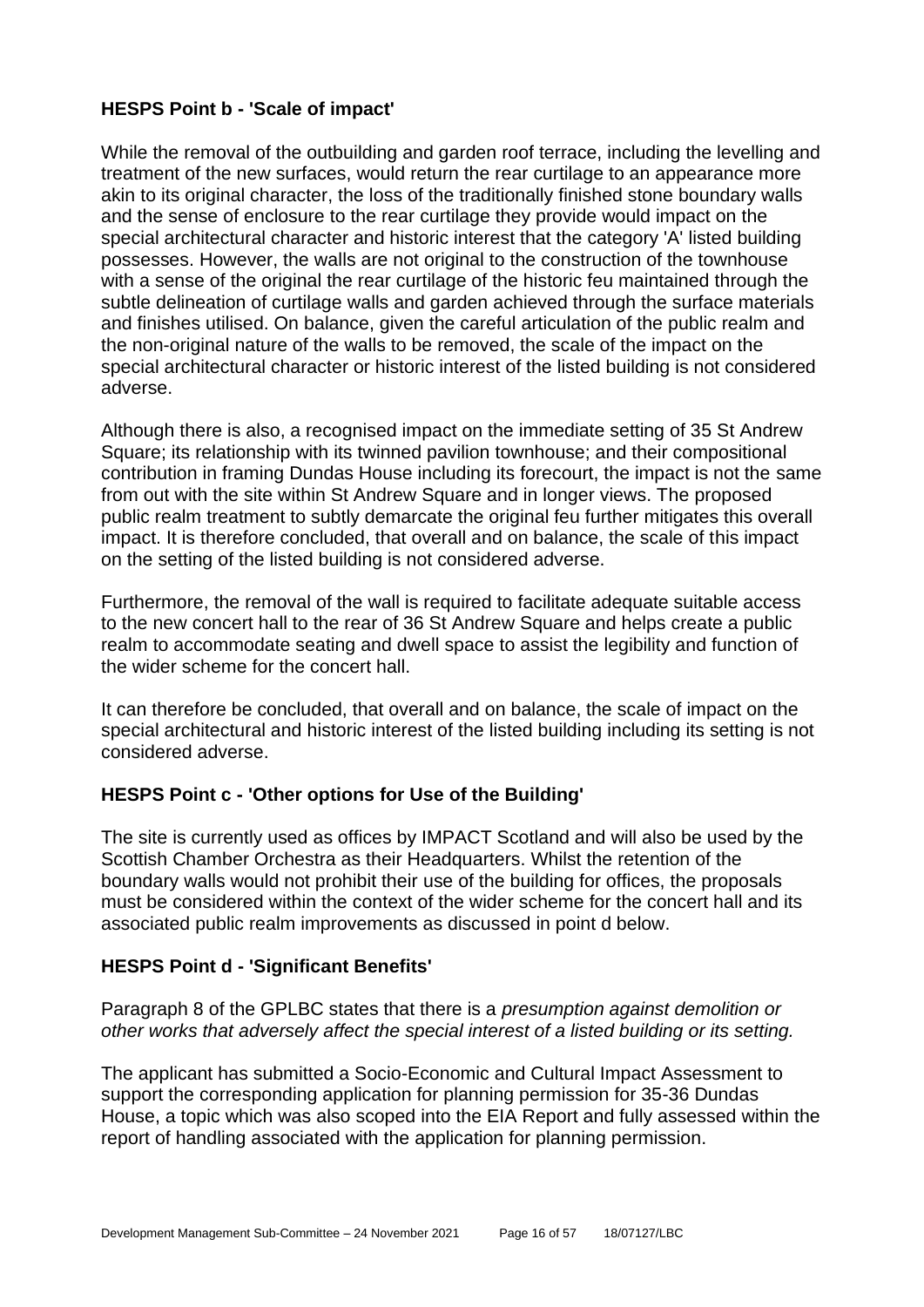### HESPS Point b - 'Scale of impact'

While the removal of the outbuilding and garden roof terrace, including the levelling and treatment of the new surfaces, would return the rear curtilage to an appearance more akin to its original character, the loss of the traditionally finished stone boundary walls and the sense of enclosure to the rear curtilage they provide would impact on the special architectural character and historic interest that the category 'A' listed building possesses. However, the walls are not original to the construction of the townhouse with a sense of the original the rear curtilage of the historic feu maintained through the subtle delineation of curtilage walls and garden achieved through the surface materials and finishes utilised. On balance, given the careful articulation of the public realm and the non-original nature of the walls to be removed, the scale of the impact on the special architectural character or historic interest of the listed building is not considered adverse.

Although there is also, a recognised impact on the immediate setting of 35 St Andrew Square; its relationship with its twinned pavilion townhouse; and their compositional contribution in framing Dundas House including its forecourt, the impact is not the same from out with the site within St Andrew Square and in longer views. The proposed public realm treatment to subtly demarcate the original feu further mitigates this overall impact. It is therefore concluded, that overall and on balance, the scale of this impact on the setting of the listed building is not considered adverse.

Furthermore, the removal of the wall is required to facilitate adequate suitable access to the new concert hall to the rear of 36 St Andrew Square and helps create a public realm to accommodate seating and dwell space to assist the legibility and function of the wider scheme for the concert hall.

It can therefore be concluded, that overall and on balance, the scale of impact on the special architectural and historic interest of the listed building including its setting is not considered adverse.

### HESPS Point c - 'Other options for Use of the Building'

The site is currently used as offices by IMPACT Scotland and will also be used by the Scottish Chamber Orchestra as their Headquarters. Whilst the retention of the boundary walls would not prohibit their use of the building for offices, the proposals must be considered within the context of the wider scheme for the concert hall and its associated public realm improvements as discussed in point d below.

### HESPS Point d - 'Significant Benefits'

Paragraph 8 of the GPLBC states that there is a *presumption against demolition or other works that adversely affect the special interest of a listed building or its setting.*

The applicant has submitted a Socio-Economic and Cultural Impact Assessment to support the corresponding application for planning permission for 35-36 Dundas House, a topic which was also scoped into the EIA Report and fully assessed within the report of handling associated with the application for planning permission.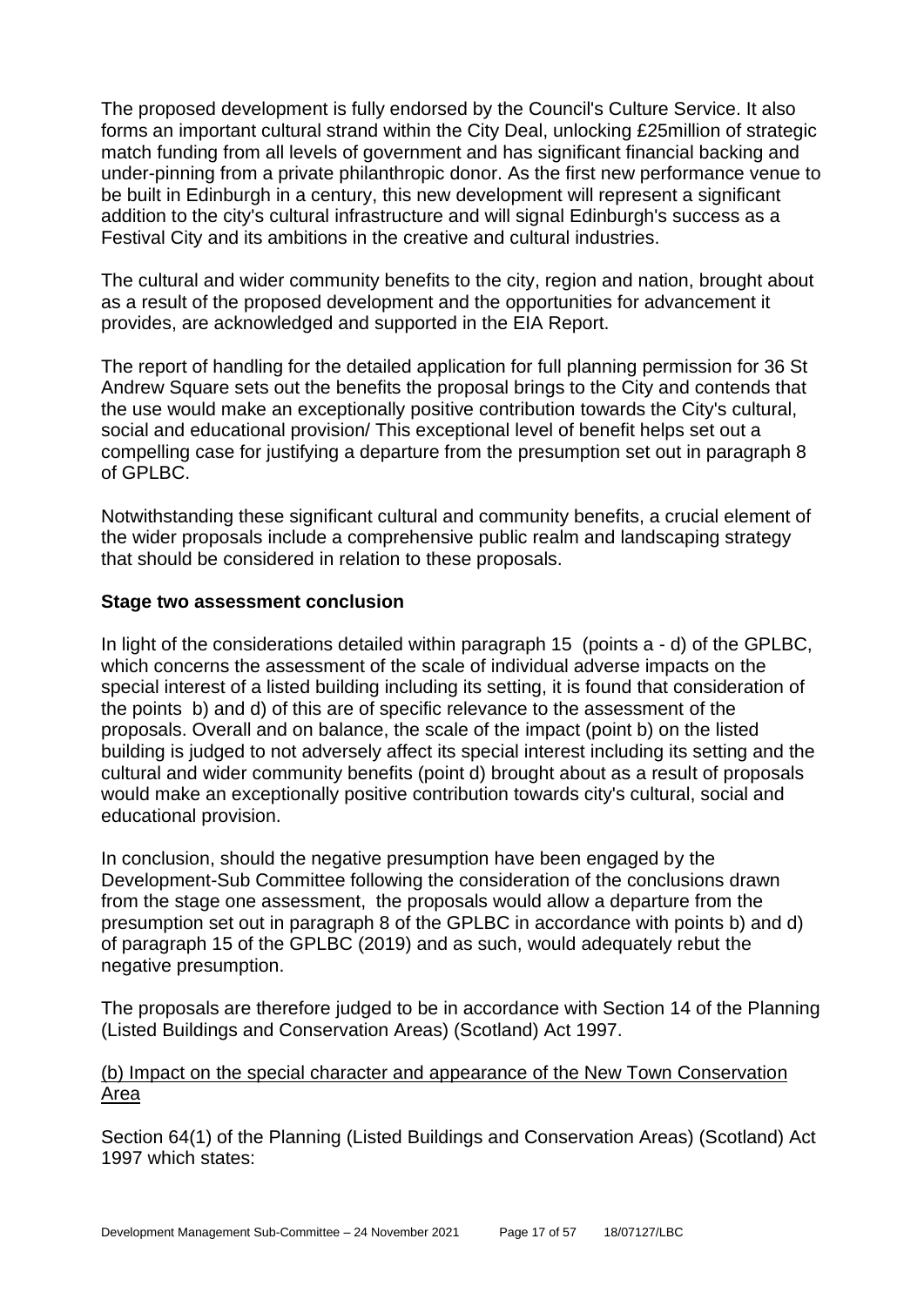The proposed development is fully endorsed by the Council's Culture Service. It also forms an important cultural strand within the City Deal, unlocking £25million of strategic match funding from all levels of government and has significant financial backing and under-pinning from a private philanthropic donor. As the first new performance venue to be built in Edinburgh in a century, this new development will represent a significant addition to the city's cultural infrastructure and will signal Edinburgh's success as a Festival City and its ambitions in the creative and cultural industries.

The cultural and wider community benefits to the city, region and nation, brought about as a result of the proposed development and the opportunities for advancement it provides, are acknowledged and supported in the EIA Report.

The report of handling for the detailed application for full planning permission for 36 St Andrew Square sets out the benefits the proposal brings to the City and contends that the use would make an exceptionally positive contribution towards the City's cultural, social and educational provision/ This exceptional level of benefit helps set out a compelling case for justifying a departure from the presumption set out in paragraph 8 of GPLBC.

Notwithstanding these significant cultural and community benefits, a crucial element of the wider proposals include a comprehensive public realm and landscaping strategy that should be considered in relation to these proposals.

**Stage two assessment conclusion**

In light of the considerations detailed within paragraph 15 (points a - d) of the GPLBC, which concerns the assessment of the scale of individual adverse impacts on the special interest of a listed building including its setting, it is found that consideration of the points b) and d) of this are of specific relevance to the assessment of the proposals. Overall and on balance, the scale of the impact (point b) on the listed building is judged to not adversely affect its special interest including its setting and the cultural and wider community benefits (point d) brought about as a result of proposals would make an exceptionally positive contribution towards city's cultural, social and educational provision.

In conclusion, should the negative presumption have been engaged by the Development-Sub Committee following the consideration of the conclusions drawn from the stage one assessment, the proposals would allow a departure from the presumption set out in paragraph 8 of the GPLBC in accordance with points b) and d) of paragraph 15 of the GPLBC (2019) and as such, would adequately rebut the negative presumption.

The proposals are therefore judged to be in accordance with Section 14 of the Planning (Listed Buildings and Conservation Areas) (Scotland) Act 1997.

<u>(b) Impact on the special character and appearance of the New Town Conservation Area</u>

Section 64(1) of the Planning (Listed Buildings and Conservation Areas) (Scotland) Act 1997 which states: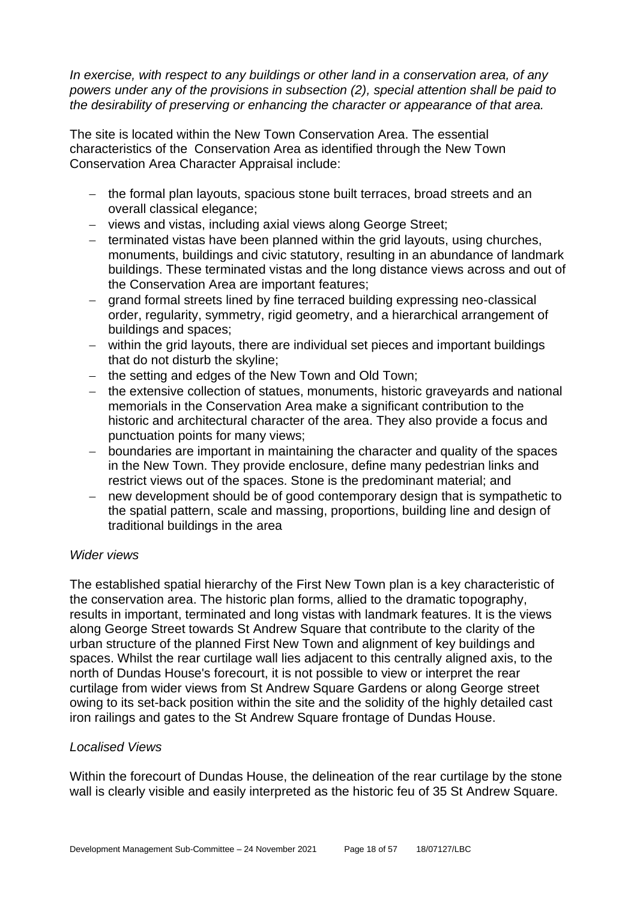*In exercise, with respect to any buildings or other land in a conservation area, of any powers under any of the provisions in subsection (2), special attention shall be paid to the desirability of preserving or enhancing the character or appearance of that area.*

The site is located within the New Town Conservation Area. The essential characteristics of the Conservation Area as identified through the New Town Conservation Area Character Appraisal include:

- the formal plan layouts, spacious stone built terraces, broad streets and an overall classical elegance;
- views and vistas, including axial views along George Street;
- terminated vistas have been planned within the grid layouts, using churches, monuments, buildings and civic statutory, resulting in an abundance of landmark buildings. These terminated vistas and the long distance views across and out of the Conservation Area are important features;
- grand formal streets lined by fine terraced building expressing neo-classical order, regularity, symmetry, rigid geometry, and a hierarchical arrangement of buildings and spaces;
- within the grid layouts, there are individual set pieces and important buildings that do not disturb the skyline;
- the setting and edges of the New Town and Old Town;
- the extensive collection of statues, monuments, historic graveyards and national memorials in the Conservation Area make a significant contribution to the historic and architectural character of the area. They also provide a focus and punctuation points for many views;
- boundaries are important in maintaining the character and quality of the spaces in the New Town. They provide enclosure, define many pedestrian links and restrict views out of the spaces. Stone is the predominant material; and
- new development should be of good contemporary design that is sympathetic to the spatial pattern, scale and massing, proportions, building line and design of traditional buildings in the area

*Wider views*

The established spatial hierarchy of the First New Town plan is a key characteristic of the conservation area. The historic plan forms, allied to the dramatic topography, results in important, terminated and long vistas with landmark features. It is the views along George Street towards St Andrew Square that contribute to the clarity of the urban structure of the planned First New Town and alignment of key buildings and spaces. Whilst the rear curtilage wall lies adjacent to this centrally aligned axis, to the north of Dundas House's forecourt, it is not possible to view or interpret the rear curtilage from wider views from St Andrew Square Gardens or along George street owing to its set-back position within the site and the solidity of the highly detailed cast iron railings and gates to the St Andrew Square frontage of Dundas House.

*Localised Views*

Within the forecourt of Dundas House, the delineation of the rear curtilage by the stone wall is clearly visible and easily interpreted as the historic feu of 35 St Andrew Square.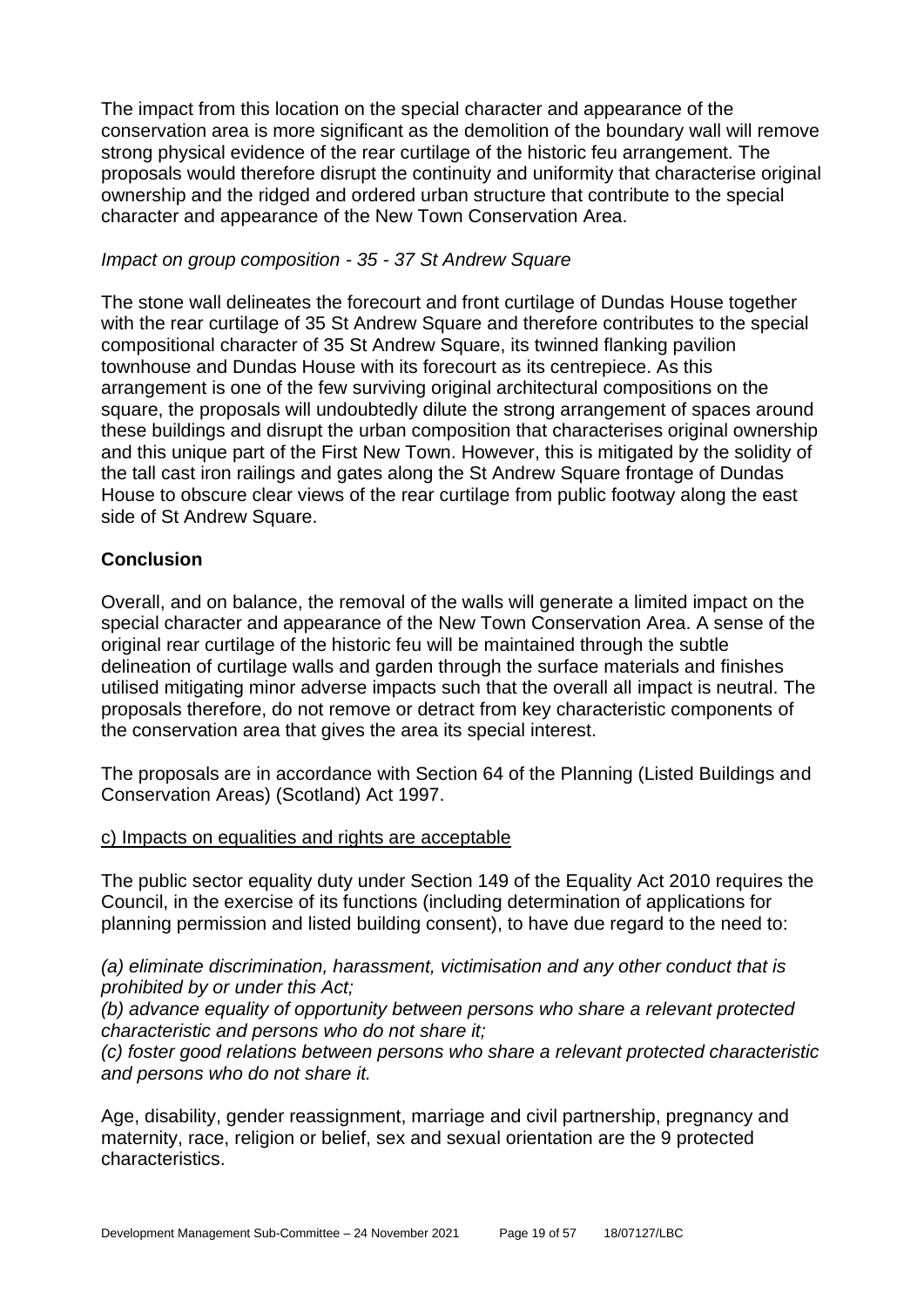The impact from this location on the special character and appearance of the conservation area is more significant as the demolition of the boundary wall will remove strong physical evidence of the rear curtilage of the historic feu arrangement. The proposals would therefore disrupt the continuity and uniformity that characterise original ownership and the ridged and ordered urban structure that contribute to the special character and appearance of the New Town Conservation Area.

*Impact on group composition - 35 - 37 St Andrew Square*

The stone wall delineates the forecourt and front curtilage of Dundas House together with the rear curtilage of 35 St Andrew Square and therefore contributes to the special compositional character of 35 St Andrew Square, its twinned flanking pavilion townhouse and Dundas House with its forecourt as its centrepiece. As this arrangement is one of the few surviving original architectural compositions on the square, the proposals will undoubtedly dilute the strong arrangement of spaces around these buildings and disrupt the urban composition that characterises original ownership and this unique part of the First New Town. However, this is mitigated by the solidity of the tall cast iron railings and gates along the St Andrew Square frontage of Dundas House to obscure clear views of the rear curtilage from public footway along the east side of St Andrew Square.

**Conclusion**

Overall, and on balance, the removal of the walls will generate a limited impact on the special character and appearance of the New Town Conservation Area. A sense of the original rear curtilage of the historic feu will be maintained through the subtle delineation of curtilage walls and garden through the surface materials and finishes utilised mitigating minor adverse impacts such that the overall all impact is neutral. The proposals therefore, do not remove or detract from key characteristic components of the conservation area that gives the area its special interest.

The proposals are in accordance with Section 64 of the Planning (Listed Buildings and Conservation Areas) (Scotland) Act 1997.

<u>c) Impacts on equalities and rights are acceptable</u>

The public sector equality duty under Section 149 of the Equality Act 2010 requires the Council, in the exercise of its functions (including determination of applications for planning permission and listed building consent), to have due regard to the need to:

*(a) eliminate discrimination, harassment, victimisation and any other conduct that is prohibited by or under this Act;*
*(b) advance equality of opportunity between persons who share a relevant protected characteristic and persons who do not share it;*
*(c) foster good relations between persons who share a relevant protected characteristic and persons who do not share it.*

Age, disability, gender reassignment, marriage and civil partnership, pregnancy and maternity, race, religion or belief, sex and sexual orientation are the 9 protected characteristics.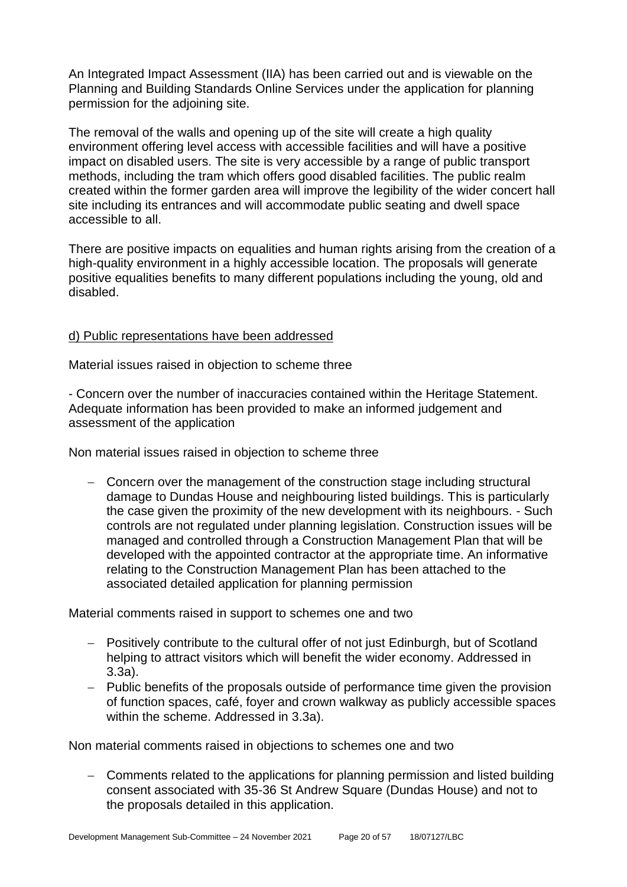An Integrated Impact Assessment (IIA) has been carried out and is viewable on the Planning and Building Standards Online Services under the application for planning permission for the adjoining site.

The removal of the walls and opening up of the site will create a high quality environment offering level access with accessible facilities and will have a positive impact on disabled users. The site is very accessible by a range of public transport methods, including the tram which offers good disabled facilities. The public realm created within the former garden area will improve the legibility of the wider concert hall site including its entrances and will accommodate public seating and dwell space accessible to all.

There are positive impacts on equalities and human rights arising from the creation of a high-quality environment in a highly accessible location. The proposals will generate positive equalities benefits to many different populations including the young, old and disabled.

<u>d) Public representations have been addressed</u>

Material issues raised in objection to scheme three

- Concern over the number of inaccuracies contained within the Heritage Statement. Adequate information has been provided to make an informed judgement and assessment of the application

Non material issues raised in objection to scheme three

- Concern over the management of the construction stage including structural damage to Dundas House and neighbouring listed buildings. This is particularly the case given the proximity of the new development with its neighbours. - Such controls are not regulated under planning legislation. Construction issues will be managed and controlled through a Construction Management Plan that will be developed with the appointed contractor at the appropriate time. An informative relating to the Construction Management Plan has been attached to the associated detailed application for planning permission

Material comments raised in support to schemes one and two

- Positively contribute to the cultural offer of not just Edinburgh, but of Scotland helping to attract visitors which will benefit the wider economy. Addressed in 3.3a).
- Public benefits of the proposals outside of performance time given the provision of function spaces, café, foyer and crown walkway as publicly accessible spaces within the scheme. Addressed in 3.3a).

Non material comments raised in objections to schemes one and two

- Comments related to the applications for planning permission and listed building consent associated with 35-36 St Andrew Square (Dundas House) and not to the proposals detailed in this application.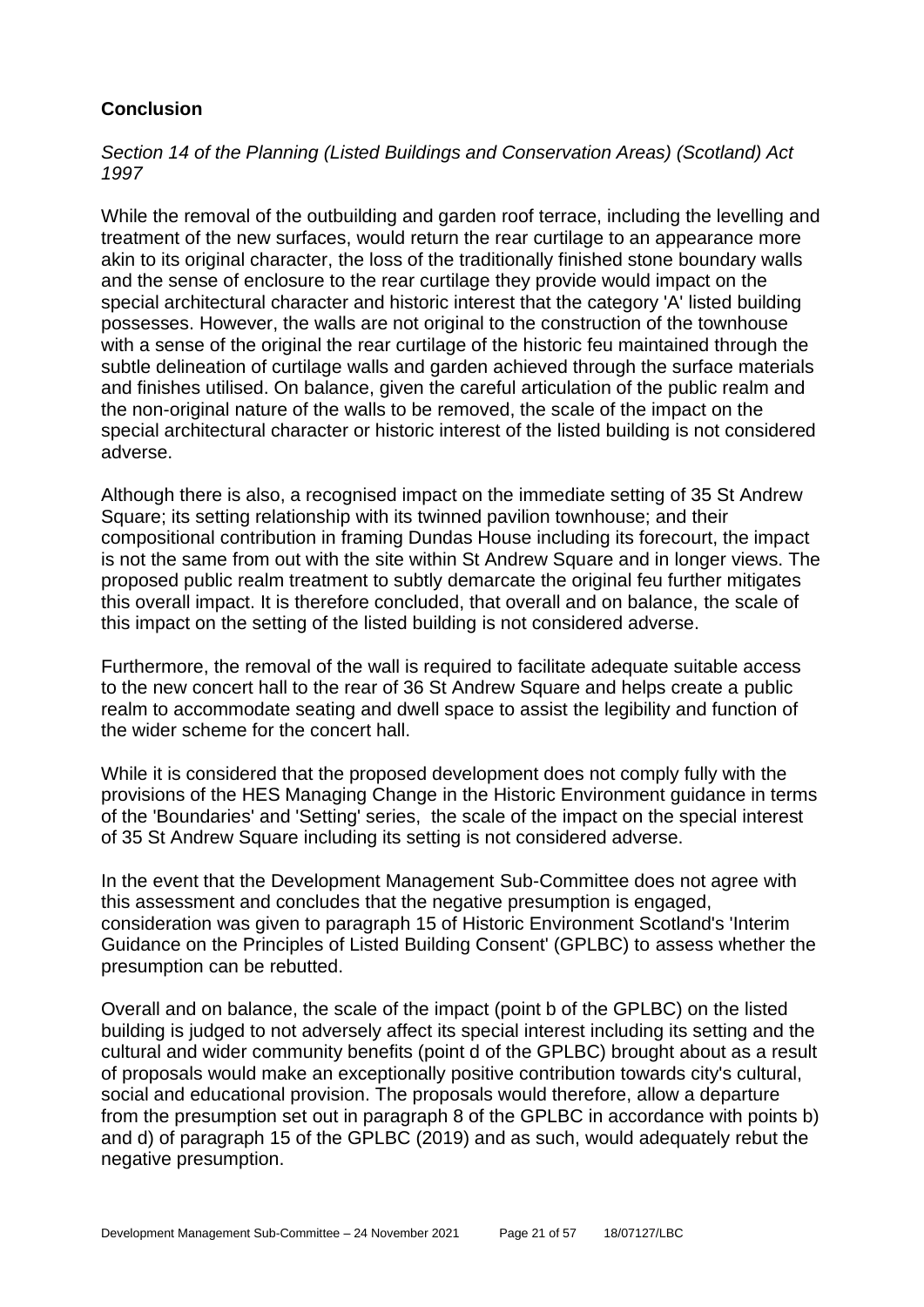## Conclusion

*Section 14 of the Planning (Listed Buildings and Conservation Areas) (Scotland) Act 1997*

While the removal of the outbuilding and garden roof terrace, including the levelling and treatment of the new surfaces, would return the rear curtilage to an appearance more akin to its original character, the loss of the traditionally finished stone boundary walls and the sense of enclosure to the rear curtilage they provide would impact on the special architectural character and historic interest that the category 'A' listed building possesses. However, the walls are not original to the construction of the townhouse with a sense of the original the rear curtilage of the historic feu maintained through the subtle delineation of curtilage walls and garden achieved through the surface materials and finishes utilised. On balance, given the careful articulation of the public realm and the non-original nature of the walls to be removed, the scale of the impact on the special architectural character or historic interest of the listed building is not considered adverse.

Although there is also, a recognised impact on the immediate setting of 35 St Andrew Square; its setting relationship with its twinned pavilion townhouse; and their compositional contribution in framing Dundas House including its forecourt, the impact is not the same from out with the site within St Andrew Square and in longer views. The proposed public realm treatment to subtly demarcate the original feu further mitigates this overall impact. It is therefore concluded, that overall and on balance, the scale of this impact on the setting of the listed building is not considered adverse.

Furthermore, the removal of the wall is required to facilitate adequate suitable access to the new concert hall to the rear of 36 St Andrew Square and helps create a public realm to accommodate seating and dwell space to assist the legibility and function of the wider scheme for the concert hall.

While it is considered that the proposed development does not comply fully with the provisions of the HES Managing Change in the Historic Environment guidance in terms of the 'Boundaries' and 'Setting' series, the scale of the impact on the special interest of 35 St Andrew Square including its setting is not considered adverse.

In the event that the Development Management Sub-Committee does not agree with this assessment and concludes that the negative presumption is engaged, consideration was given to paragraph 15 of Historic Environment Scotland's 'Interim Guidance on the Principles of Listed Building Consent' (GPLBC) to assess whether the presumption can be rebutted.

Overall and on balance, the scale of the impact (point b of the GPLBC) on the listed building is judged to not adversely affect its special interest including its setting and the cultural and wider community benefits (point d of the GPLBC) brought about as a result of proposals would make an exceptionally positive contribution towards city's cultural, social and educational provision. The proposals would therefore, allow a departure from the presumption set out in paragraph 8 of the GPLBC in accordance with points b) and d) of paragraph 15 of the GPLBC (2019) and as such, would adequately rebut the negative presumption.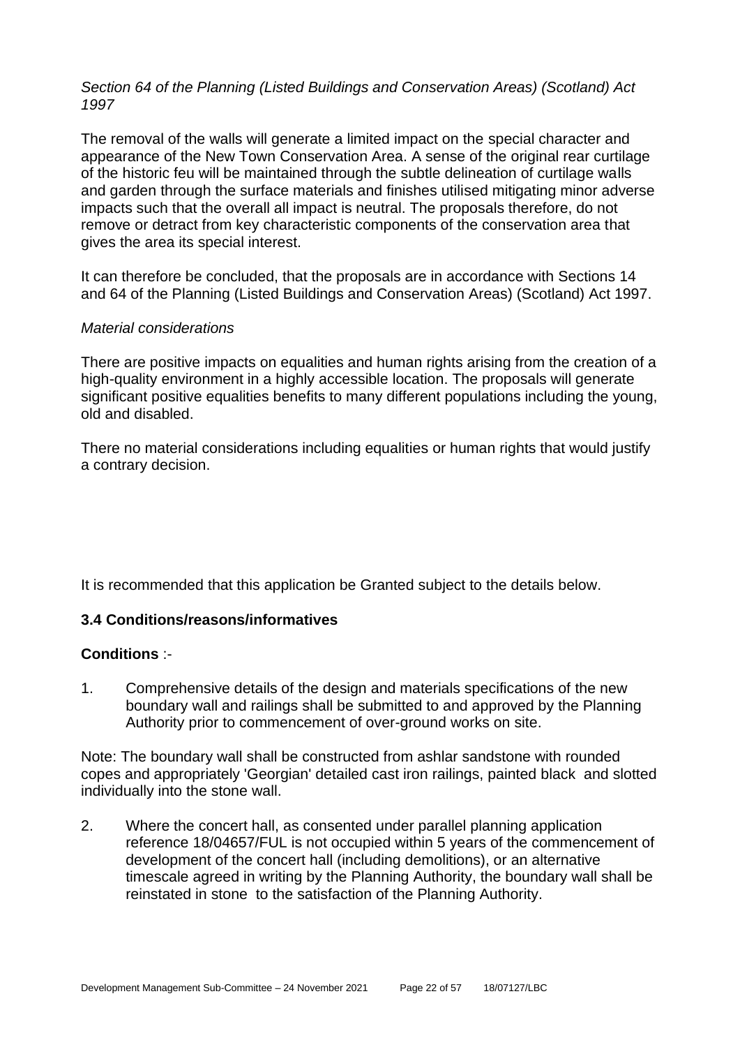*Section 64 of the Planning (Listed Buildings and Conservation Areas) (Scotland) Act 1997*

The removal of the walls will generate a limited impact on the special character and appearance of the New Town Conservation Area. A sense of the original rear curtilage of the historic feu will be maintained through the subtle delineation of curtilage walls and garden through the surface materials and finishes utilised mitigating minor adverse impacts such that the overall all impact is neutral. The proposals therefore, do not remove or detract from key characteristic components of the conservation area that gives the area its special interest.

It can therefore be concluded, that the proposals are in accordance with Sections 14 and 64 of the Planning (Listed Buildings and Conservation Areas) (Scotland) Act 1997.

*Material considerations*

There are positive impacts on equalities and human rights arising from the creation of a high-quality environment in a highly accessible location. The proposals will generate significant positive equalities benefits to many different populations including the young, old and disabled.

There no material considerations including equalities or human rights that would justify a contrary decision.

It is recommended that this application be Granted subject to the details below.

### 3.4 Conditions/reasons/informatives

**Conditions** :-

1. Comprehensive details of the design and materials specifications of the new boundary wall and railings shall be submitted to and approved by the Planning Authority prior to commencement of over-ground works on site.

Note: The boundary wall shall be constructed from ashlar sandstone with rounded copes and appropriately 'Georgian' detailed cast iron railings, painted black and slotted individually into the stone wall.

2. Where the concert hall, as consented under parallel planning application reference 18/04657/FUL is not occupied within 5 years of the commencement of development of the concert hall (including demolitions), or an alternative timescale agreed in writing by the Planning Authority, the boundary wall shall be reinstated in stone to the satisfaction of the Planning Authority.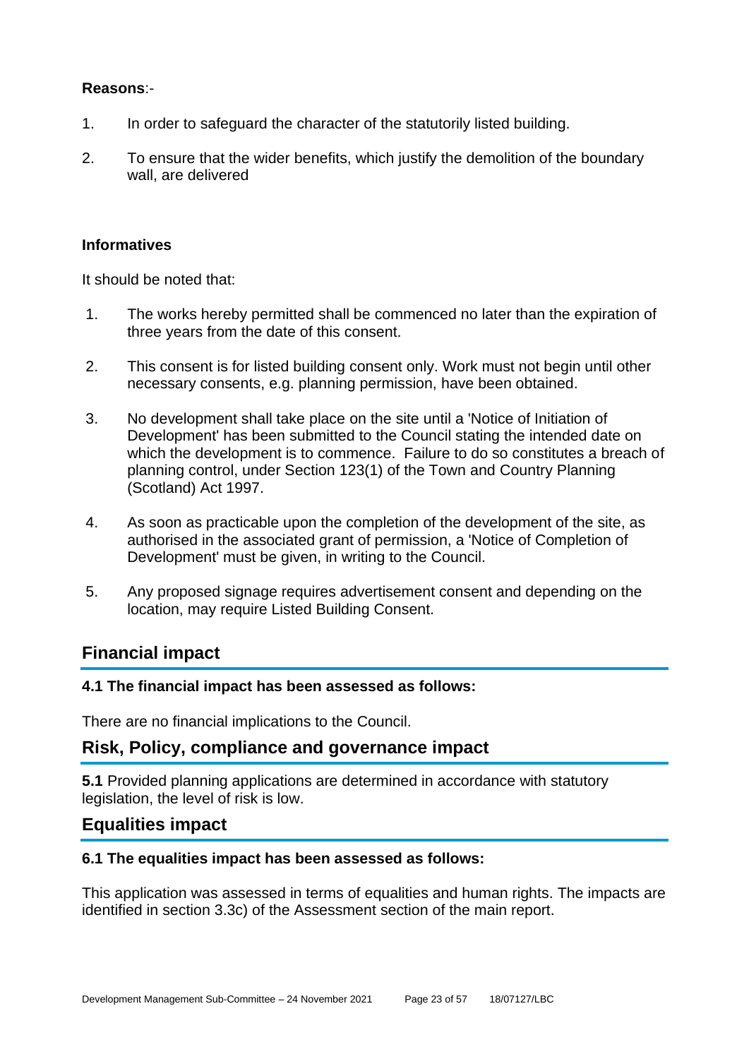**Reasons**:-

1. In order to safeguard the character of the statutorily listed building.
2. To ensure that the wider benefits, which justify the demolition of the boundary wall, are delivered

**Informatives**

It should be noted that:

1. The works hereby permitted shall be commenced no later than the expiration of three years from the date of this consent.
2. This consent is for listed building consent only. Work must not begin until other necessary consents, e.g. planning permission, have been obtained.
3. No development shall take place on the site until a 'Notice of Initiation of Development' has been submitted to the Council stating the intended date on which the development is to commence. Failure to do so constitutes a breach of planning control, under Section 123(1) of the Town and Country Planning (Scotland) Act 1997.
4. As soon as practicable upon the completion of the development of the site, as authorised in the associated grant of permission, a 'Notice of Completion of Development' must be given, in writing to the Council.
5. Any proposed signage requires advertisement consent and depending on the location, may require Listed Building Consent.

## Financial impact

**4.1 The financial impact has been assessed as follows:**

There are no financial implications to the Council.

## Risk, Policy, compliance and governance impact

**5.1** Provided planning applications are determined in accordance with statutory legislation, the level of risk is low.

## Equalities impact

**6.1 The equalities impact has been assessed as follows:**

This application was assessed in terms of equalities and human rights. The impacts are identified in section 3.3c) of the Assessment section of the main report.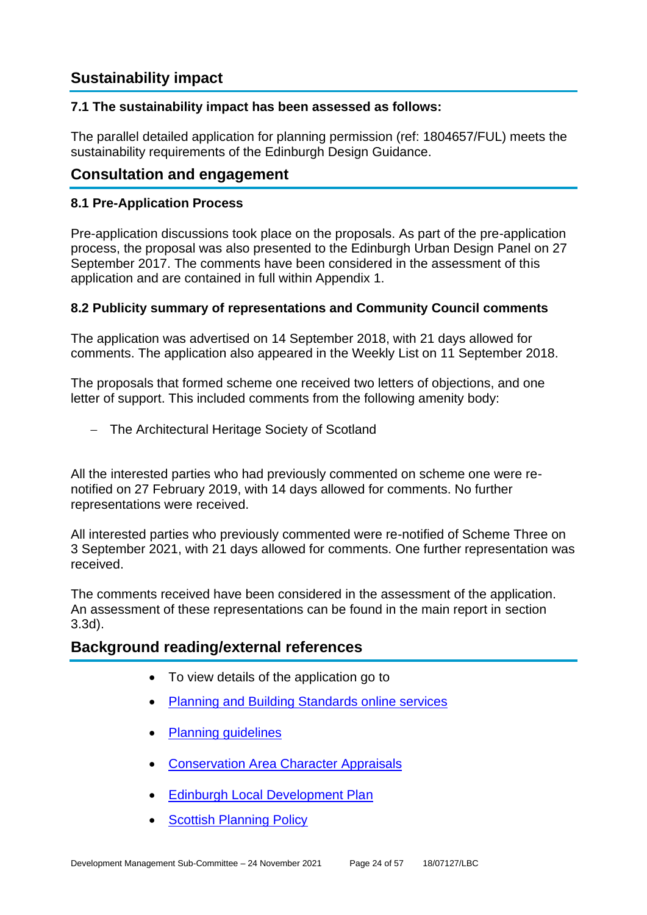## Sustainability impact

### 7.1 The sustainability impact has been assessed as follows:

The parallel detailed application for planning permission (ref: 1804657/FUL) meets the sustainability requirements of the Edinburgh Design Guidance.

## Consultation and engagement

### 8.1 Pre-Application Process

Pre-application discussions took place on the proposals. As part of the pre-application process, the proposal was also presented to the Edinburgh Urban Design Panel on 27 September 2017. The comments have been considered in the assessment of this application and are contained in full within Appendix 1.

### 8.2 Publicity summary of representations and Community Council comments

The application was advertised on 14 September 2018, with 21 days allowed for comments. The application also appeared in the Weekly List on 11 September 2018.

The proposals that formed scheme one received two letters of objections, and one letter of support. This included comments from the following amenity body:

- The Architectural Heritage Society of Scotland

All the interested parties who had previously commented on scheme one were re-notified on 27 February 2019, with 14 days allowed for comments. No further representations were received.

All interested parties who previously commented were re-notified of Scheme Three on 3 September 2021, with 21 days allowed for comments. One further representation was received.

The comments received have been considered in the assessment of the application. An assessment of these representations can be found in the main report in section 3.3d).

## Background reading/external references

- To view details of the application go to
- Planning and Building Standards online services
- Planning guidelines
- Conservation Area Character Appraisals
- Edinburgh Local Development Plan
- Scottish Planning Policy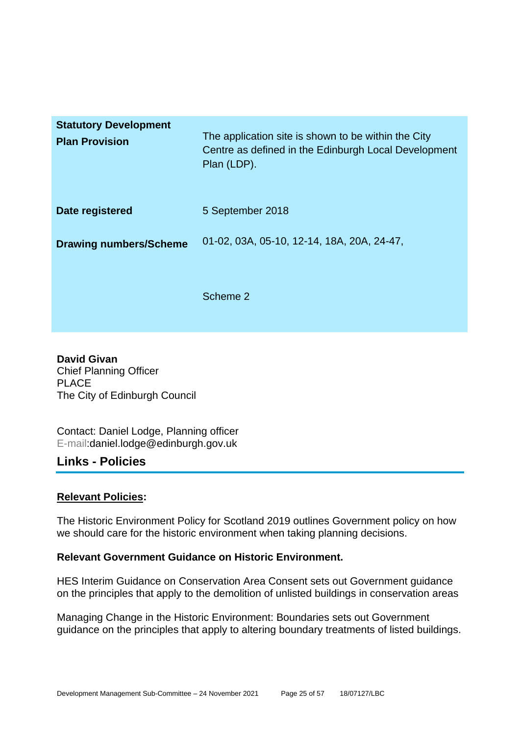| **Statutory Development Plan Provision** | The application site is shown to be within the City Centre as defined in the Edinburgh Local Development Plan (LDP). |
|---|---|
| **Date registered** | 5 September 2018 |
| **Drawing numbers/Scheme** | 01-02, 03A, 05-10, 12-14, 18A, 20A, 24-47,<br><br>Scheme 2 |

**David Givan**
Chief Planning Officer
PLACE
The City of Edinburgh Council

Contact: Daniel Lodge, Planning officer
E-mail:daniel.lodge@edinburgh.gov.uk

## Links - Policies

**Relevant Policies:**

The Historic Environment Policy for Scotland 2019 outlines Government policy on how we should care for the historic environment when taking planning decisions.

**Relevant Government Guidance on Historic Environment.**

HES Interim Guidance on Conservation Area Consent sets out Government guidance on the principles that apply to the demolition of unlisted buildings in conservation areas

Managing Change in the Historic Environment: Boundaries sets out Government guidance on the principles that apply to altering boundary treatments of listed buildings.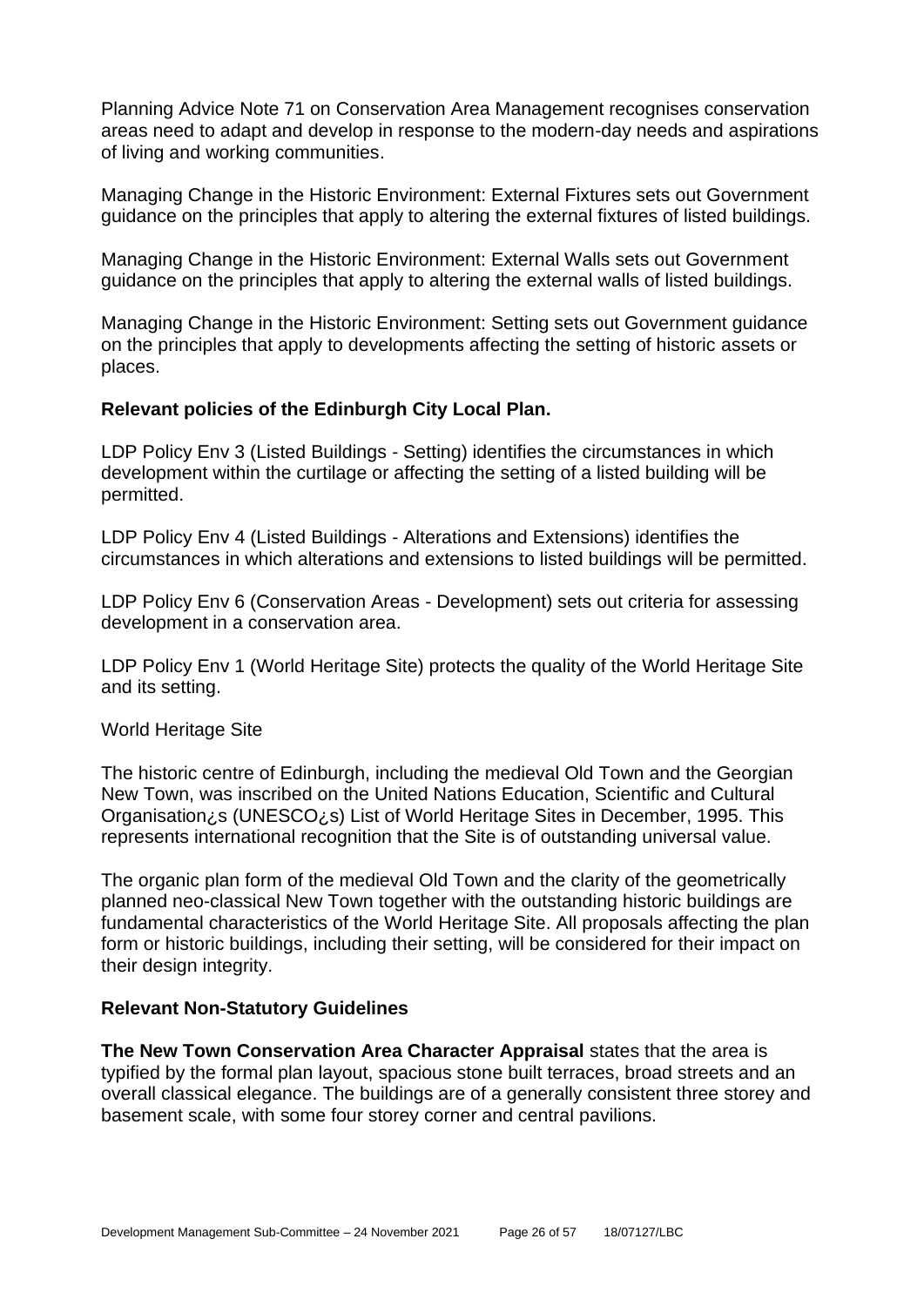Planning Advice Note 71 on Conservation Area Management recognises conservation areas need to adapt and develop in response to the modern-day needs and aspirations of living and working communities.

Managing Change in the Historic Environment: External Fixtures sets out Government guidance on the principles that apply to altering the external fixtures of listed buildings.

Managing Change in the Historic Environment: External Walls sets out Government guidance on the principles that apply to altering the external walls of listed buildings.

Managing Change in the Historic Environment: Setting sets out Government guidance on the principles that apply to developments affecting the setting of historic assets or places.

**Relevant policies of the Edinburgh City Local Plan.**

LDP Policy Env 3 (Listed Buildings - Setting) identifies the circumstances in which development within the curtilage or affecting the setting of a listed building will be permitted.

LDP Policy Env 4 (Listed Buildings - Alterations and Extensions) identifies the circumstances in which alterations and extensions to listed buildings will be permitted.

LDP Policy Env 6 (Conservation Areas - Development) sets out criteria for assessing development in a conservation area.

LDP Policy Env 1 (World Heritage Site) protects the quality of the World Heritage Site and its setting.

World Heritage Site

The historic centre of Edinburgh, including the medieval Old Town and the Georgian New Town, was inscribed on the United Nations Education, Scientific and Cultural Organisation¿s (UNESCO¿s) List of World Heritage Sites in December, 1995. This represents international recognition that the Site is of outstanding universal value.

The organic plan form of the medieval Old Town and the clarity of the geometrically planned neo-classical New Town together with the outstanding historic buildings are fundamental characteristics of the World Heritage Site. All proposals affecting the plan form or historic buildings, including their setting, will be considered for their impact on their design integrity.

**Relevant Non-Statutory Guidelines**

**The New Town Conservation Area Character Appraisal** states that the area is typified by the formal plan layout, spacious stone built terraces, broad streets and an overall classical elegance. The buildings are of a generally consistent three storey and basement scale, with some four storey corner and central pavilions.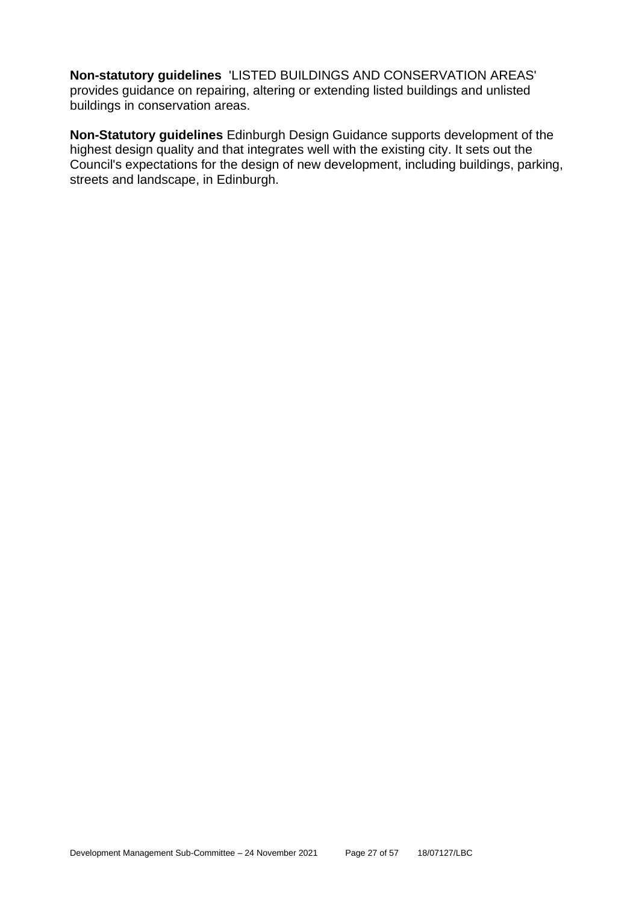**Non-statutory guidelines** 'LISTED BUILDINGS AND CONSERVATION AREAS' provides guidance on repairing, altering or extending listed buildings and unlisted buildings in conservation areas.

**Non-Statutory guidelines** Edinburgh Design Guidance supports development of the highest design quality and that integrates well with the existing city. It sets out the Council's expectations for the design of new development, including buildings, parking, streets and landscape, in Edinburgh.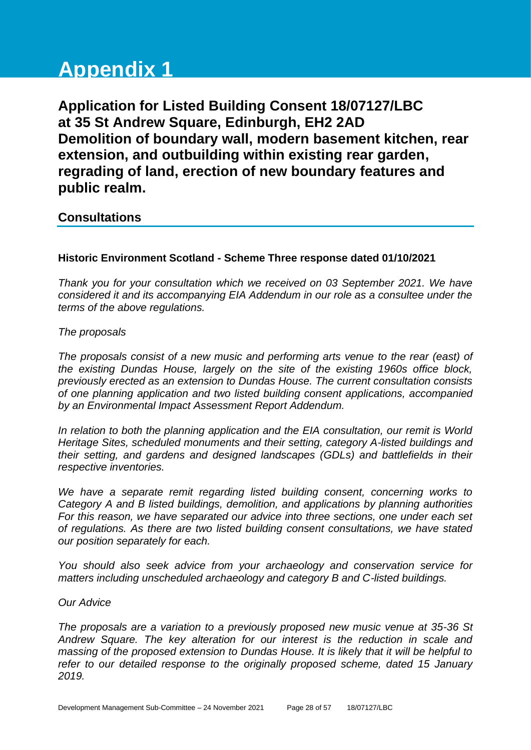# Appendix 1

## Application for Listed Building Consent 18/07127/LBC at 35 St Andrew Square, Edinburgh, EH2 2AD Demolition of boundary wall, modern basement kitchen, rear extension, and outbuilding within existing rear garden, regrading of land, erection of new boundary features and public realm.

### Consultations

**Historic Environment Scotland - Scheme Three response dated 01/10/2021**

*Thank you for your consultation which we received on 03 September 2021. We have considered it and its accompanying EIA Addendum in our role as a consultee under the terms of the above regulations.*

*The proposals*

*The proposals consist of a new music and performing arts venue to the rear (east) of the existing Dundas House, largely on the site of the existing 1960s office block, previously erected as an extension to Dundas House. The current consultation consists of one planning application and two listed building consent applications, accompanied by an Environmental Impact Assessment Report Addendum.*

*In relation to both the planning application and the EIA consultation, our remit is World Heritage Sites, scheduled monuments and their setting, category A-listed buildings and their setting, and gardens and designed landscapes (GDLs) and battlefields in their respective inventories.*

*We have a separate remit regarding listed building consent, concerning works to Category A and B listed buildings, demolition, and applications by planning authorities For this reason, we have separated our advice into three sections, one under each set of regulations. As there are two listed building consent consultations, we have stated our position separately for each.*

*You should also seek advice from your archaeology and conservation service for matters including unscheduled archaeology and category B and C-listed buildings.*

*Our Advice*

*The proposals are a variation to a previously proposed new music venue at 35-36 St Andrew Square. The key alteration for our interest is the reduction in scale and massing of the proposed extension to Dundas House. It is likely that it will be helpful to refer to our detailed response to the originally proposed scheme, dated 15 January 2019.*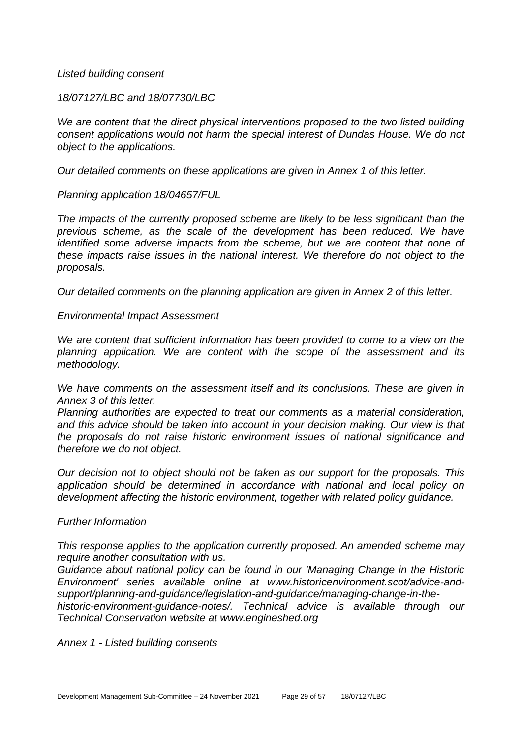*Listed building consent*

*18/07127/LBC and 18/07730/LBC*

*We are content that the direct physical interventions proposed to the two listed building consent applications would not harm the special interest of Dundas House. We do not object to the applications.*

*Our detailed comments on these applications are given in Annex 1 of this letter.*

*Planning application 18/04657/FUL*

*The impacts of the currently proposed scheme are likely to be less significant than the previous scheme, as the scale of the development has been reduced. We have identified some adverse impacts from the scheme, but we are content that none of these impacts raise issues in the national interest. We therefore do not object to the proposals.*

*Our detailed comments on the planning application are given in Annex 2 of this letter.*

*Environmental Impact Assessment*

*We are content that sufficient information has been provided to come to a view on the planning application. We are content with the scope of the assessment and its methodology.*

*We have comments on the assessment itself and its conclusions. These are given in Annex 3 of this letter.*
*Planning authorities are expected to treat our comments as a material consideration, and this advice should be taken into account in your decision making. Our view is that the proposals do not raise historic environment issues of national significance and therefore we do not object.*

*Our decision not to object should not be taken as our support for the proposals. This application should be determined in accordance with national and local policy on development affecting the historic environment, together with related policy guidance.*

*Further Information*

*This response applies to the application currently proposed. An amended scheme may require another consultation with us.*
*Guidance about national policy can be found in our 'Managing Change in the Historic Environment' series available online at www.historicenvironment.scot/advice-and-support/planning-and-guidance/legislation-and-guidance/managing-change-in-the-historic-environment-guidance-notes/. Technical advice is available through our Technical Conservation website at www.engineshed.org*

*Annex 1 - Listed building consents*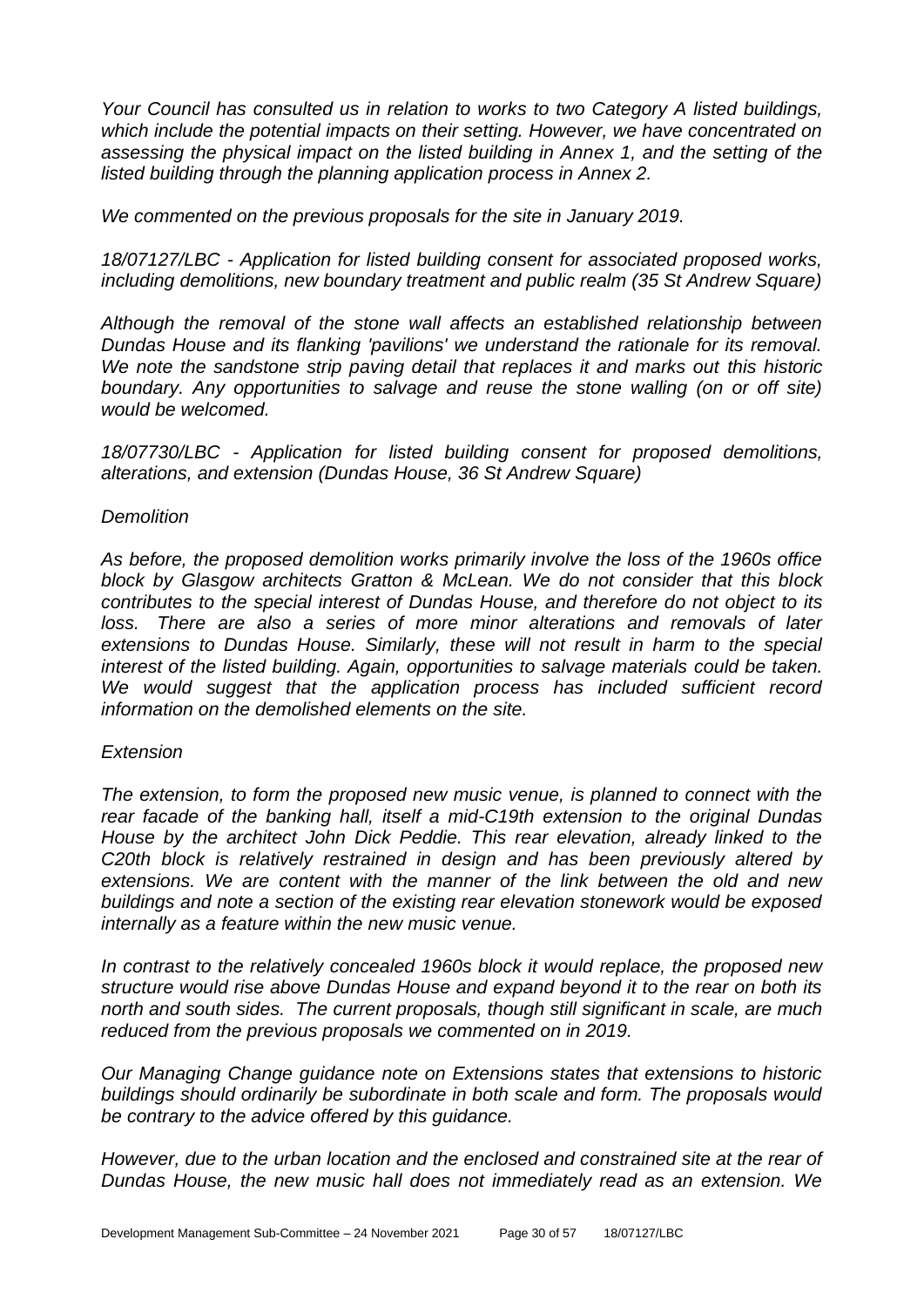*Your Council has consulted us in relation to works to two Category A listed buildings, which include the potential impacts on their setting. However, we have concentrated on assessing the physical impact on the listed building in Annex 1, and the setting of the listed building through the planning application process in Annex 2.*

*We commented on the previous proposals for the site in January 2019.*

*18/07127/LBC - Application for listed building consent for associated proposed works, including demolitions, new boundary treatment and public realm (35 St Andrew Square)*

*Although the removal of the stone wall affects an established relationship between Dundas House and its flanking 'pavilions' we understand the rationale for its removal. We note the sandstone strip paving detail that replaces it and marks out this historic boundary. Any opportunities to salvage and reuse the stone walling (on or off site) would be welcomed.*

*18/07730/LBC - Application for listed building consent for proposed demolitions, alterations, and extension (Dundas House, 36 St Andrew Square)*

*Demolition*

*As before, the proposed demolition works primarily involve the loss of the 1960s office block by Glasgow architects Gratton & McLean. We do not consider that this block contributes to the special interest of Dundas House, and therefore do not object to its loss. There are also a series of more minor alterations and removals of later extensions to Dundas House. Similarly, these will not result in harm to the special interest of the listed building. Again, opportunities to salvage materials could be taken. We would suggest that the application process has included sufficient record information on the demolished elements on the site.*

*Extension*

*The extension, to form the proposed new music venue, is planned to connect with the rear facade of the banking hall, itself a mid-C19th extension to the original Dundas House by the architect John Dick Peddie. This rear elevation, already linked to the C20th block is relatively restrained in design and has been previously altered by extensions. We are content with the manner of the link between the old and new buildings and note a section of the existing rear elevation stonework would be exposed internally as a feature within the new music venue.*

*In contrast to the relatively concealed 1960s block it would replace, the proposed new structure would rise above Dundas House and expand beyond it to the rear on both its north and south sides. The current proposals, though still significant in scale, are much reduced from the previous proposals we commented on in 2019.*

*Our Managing Change guidance note on Extensions states that extensions to historic buildings should ordinarily be subordinate in both scale and form. The proposals would be contrary to the advice offered by this guidance.*

*However, due to the urban location and the enclosed and constrained site at the rear of Dundas House, the new music hall does not immediately read as an extension. We*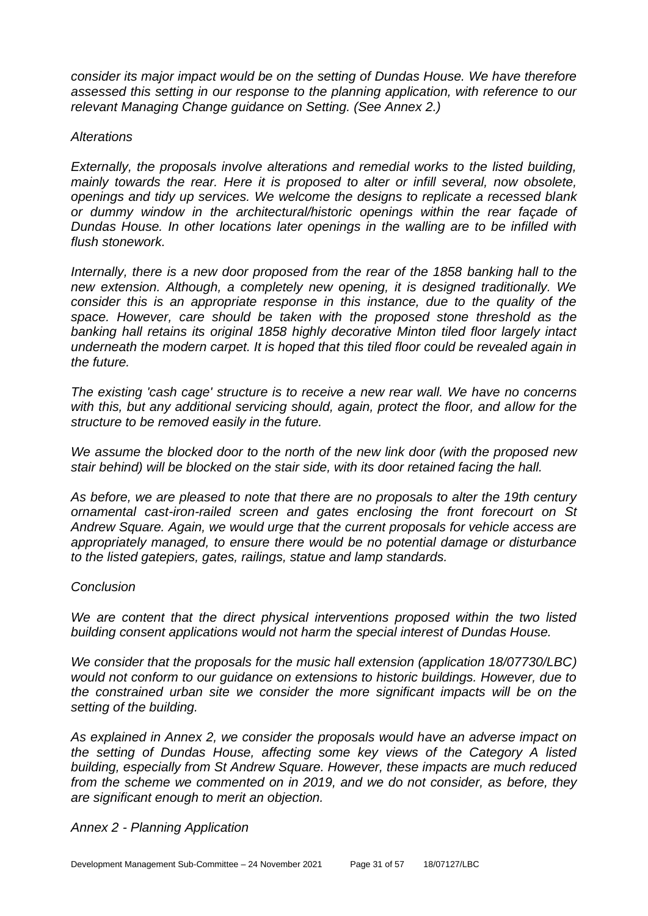*consider its major impact would be on the setting of Dundas House. We have therefore assessed this setting in our response to the planning application, with reference to our relevant Managing Change guidance on Setting. (See Annex 2.)*

*Alterations*

*Externally, the proposals involve alterations and remedial works to the listed building, mainly towards the rear. Here it is proposed to alter or infill several, now obsolete, openings and tidy up services. We welcome the designs to replicate a recessed blank or dummy window in the architectural/historic openings within the rear façade of Dundas House. In other locations later openings in the walling are to be infilled with flush stonework.*

*Internally, there is a new door proposed from the rear of the 1858 banking hall to the new extension. Although, a completely new opening, it is designed traditionally. We consider this is an appropriate response in this instance, due to the quality of the space. However, care should be taken with the proposed stone threshold as the banking hall retains its original 1858 highly decorative Minton tiled floor largely intact underneath the modern carpet. It is hoped that this tiled floor could be revealed again in the future.*

*The existing 'cash cage' structure is to receive a new rear wall. We have no concerns with this, but any additional servicing should, again, protect the floor, and allow for the structure to be removed easily in the future.*

*We assume the blocked door to the north of the new link door (with the proposed new stair behind) will be blocked on the stair side, with its door retained facing the hall.*

*As before, we are pleased to note that there are no proposals to alter the 19th century ornamental cast-iron-railed screen and gates enclosing the front forecourt on St Andrew Square. Again, we would urge that the current proposals for vehicle access are appropriately managed, to ensure there would be no potential damage or disturbance to the listed gatepiers, gates, railings, statue and lamp standards.*

*Conclusion*

*We are content that the direct physical interventions proposed within the two listed building consent applications would not harm the special interest of Dundas House.*

*We consider that the proposals for the music hall extension (application 18/07730/LBC) would not conform to our guidance on extensions to historic buildings. However, due to the constrained urban site we consider the more significant impacts will be on the setting of the building.*

*As explained in Annex 2, we consider the proposals would have an adverse impact on the setting of Dundas House, affecting some key views of the Category A listed building, especially from St Andrew Square. However, these impacts are much reduced from the scheme we commented on in 2019, and we do not consider, as before, they are significant enough to merit an objection.*

*Annex 2 - Planning Application*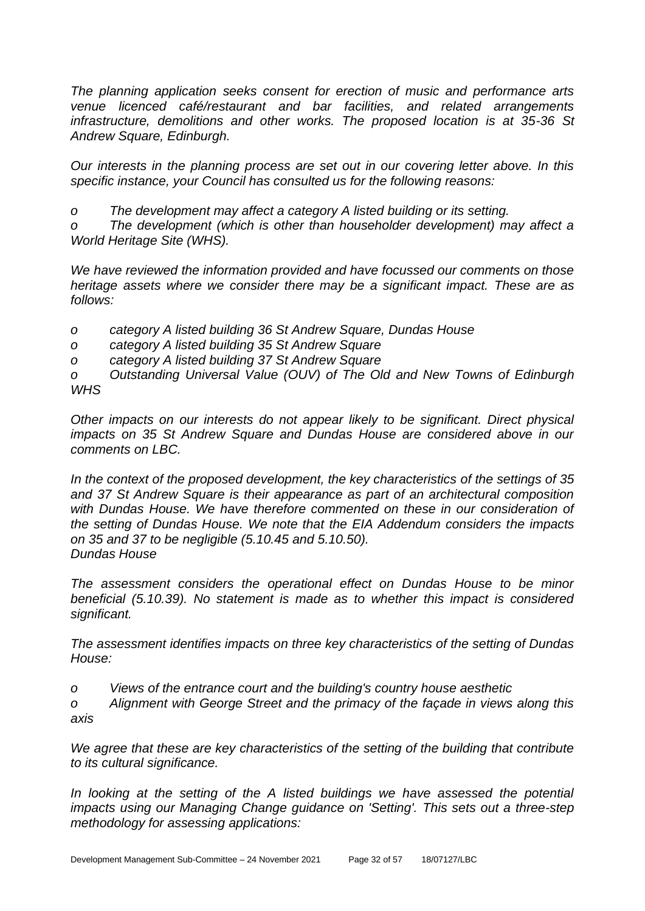*The planning application seeks consent for erection of music and performance arts venue licenced café/restaurant and bar facilities, and related arrangements infrastructure, demolitions and other works. The proposed location is at 35-36 St Andrew Square, Edinburgh.*

*Our interests in the planning process are set out in our covering letter above. In this specific instance, your Council has consulted us for the following reasons:*

*o The development may affect a category A listed building or its setting.*
*o The development (which is other than householder development) may affect a World Heritage Site (WHS).*

*We have reviewed the information provided and have focussed our comments on those heritage assets where we consider there may be a significant impact. These are as follows:*

*o category A listed building 36 St Andrew Square, Dundas House*
*o category A listed building 35 St Andrew Square*
*o category A listed building 37 St Andrew Square*
*o Outstanding Universal Value (OUV) of The Old and New Towns of Edinburgh WHS*

*Other impacts on our interests do not appear likely to be significant. Direct physical impacts on 35 St Andrew Square and Dundas House are considered above in our comments on LBC.*

*In the context of the proposed development, the key characteristics of the settings of 35 and 37 St Andrew Square is their appearance as part of an architectural composition with Dundas House. We have therefore commented on these in our consideration of the setting of Dundas House. We note that the EIA Addendum considers the impacts on 35 and 37 to be negligible (5.10.45 and 5.10.50).*
*Dundas House*

*The assessment considers the operational effect on Dundas House to be minor beneficial (5.10.39). No statement is made as to whether this impact is considered significant.*

*The assessment identifies impacts on three key characteristics of the setting of Dundas House:*

*o Views of the entrance court and the building's country house aesthetic*
*o Alignment with George Street and the primacy of the façade in views along this axis*

*We agree that these are key characteristics of the setting of the building that contribute to its cultural significance.*

*In looking at the setting of the A listed buildings we have assessed the potential impacts using our Managing Change guidance on 'Setting'. This sets out a three-step methodology for assessing applications:*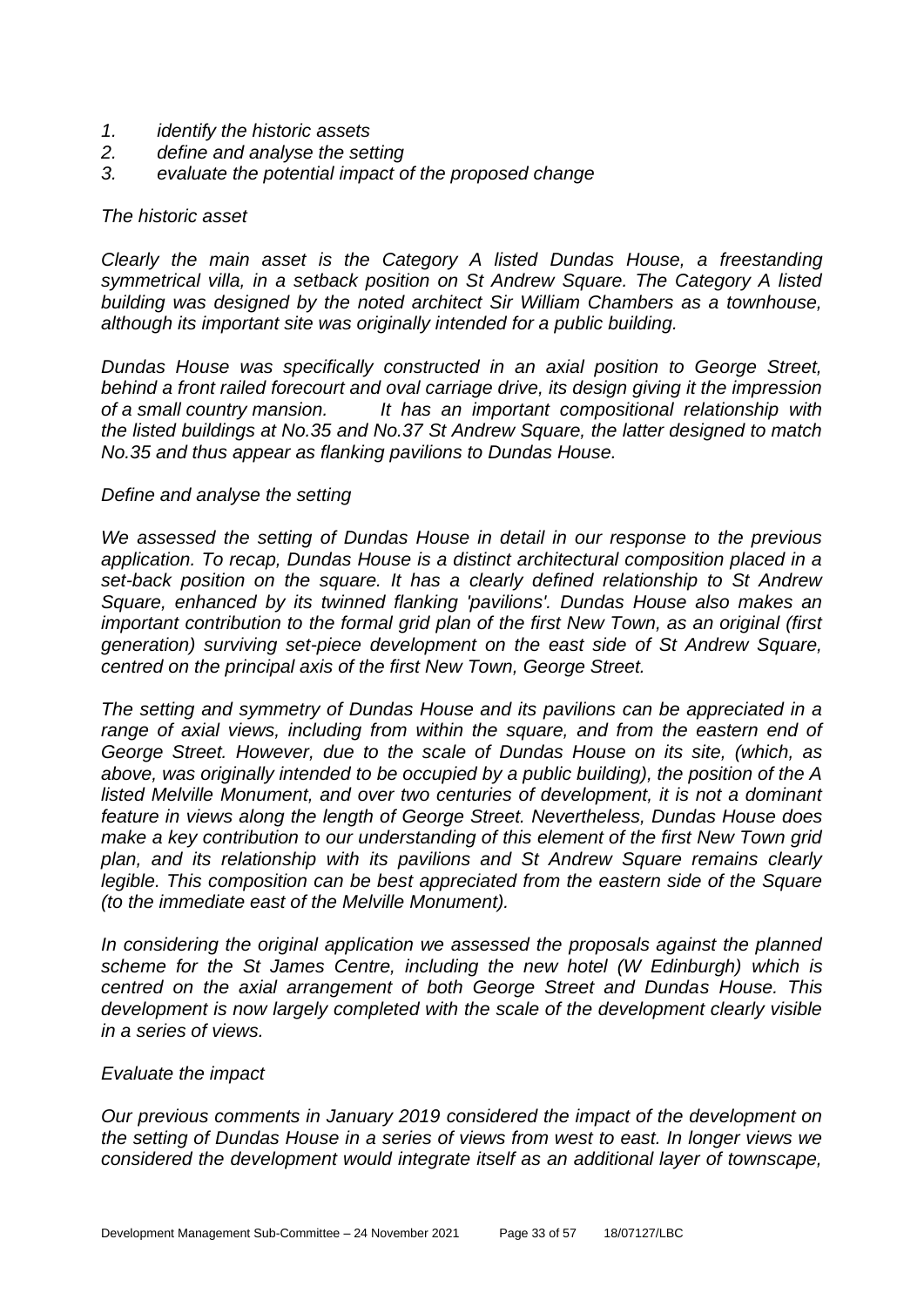1. *identify the historic assets*
2. *define and analyse the setting*
3. *evaluate the potential impact of the proposed change*

*The historic asset*

*Clearly the main asset is the Category A listed Dundas House, a freestanding symmetrical villa, in a setback position on St Andrew Square. The Category A listed building was designed by the noted architect Sir William Chambers as a townhouse, although its important site was originally intended for a public building.*

*Dundas House was specifically constructed in an axial position to George Street, behind a front railed forecourt and oval carriage drive, its design giving it the impression of a small country mansion. It has an important compositional relationship with the listed buildings at No.35 and No.37 St Andrew Square, the latter designed to match No.35 and thus appear as flanking pavilions to Dundas House.*

*Define and analyse the setting*

*We assessed the setting of Dundas House in detail in our response to the previous application. To recap, Dundas House is a distinct architectural composition placed in a set-back position on the square. It has a clearly defined relationship to St Andrew Square, enhanced by its twinned flanking 'pavilions'. Dundas House also makes an important contribution to the formal grid plan of the first New Town, as an original (first generation) surviving set-piece development on the east side of St Andrew Square, centred on the principal axis of the first New Town, George Street.*

*The setting and symmetry of Dundas House and its pavilions can be appreciated in a range of axial views, including from within the square, and from the eastern end of George Street. However, due to the scale of Dundas House on its site, (which, as above, was originally intended to be occupied by a public building), the position of the A listed Melville Monument, and over two centuries of development, it is not a dominant feature in views along the length of George Street. Nevertheless, Dundas House does make a key contribution to our understanding of this element of the first New Town grid plan, and its relationship with its pavilions and St Andrew Square remains clearly legible. This composition can be best appreciated from the eastern side of the Square (to the immediate east of the Melville Monument).*

*In considering the original application we assessed the proposals against the planned scheme for the St James Centre, including the new hotel (W Edinburgh) which is centred on the axial arrangement of both George Street and Dundas House. This development is now largely completed with the scale of the development clearly visible in a series of views.*

*Evaluate the impact*

*Our previous comments in January 2019 considered the impact of the development on the setting of Dundas House in a series of views from west to east. In longer views we considered the development would integrate itself as an additional layer of townscape,*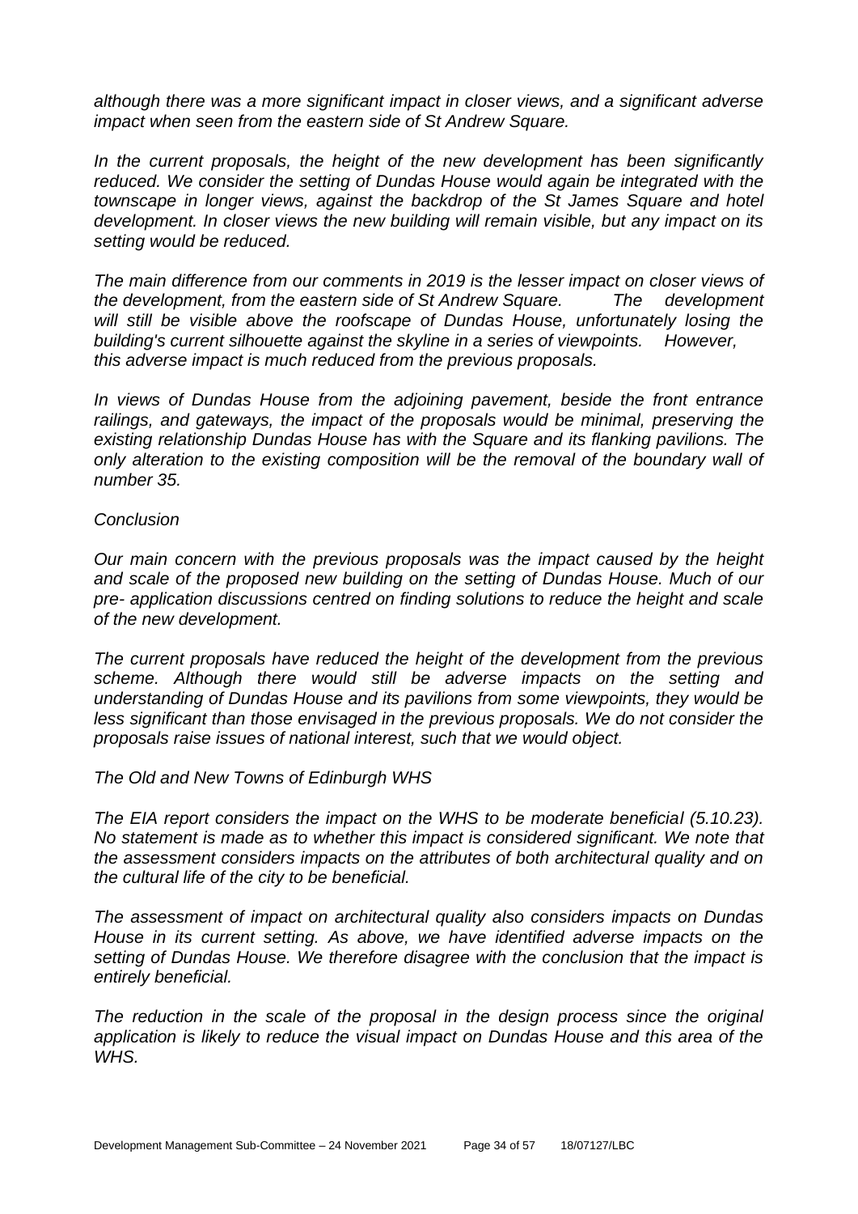*although there was a more significant impact in closer views, and a significant adverse impact when seen from the eastern side of St Andrew Square.*

*In the current proposals, the height of the new development has been significantly reduced. We consider the setting of Dundas House would again be integrated with the townscape in longer views, against the backdrop of the St James Square and hotel development. In closer views the new building will remain visible, but any impact on its setting would be reduced.*

*The main difference from our comments in 2019 is the lesser impact on closer views of the development, from the eastern side of St Andrew Square. The development will still be visible above the roofscape of Dundas House, unfortunately losing the building's current silhouette against the skyline in a series of viewpoints. However, this adverse impact is much reduced from the previous proposals.*

*In views of Dundas House from the adjoining pavement, beside the front entrance railings, and gateways, the impact of the proposals would be minimal, preserving the existing relationship Dundas House has with the Square and its flanking pavilions. The only alteration to the existing composition will be the removal of the boundary wall of number 35.*

*Conclusion*

*Our main concern with the previous proposals was the impact caused by the height and scale of the proposed new building on the setting of Dundas House. Much of our pre- application discussions centred on finding solutions to reduce the height and scale of the new development.*

*The current proposals have reduced the height of the development from the previous scheme. Although there would still be adverse impacts on the setting and understanding of Dundas House and its pavilions from some viewpoints, they would be less significant than those envisaged in the previous proposals. We do not consider the proposals raise issues of national interest, such that we would object.*

*The Old and New Towns of Edinburgh WHS*

*The EIA report considers the impact on the WHS to be moderate beneficial (5.10.23). No statement is made as to whether this impact is considered significant. We note that the assessment considers impacts on the attributes of both architectural quality and on the cultural life of the city to be beneficial.*

*The assessment of impact on architectural quality also considers impacts on Dundas House in its current setting. As above, we have identified adverse impacts on the setting of Dundas House. We therefore disagree with the conclusion that the impact is entirely beneficial.*

*The reduction in the scale of the proposal in the design process since the original application is likely to reduce the visual impact on Dundas House and this area of the WHS.*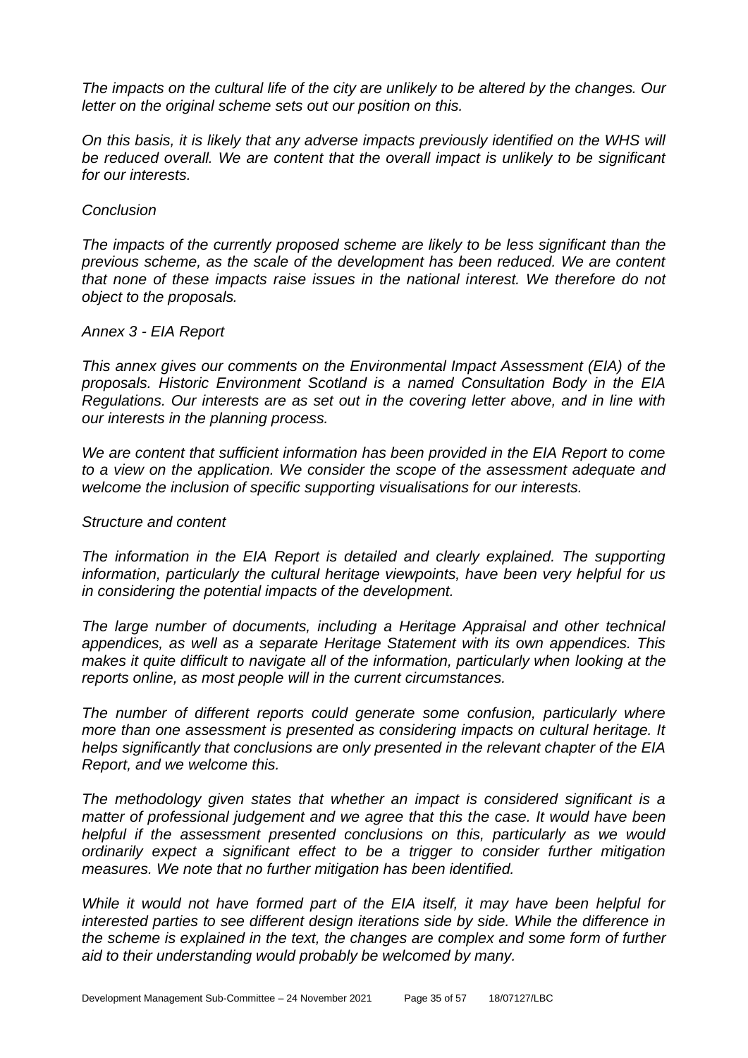*The impacts on the cultural life of the city are unlikely to be altered by the changes. Our letter on the original scheme sets out our position on this.*

*On this basis, it is likely that any adverse impacts previously identified on the WHS will be reduced overall. We are content that the overall impact is unlikely to be significant for our interests.*

*Conclusion*

*The impacts of the currently proposed scheme are likely to be less significant than the previous scheme, as the scale of the development has been reduced. We are content that none of these impacts raise issues in the national interest. We therefore do not object to the proposals.*

*Annex 3 - EIA Report*

*This annex gives our comments on the Environmental Impact Assessment (EIA) of the proposals. Historic Environment Scotland is a named Consultation Body in the EIA Regulations. Our interests are as set out in the covering letter above, and in line with our interests in the planning process.*

*We are content that sufficient information has been provided in the EIA Report to come to a view on the application. We consider the scope of the assessment adequate and welcome the inclusion of specific supporting visualisations for our interests.*

*Structure and content*

*The information in the EIA Report is detailed and clearly explained. The supporting information, particularly the cultural heritage viewpoints, have been very helpful for us in considering the potential impacts of the development.*

*The large number of documents, including a Heritage Appraisal and other technical appendices, as well as a separate Heritage Statement with its own appendices. This makes it quite difficult to navigate all of the information, particularly when looking at the reports online, as most people will in the current circumstances.*

*The number of different reports could generate some confusion, particularly where more than one assessment is presented as considering impacts on cultural heritage. It helps significantly that conclusions are only presented in the relevant chapter of the EIA Report, and we welcome this.*

*The methodology given states that whether an impact is considered significant is a matter of professional judgement and we agree that this the case. It would have been helpful if the assessment presented conclusions on this, particularly as we would ordinarily expect a significant effect to be a trigger to consider further mitigation measures. We note that no further mitigation has been identified.*

*While it would not have formed part of the EIA itself, it may have been helpful for interested parties to see different design iterations side by side. While the difference in the scheme is explained in the text, the changes are complex and some form of further aid to their understanding would probably be welcomed by many.*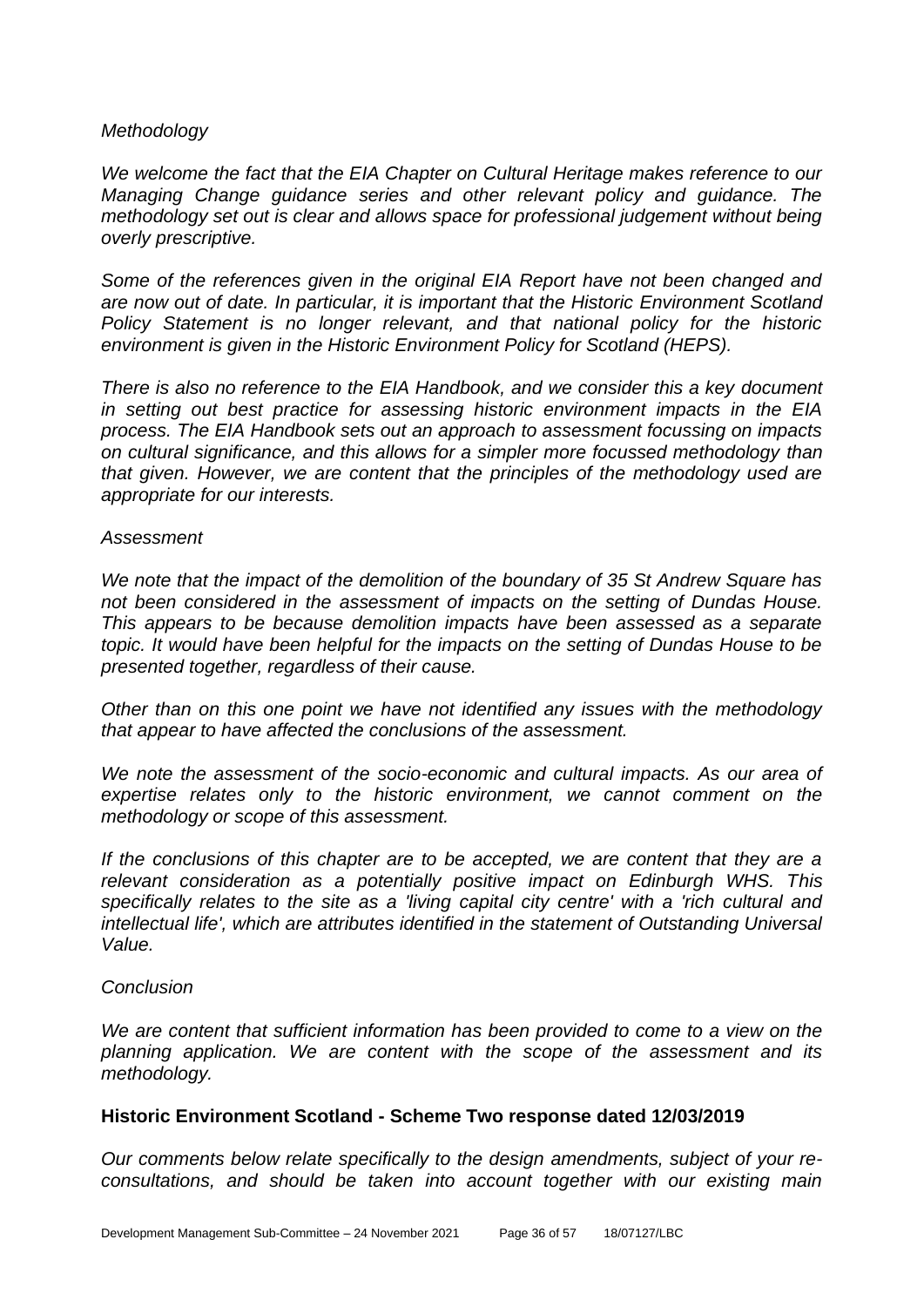*Methodology*

*We welcome the fact that the EIA Chapter on Cultural Heritage makes reference to our Managing Change guidance series and other relevant policy and guidance. The methodology set out is clear and allows space for professional judgement without being overly prescriptive.*

*Some of the references given in the original EIA Report have not been changed and are now out of date. In particular, it is important that the Historic Environment Scotland Policy Statement is no longer relevant, and that national policy for the historic environment is given in the Historic Environment Policy for Scotland (HEPS).*

*There is also no reference to the EIA Handbook, and we consider this a key document in setting out best practice for assessing historic environment impacts in the EIA process. The EIA Handbook sets out an approach to assessment focussing on impacts on cultural significance, and this allows for a simpler more focussed methodology than that given. However, we are content that the principles of the methodology used are appropriate for our interests.*

*Assessment*

*We note that the impact of the demolition of the boundary of 35 St Andrew Square has not been considered in the assessment of impacts on the setting of Dundas House. This appears to be because demolition impacts have been assessed as a separate topic. It would have been helpful for the impacts on the setting of Dundas House to be presented together, regardless of their cause.*

*Other than on this one point we have not identified any issues with the methodology that appear to have affected the conclusions of the assessment.*

*We note the assessment of the socio-economic and cultural impacts. As our area of expertise relates only to the historic environment, we cannot comment on the methodology or scope of this assessment.*

*If the conclusions of this chapter are to be accepted, we are content that they are a relevant consideration as a potentially positive impact on Edinburgh WHS. This specifically relates to the site as a 'living capital city centre' with a 'rich cultural and intellectual life', which are attributes identified in the statement of Outstanding Universal Value.*

*Conclusion*

*We are content that sufficient information has been provided to come to a view on the planning application. We are content with the scope of the assessment and its methodology.*

**Historic Environment Scotland - Scheme Two response dated 12/03/2019**

*Our comments below relate specifically to the design amendments, subject of your re-consultations, and should be taken into account together with our existing main*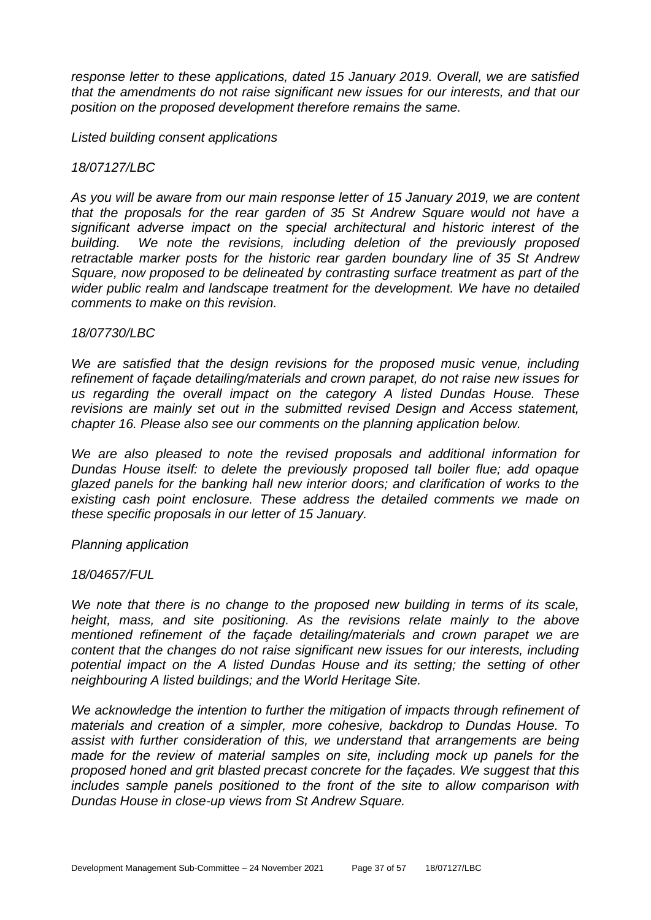*response letter to these applications, dated 15 January 2019. Overall, we are satisfied that the amendments do not raise significant new issues for our interests, and that our position on the proposed development therefore remains the same.*

*Listed building consent applications*

*18/07127/LBC*

*As you will be aware from our main response letter of 15 January 2019, we are content that the proposals for the rear garden of 35 St Andrew Square would not have a significant adverse impact on the special architectural and historic interest of the building. We note the revisions, including deletion of the previously proposed retractable marker posts for the historic rear garden boundary line of 35 St Andrew Square, now proposed to be delineated by contrasting surface treatment as part of the wider public realm and landscape treatment for the development. We have no detailed comments to make on this revision.*

*18/07730/LBC*

*We are satisfied that the design revisions for the proposed music venue, including refinement of façade detailing/materials and crown parapet, do not raise new issues for us regarding the overall impact on the category A listed Dundas House. These revisions are mainly set out in the submitted revised Design and Access statement, chapter 16. Please also see our comments on the planning application below.*

*We are also pleased to note the revised proposals and additional information for Dundas House itself: to delete the previously proposed tall boiler flue; add opaque glazed panels for the banking hall new interior doors; and clarification of works to the existing cash point enclosure. These address the detailed comments we made on these specific proposals in our letter of 15 January.*

*Planning application*

*18/04657/FUL*

*We note that there is no change to the proposed new building in terms of its scale, height, mass, and site positioning. As the revisions relate mainly to the above mentioned refinement of the façade detailing/materials and crown parapet we are content that the changes do not raise significant new issues for our interests, including potential impact on the A listed Dundas House and its setting; the setting of other neighbouring A listed buildings; and the World Heritage Site.*

*We acknowledge the intention to further the mitigation of impacts through refinement of materials and creation of a simpler, more cohesive, backdrop to Dundas House. To assist with further consideration of this, we understand that arrangements are being made for the review of material samples on site, including mock up panels for the proposed honed and grit blasted precast concrete for the façades. We suggest that this includes sample panels positioned to the front of the site to allow comparison with Dundas House in close-up views from St Andrew Square.*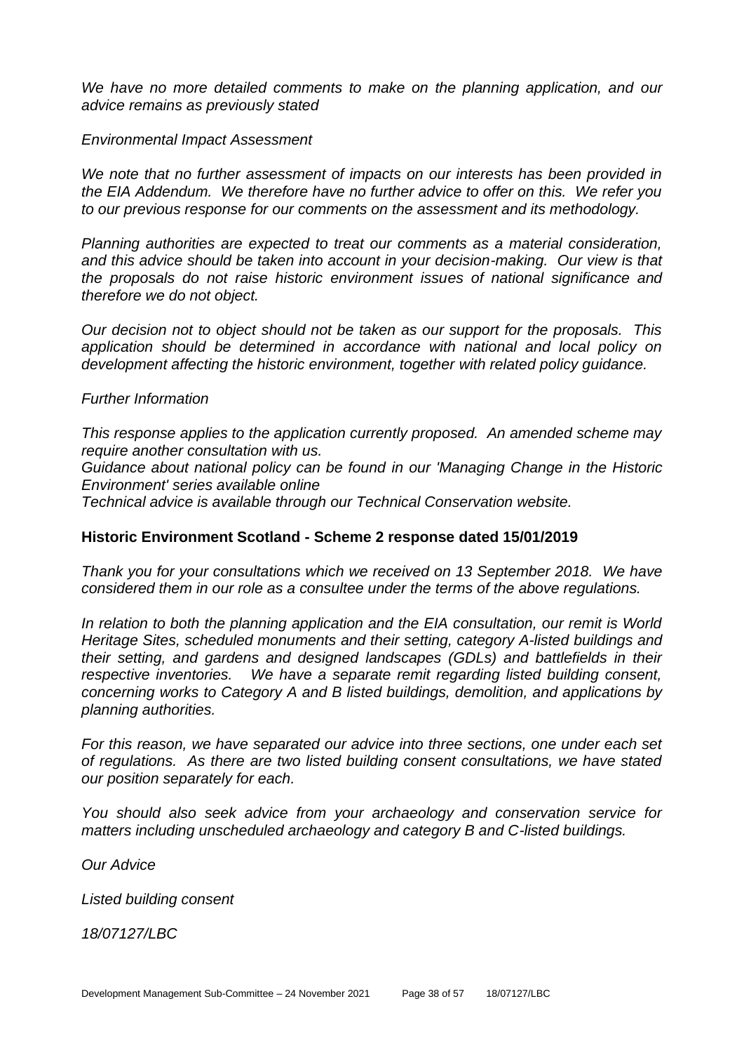*We have no more detailed comments to make on the planning application, and our advice remains as previously stated*

*Environmental Impact Assessment*

*We note that no further assessment of impacts on our interests has been provided in the EIA Addendum. We therefore have no further advice to offer on this. We refer you to our previous response for our comments on the assessment and its methodology.*

*Planning authorities are expected to treat our comments as a material consideration, and this advice should be taken into account in your decision-making. Our view is that the proposals do not raise historic environment issues of national significance and therefore we do not object.*

*Our decision not to object should not be taken as our support for the proposals. This application should be determined in accordance with national and local policy on development affecting the historic environment, together with related policy guidance.*

*Further Information*

*This response applies to the application currently proposed. An amended scheme may require another consultation with us.*
*Guidance about national policy can be found in our 'Managing Change in the Historic Environment' series available online*
*Technical advice is available through our Technical Conservation website.*

**Historic Environment Scotland - Scheme 2 response dated 15/01/2019**

*Thank you for your consultations which we received on 13 September 2018. We have considered them in our role as a consultee under the terms of the above regulations.*

*In relation to both the planning application and the EIA consultation, our remit is World Heritage Sites, scheduled monuments and their setting, category A-listed buildings and their setting, and gardens and designed landscapes (GDLs) and battlefields in their respective inventories. We have a separate remit regarding listed building consent, concerning works to Category A and B listed buildings, demolition, and applications by planning authorities.*

*For this reason, we have separated our advice into three sections, one under each set of regulations. As there are two listed building consent consultations, we have stated our position separately for each.*

*You should also seek advice from your archaeology and conservation service for matters including unscheduled archaeology and category B and C-listed buildings.*

*Our Advice*

*Listed building consent*

*18/07127/LBC*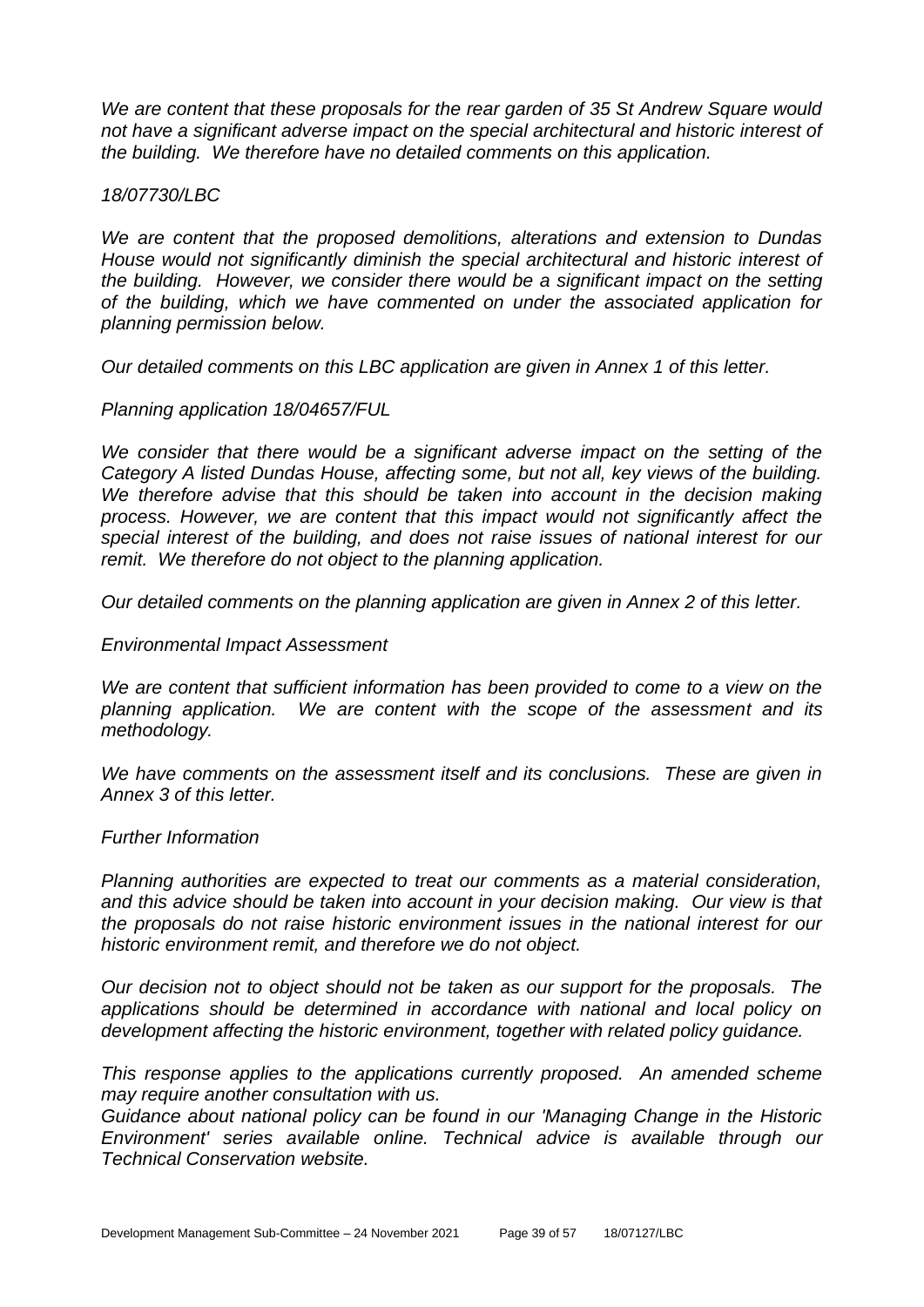*We are content that these proposals for the rear garden of 35 St Andrew Square would not have a significant adverse impact on the special architectural and historic interest of the building. We therefore have no detailed comments on this application.*

*18/07730/LBC*

*We are content that the proposed demolitions, alterations and extension to Dundas House would not significantly diminish the special architectural and historic interest of the building. However, we consider there would be a significant impact on the setting of the building, which we have commented on under the associated application for planning permission below.*

*Our detailed comments on this LBC application are given in Annex 1 of this letter.*

*Planning application 18/04657/FUL*

*We consider that there would be a significant adverse impact on the setting of the Category A listed Dundas House, affecting some, but not all, key views of the building. We therefore advise that this should be taken into account in the decision making process. However, we are content that this impact would not significantly affect the special interest of the building, and does not raise issues of national interest for our remit. We therefore do not object to the planning application.*

*Our detailed comments on the planning application are given in Annex 2 of this letter.*

*Environmental Impact Assessment*

*We are content that sufficient information has been provided to come to a view on the planning application. We are content with the scope of the assessment and its methodology.*

*We have comments on the assessment itself and its conclusions. These are given in Annex 3 of this letter.*

*Further Information*

*Planning authorities are expected to treat our comments as a material consideration, and this advice should be taken into account in your decision making. Our view is that the proposals do not raise historic environment issues in the national interest for our historic environment remit, and therefore we do not object.*

*Our decision not to object should not be taken as our support for the proposals. The applications should be determined in accordance with national and local policy on development affecting the historic environment, together with related policy guidance.*

*This response applies to the applications currently proposed. An amended scheme may require another consultation with us.*
*Guidance about national policy can be found in our 'Managing Change in the Historic Environment' series available online. Technical advice is available through our Technical Conservation website.*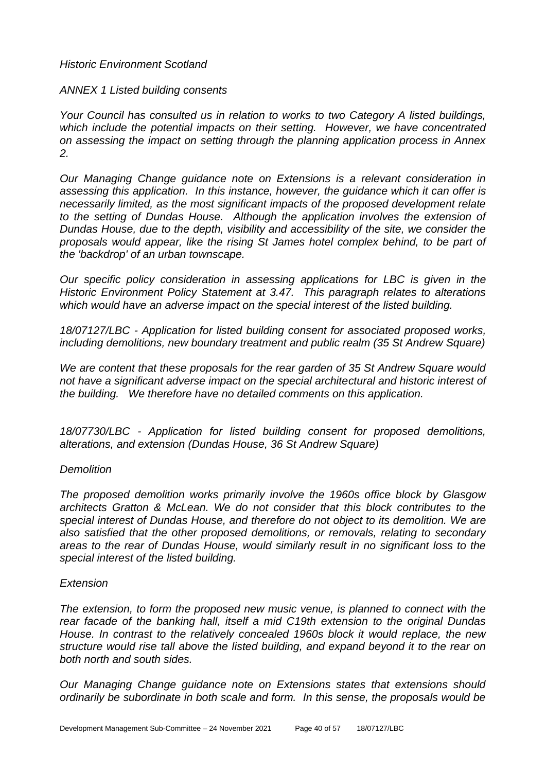*Historic Environment Scotland*

*ANNEX 1 Listed building consents*

*Your Council has consulted us in relation to works to two Category A listed buildings, which include the potential impacts on their setting. However, we have concentrated on assessing the impact on setting through the planning application process in Annex 2.*

*Our Managing Change guidance note on Extensions is a relevant consideration in assessing this application. In this instance, however, the guidance which it can offer is necessarily limited, as the most significant impacts of the proposed development relate to the setting of Dundas House. Although the application involves the extension of Dundas House, due to the depth, visibility and accessibility of the site, we consider the proposals would appear, like the rising St James hotel complex behind, to be part of the 'backdrop' of an urban townscape.*

*Our specific policy consideration in assessing applications for LBC is given in the Historic Environment Policy Statement at 3.47. This paragraph relates to alterations which would have an adverse impact on the special interest of the listed building.*

*18/07127/LBC - Application for listed building consent for associated proposed works, including demolitions, new boundary treatment and public realm (35 St Andrew Square)*

*We are content that these proposals for the rear garden of 35 St Andrew Square would not have a significant adverse impact on the special architectural and historic interest of the building. We therefore have no detailed comments on this application.*

*18/07730/LBC - Application for listed building consent for proposed demolitions, alterations, and extension (Dundas House, 36 St Andrew Square)*

*Demolition*

*The proposed demolition works primarily involve the 1960s office block by Glasgow architects Gratton & McLean. We do not consider that this block contributes to the special interest of Dundas House, and therefore do not object to its demolition. We are also satisfied that the other proposed demolitions, or removals, relating to secondary areas to the rear of Dundas House, would similarly result in no significant loss to the special interest of the listed building.*

*Extension*

*The extension, to form the proposed new music venue, is planned to connect with the rear facade of the banking hall, itself a mid C19th extension to the original Dundas House. In contrast to the relatively concealed 1960s block it would replace, the new structure would rise tall above the listed building, and expand beyond it to the rear on both north and south sides.*

*Our Managing Change guidance note on Extensions states that extensions should ordinarily be subordinate in both scale and form. In this sense, the proposals would be*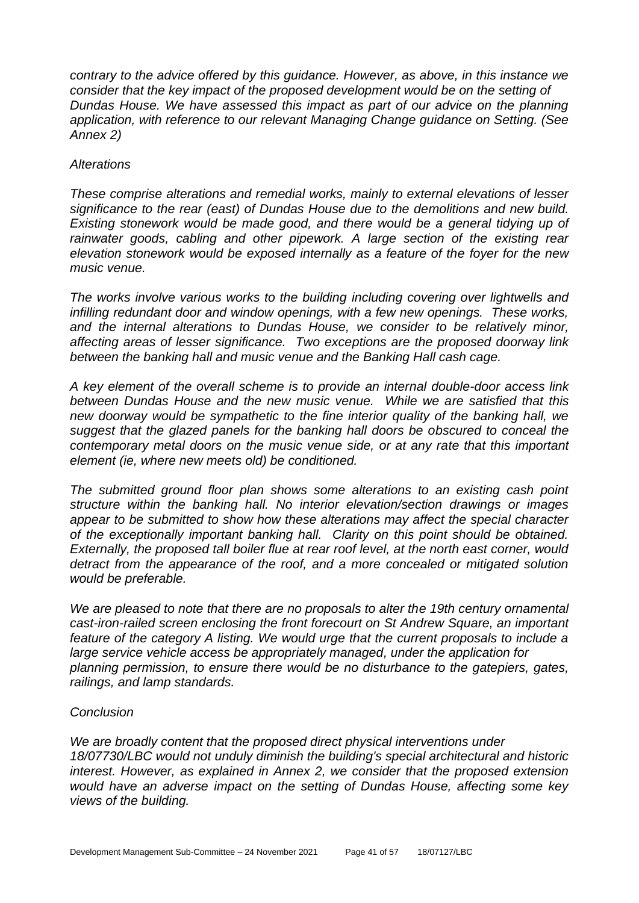*contrary to the advice offered by this guidance. However, as above, in this instance we consider that the key impact of the proposed development would be on the setting of Dundas House. We have assessed this impact as part of our advice on the planning application, with reference to our relevant Managing Change guidance on Setting. (See Annex 2)*

*Alterations*

*These comprise alterations and remedial works, mainly to external elevations of lesser significance to the rear (east) of Dundas House due to the demolitions and new build. Existing stonework would be made good, and there would be a general tidying up of rainwater goods, cabling and other pipework. A large section of the existing rear elevation stonework would be exposed internally as a feature of the foyer for the new music venue.*

*The works involve various works to the building including covering over lightwells and infilling redundant door and window openings, with a few new openings. These works, and the internal alterations to Dundas House, we consider to be relatively minor, affecting areas of lesser significance. Two exceptions are the proposed doorway link between the banking hall and music venue and the Banking Hall cash cage.*

*A key element of the overall scheme is to provide an internal double-door access link between Dundas House and the new music venue. While we are satisfied that this new doorway would be sympathetic to the fine interior quality of the banking hall, we suggest that the glazed panels for the banking hall doors be obscured to conceal the contemporary metal doors on the music venue side, or at any rate that this important element (ie, where new meets old) be conditioned.*

*The submitted ground floor plan shows some alterations to an existing cash point structure within the banking hall. No interior elevation/section drawings or images appear to be submitted to show how these alterations may affect the special character of the exceptionally important banking hall. Clarity on this point should be obtained. Externally, the proposed tall boiler flue at rear roof level, at the north east corner, would detract from the appearance of the roof, and a more concealed or mitigated solution would be preferable.*

*We are pleased to note that there are no proposals to alter the 19th century ornamental cast-iron-railed screen enclosing the front forecourt on St Andrew Square, an important feature of the category A listing. We would urge that the current proposals to include a large service vehicle access be appropriately managed, under the application for planning permission, to ensure there would be no disturbance to the gatepiers, gates, railings, and lamp standards.*

*Conclusion*

*We are broadly content that the proposed direct physical interventions under 18/07730/LBC would not unduly diminish the building's special architectural and historic interest. However, as explained in Annex 2, we consider that the proposed extension would have an adverse impact on the setting of Dundas House, affecting some key views of the building.*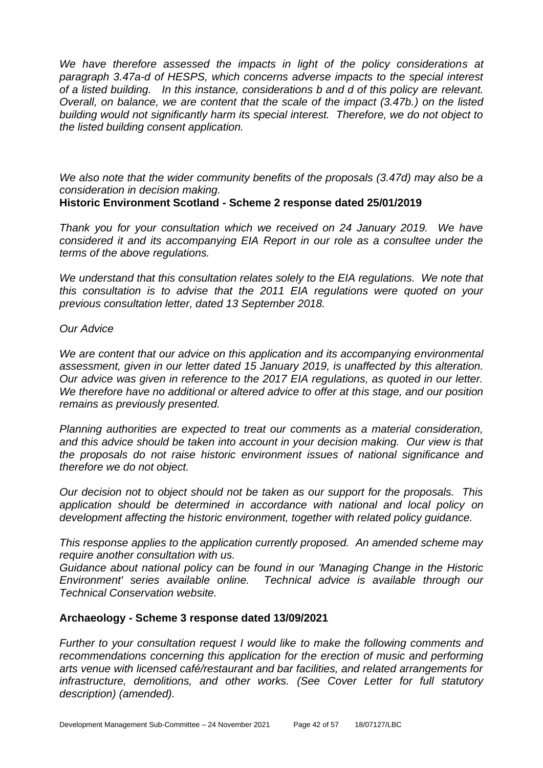*We have therefore assessed the impacts in light of the policy considerations at paragraph 3.47a-d of HESPS, which concerns adverse impacts to the special interest of a listed building. In this instance, considerations b and d of this policy are relevant. Overall, on balance, we are content that the scale of the impact (3.47b.) on the listed building would not significantly harm its special interest. Therefore, we do not object to the listed building consent application.*

*We also note that the wider community benefits of the proposals (3.47d) may also be a consideration in decision making.*

**Historic Environment Scotland - Scheme 2 response dated 25/01/2019**

*Thank you for your consultation which we received on 24 January 2019. We have considered it and its accompanying EIA Report in our role as a consultee under the terms of the above regulations.*

*We understand that this consultation relates solely to the EIA regulations. We note that this consultation is to advise that the 2011 EIA regulations were quoted on your previous consultation letter, dated 13 September 2018.*

*Our Advice*

*We are content that our advice on this application and its accompanying environmental assessment, given in our letter dated 15 January 2019, is unaffected by this alteration. Our advice was given in reference to the 2017 EIA regulations, as quoted in our letter. We therefore have no additional or altered advice to offer at this stage, and our position remains as previously presented.*

*Planning authorities are expected to treat our comments as a material consideration, and this advice should be taken into account in your decision making. Our view is that the proposals do not raise historic environment issues of national significance and therefore we do not object.*

*Our decision not to object should not be taken as our support for the proposals. This application should be determined in accordance with national and local policy on development affecting the historic environment, together with related policy guidance.*

*This response applies to the application currently proposed. An amended scheme may require another consultation with us.*

*Guidance about national policy can be found in our 'Managing Change in the Historic Environment' series available online. Technical advice is available through our Technical Conservation website.*

**Archaeology - Scheme 3 response dated 13/09/2021**

*Further to your consultation request I would like to make the following comments and recommendations concerning this application for the erection of music and performing arts venue with licensed café/restaurant and bar facilities, and related arrangements for infrastructure, demolitions, and other works. (See Cover Letter for full statutory description) (amended).*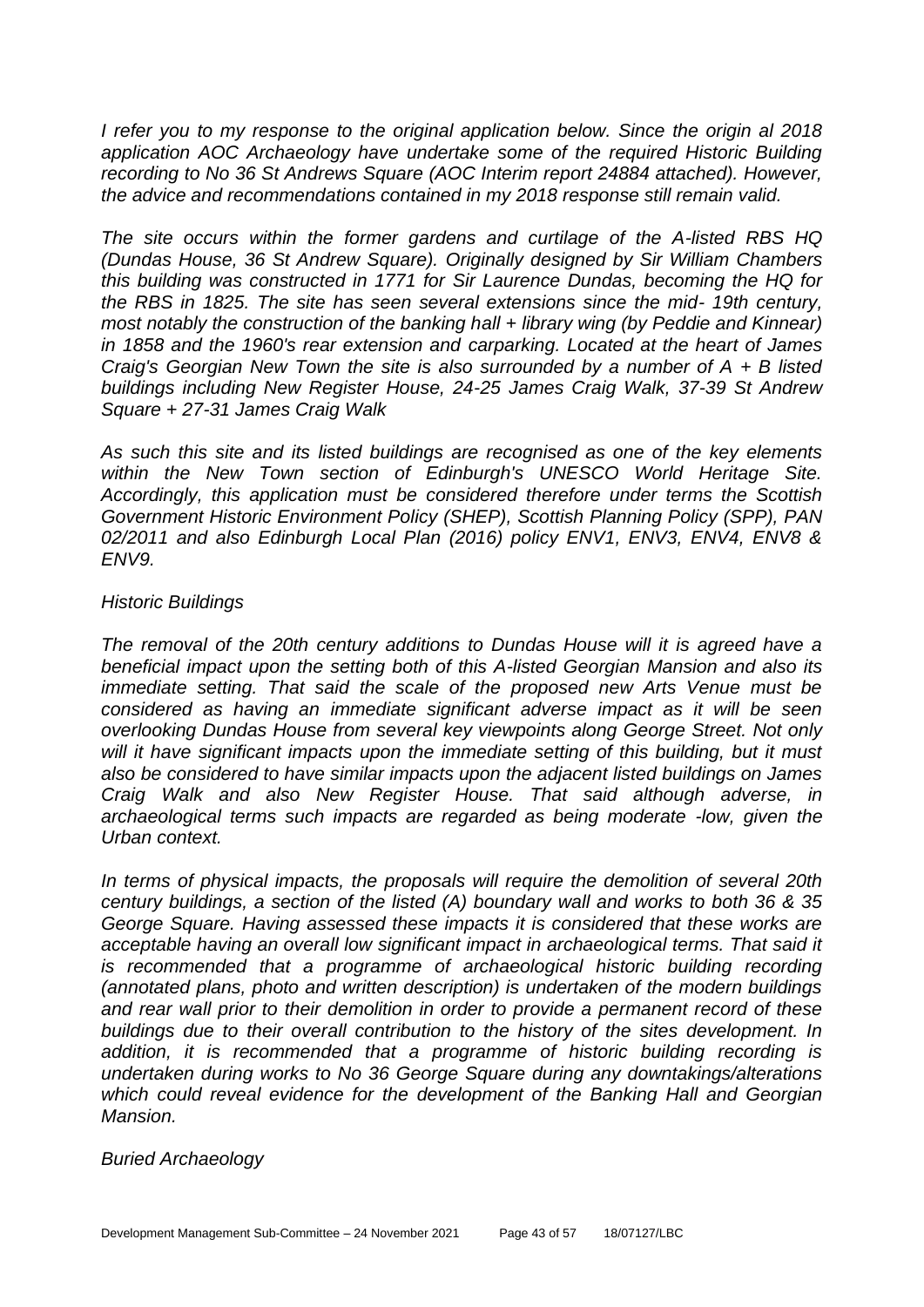*I refer you to my response to the original application below. Since the origin al 2018 application AOC Archaeology have undertake some of the required Historic Building recording to No 36 St Andrews Square (AOC Interim report 24884 attached). However, the advice and recommendations contained in my 2018 response still remain valid.*

*The site occurs within the former gardens and curtilage of the A-listed RBS HQ (Dundas House, 36 St Andrew Square). Originally designed by Sir William Chambers this building was constructed in 1771 for Sir Laurence Dundas, becoming the HQ for the RBS in 1825. The site has seen several extensions since the mid- 19th century, most notably the construction of the banking hall + library wing (by Peddie and Kinnear) in 1858 and the 1960's rear extension and carparking. Located at the heart of James Craig's Georgian New Town the site is also surrounded by a number of A + B listed buildings including New Register House, 24-25 James Craig Walk, 37-39 St Andrew Square + 27-31 James Craig Walk*

*As such this site and its listed buildings are recognised as one of the key elements within the New Town section of Edinburgh's UNESCO World Heritage Site. Accordingly, this application must be considered therefore under terms the Scottish Government Historic Environment Policy (SHEP), Scottish Planning Policy (SPP), PAN 02/2011 and also Edinburgh Local Plan (2016) policy ENV1, ENV3, ENV4, ENV8 & ENV9.*

*Historic Buildings*

*The removal of the 20th century additions to Dundas House will it is agreed have a beneficial impact upon the setting both of this A-listed Georgian Mansion and also its immediate setting. That said the scale of the proposed new Arts Venue must be considered as having an immediate significant adverse impact as it will be seen overlooking Dundas House from several key viewpoints along George Street. Not only will it have significant impacts upon the immediate setting of this building, but it must also be considered to have similar impacts upon the adjacent listed buildings on James Craig Walk and also New Register House. That said although adverse, in archaeological terms such impacts are regarded as being moderate -low, given the Urban context.*

*In terms of physical impacts, the proposals will require the demolition of several 20th century buildings, a section of the listed (A) boundary wall and works to both 36 & 35 George Square. Having assessed these impacts it is considered that these works are acceptable having an overall low significant impact in archaeological terms. That said it is recommended that a programme of archaeological historic building recording (annotated plans, photo and written description) is undertaken of the modern buildings and rear wall prior to their demolition in order to provide a permanent record of these buildings due to their overall contribution to the history of the sites development. In addition, it is recommended that a programme of historic building recording is undertaken during works to No 36 George Square during any downtakings/alterations which could reveal evidence for the development of the Banking Hall and Georgian Mansion.*

*Buried Archaeology*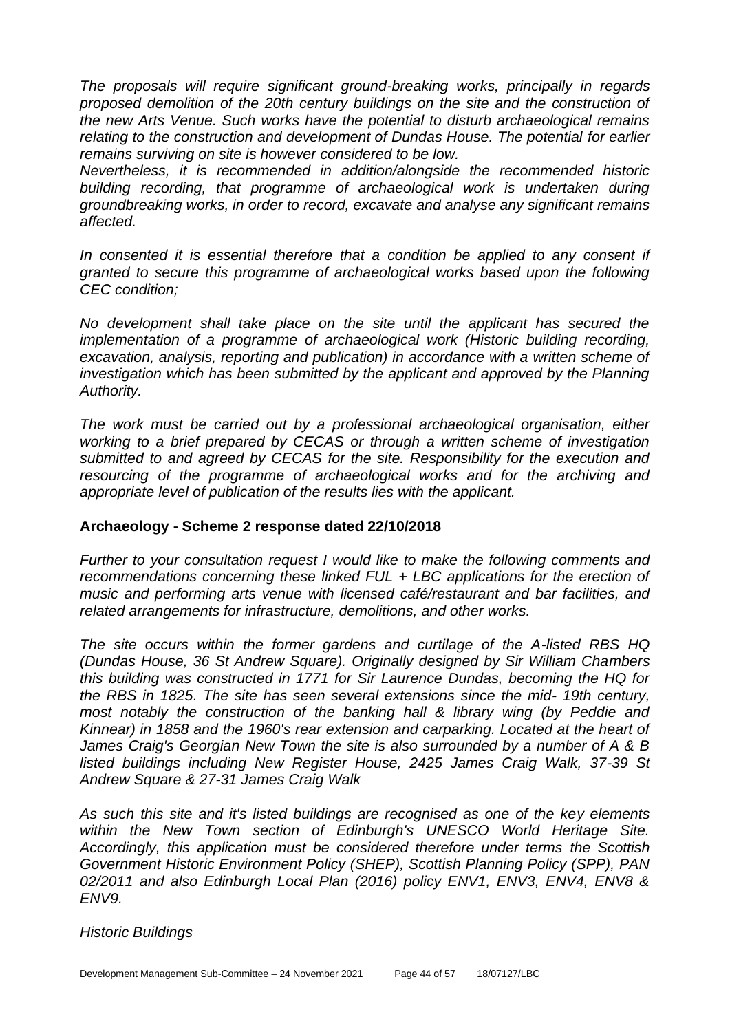*The proposals will require significant ground-breaking works, principally in regards proposed demolition of the 20th century buildings on the site and the construction of the new Arts Venue. Such works have the potential to disturb archaeological remains relating to the construction and development of Dundas House. The potential for earlier remains surviving on site is however considered to be low.*

*Nevertheless, it is recommended in addition/alongside the recommended historic building recording, that programme of archaeological work is undertaken during groundbreaking works, in order to record, excavate and analyse any significant remains affected.*

*In consented it is essential therefore that a condition be applied to any consent if granted to secure this programme of archaeological works based upon the following CEC condition;*

*No development shall take place on the site until the applicant has secured the implementation of a programme of archaeological work (Historic building recording, excavation, analysis, reporting and publication) in accordance with a written scheme of investigation which has been submitted by the applicant and approved by the Planning Authority.*

*The work must be carried out by a professional archaeological organisation, either working to a brief prepared by CECAS or through a written scheme of investigation submitted to and agreed by CECAS for the site. Responsibility for the execution and resourcing of the programme of archaeological works and for the archiving and appropriate level of publication of the results lies with the applicant.*

**Archaeology - Scheme 2 response dated 22/10/2018**

*Further to your consultation request I would like to make the following comments and recommendations concerning these linked FUL + LBC applications for the erection of music and performing arts venue with licensed café/restaurant and bar facilities, and related arrangements for infrastructure, demolitions, and other works.*

*The site occurs within the former gardens and curtilage of the A-listed RBS HQ (Dundas House, 36 St Andrew Square). Originally designed by Sir William Chambers this building was constructed in 1771 for Sir Laurence Dundas, becoming the HQ for the RBS in 1825. The site has seen several extensions since the mid- 19th century, most notably the construction of the banking hall & library wing (by Peddie and Kinnear) in 1858 and the 1960's rear extension and carparking. Located at the heart of James Craig's Georgian New Town the site is also surrounded by a number of A & B listed buildings including New Register House, 2425 James Craig Walk, 37-39 St Andrew Square & 27-31 James Craig Walk*

*As such this site and it's listed buildings are recognised as one of the key elements within the New Town section of Edinburgh's UNESCO World Heritage Site. Accordingly, this application must be considered therefore under terms the Scottish Government Historic Environment Policy (SHEP), Scottish Planning Policy (SPP), PAN 02/2011 and also Edinburgh Local Plan (2016) policy ENV1, ENV3, ENV4, ENV8 & ENV9.*

*Historic Buildings*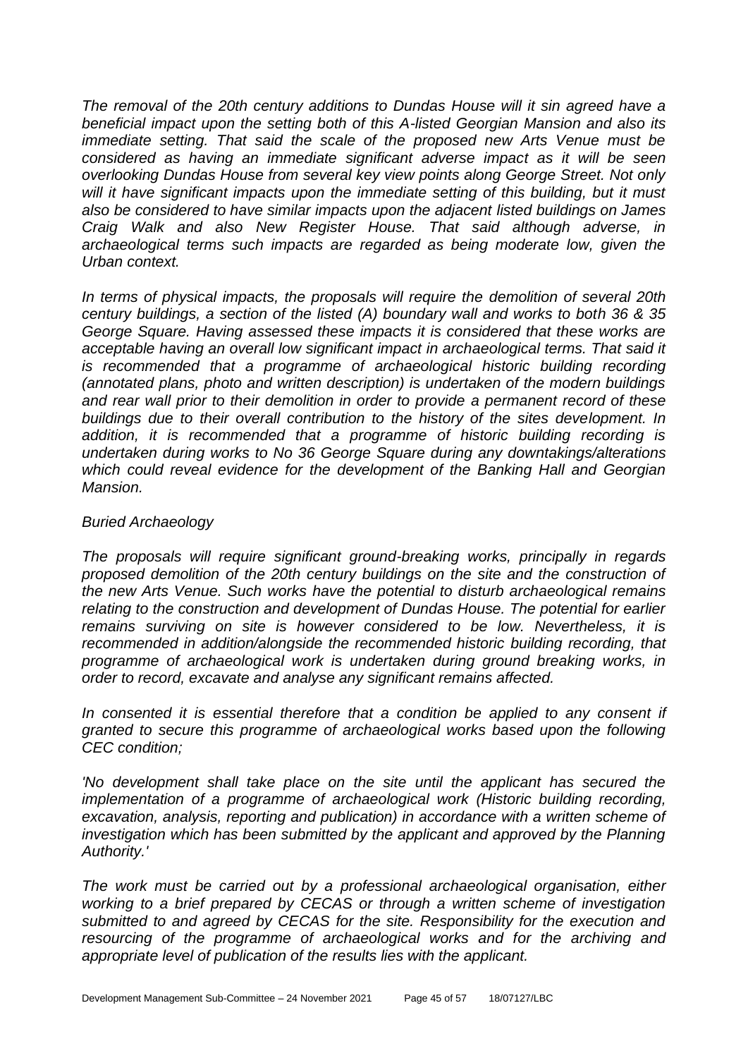*The removal of the 20th century additions to Dundas House will it sin agreed have a beneficial impact upon the setting both of this A-listed Georgian Mansion and also its immediate setting. That said the scale of the proposed new Arts Venue must be considered as having an immediate significant adverse impact as it will be seen overlooking Dundas House from several key view points along George Street. Not only will it have significant impacts upon the immediate setting of this building, but it must also be considered to have similar impacts upon the adjacent listed buildings on James Craig Walk and also New Register House. That said although adverse, in archaeological terms such impacts are regarded as being moderate low, given the Urban context.*

*In terms of physical impacts, the proposals will require the demolition of several 20th century buildings, a section of the listed (A) boundary wall and works to both 36 & 35 George Square. Having assessed these impacts it is considered that these works are acceptable having an overall low significant impact in archaeological terms. That said it is recommended that a programme of archaeological historic building recording (annotated plans, photo and written description) is undertaken of the modern buildings and rear wall prior to their demolition in order to provide a permanent record of these buildings due to their overall contribution to the history of the sites development. In addition, it is recommended that a programme of historic building recording is undertaken during works to No 36 George Square during any downtakings/alterations which could reveal evidence for the development of the Banking Hall and Georgian Mansion.*

*Buried Archaeology*

*The proposals will require significant ground-breaking works, principally in regards proposed demolition of the 20th century buildings on the site and the construction of the new Arts Venue. Such works have the potential to disturb archaeological remains relating to the construction and development of Dundas House. The potential for earlier remains surviving on site is however considered to be low. Nevertheless, it is recommended in addition/alongside the recommended historic building recording, that programme of archaeological work is undertaken during ground breaking works, in order to record, excavate and analyse any significant remains affected.*

*In consented it is essential therefore that a condition be applied to any consent if granted to secure this programme of archaeological works based upon the following CEC condition;*

*'No development shall take place on the site until the applicant has secured the implementation of a programme of archaeological work (Historic building recording, excavation, analysis, reporting and publication) in accordance with a written scheme of investigation which has been submitted by the applicant and approved by the Planning Authority.'*

*The work must be carried out by a professional archaeological organisation, either working to a brief prepared by CECAS or through a written scheme of investigation submitted to and agreed by CECAS for the site. Responsibility for the execution and resourcing of the programme of archaeological works and for the archiving and appropriate level of publication of the results lies with the applicant.*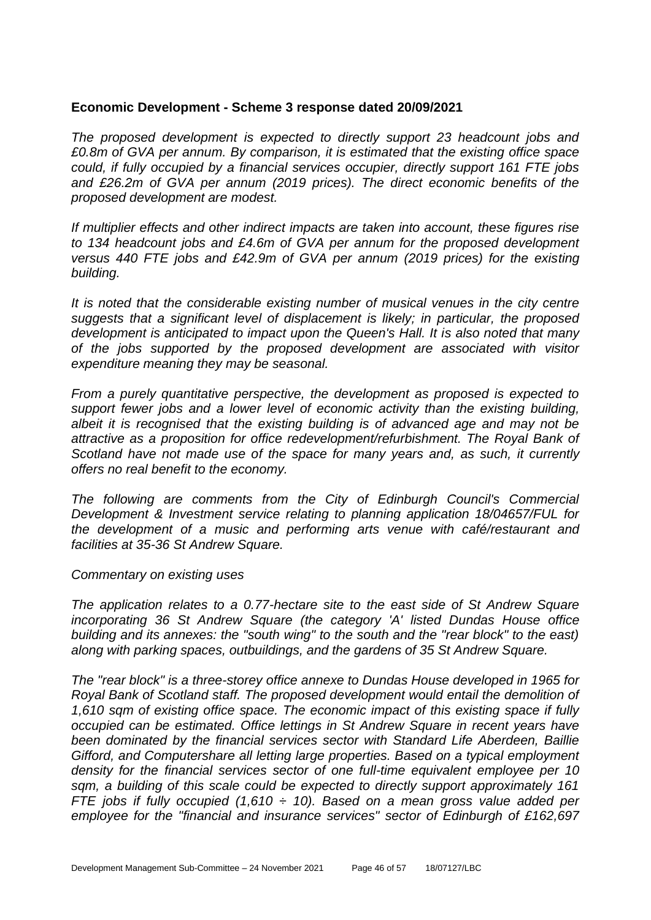**Economic Development - Scheme 3 response dated 20/09/2021**

*The proposed development is expected to directly support 23 headcount jobs and £0.8m of GVA per annum. By comparison, it is estimated that the existing office space could, if fully occupied by a financial services occupier, directly support 161 FTE jobs and £26.2m of GVA per annum (2019 prices). The direct economic benefits of the proposed development are modest.*

*If multiplier effects and other indirect impacts are taken into account, these figures rise to 134 headcount jobs and £4.6m of GVA per annum for the proposed development versus 440 FTE jobs and £42.9m of GVA per annum (2019 prices) for the existing building.*

*It is noted that the considerable existing number of musical venues in the city centre suggests that a significant level of displacement is likely; in particular, the proposed development is anticipated to impact upon the Queen's Hall. It is also noted that many of the jobs supported by the proposed development are associated with visitor expenditure meaning they may be seasonal.*

*From a purely quantitative perspective, the development as proposed is expected to support fewer jobs and a lower level of economic activity than the existing building, albeit it is recognised that the existing building is of advanced age and may not be attractive as a proposition for office redevelopment/refurbishment. The Royal Bank of Scotland have not made use of the space for many years and, as such, it currently offers no real benefit to the economy.*

*The following are comments from the City of Edinburgh Council's Commercial Development & Investment service relating to planning application 18/04657/FUL for the development of a music and performing arts venue with café/restaurant and facilities at 35-36 St Andrew Square.*

*Commentary on existing uses*

*The application relates to a 0.77-hectare site to the east side of St Andrew Square incorporating 36 St Andrew Square (the category 'A' listed Dundas House office building and its annexes: the "south wing" to the south and the "rear block" to the east) along with parking spaces, outbuildings, and the gardens of 35 St Andrew Square.*

*The "rear block" is a three-storey office annexe to Dundas House developed in 1965 for Royal Bank of Scotland staff. The proposed development would entail the demolition of 1,610 sqm of existing office space. The economic impact of this existing space if fully occupied can be estimated. Office lettings in St Andrew Square in recent years have been dominated by the financial services sector with Standard Life Aberdeen, Baillie Gifford, and Computershare all letting large properties. Based on a typical employment density for the financial services sector of one full-time equivalent employee per 10 sqm, a building of this scale could be expected to directly support approximately 161 FTE jobs if fully occupied (1,610 ÷ 10). Based on a mean gross value added per employee for the "financial and insurance services" sector of Edinburgh of £162,697*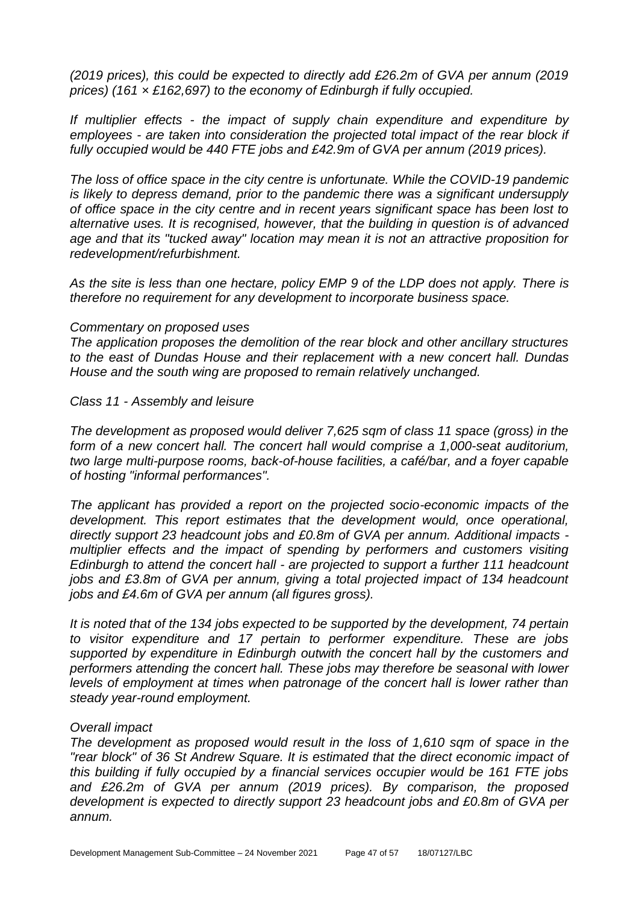*(2019 prices), this could be expected to directly add £26.2m of GVA per annum (2019 prices) (161 × £162,697) to the economy of Edinburgh if fully occupied.*

*If multiplier effects - the impact of supply chain expenditure and expenditure by employees - are taken into consideration the projected total impact of the rear block if fully occupied would be 440 FTE jobs and £42.9m of GVA per annum (2019 prices).*

*The loss of office space in the city centre is unfortunate. While the COVID-19 pandemic is likely to depress demand, prior to the pandemic there was a significant undersupply of office space in the city centre and in recent years significant space has been lost to alternative uses. It is recognised, however, that the building in question is of advanced age and that its "tucked away" location may mean it is not an attractive proposition for redevelopment/refurbishment.*

*As the site is less than one hectare, policy EMP 9 of the LDP does not apply. There is therefore no requirement for any development to incorporate business space.*

*Commentary on proposed uses*
*The application proposes the demolition of the rear block and other ancillary structures to the east of Dundas House and their replacement with a new concert hall. Dundas House and the south wing are proposed to remain relatively unchanged.*

*Class 11 - Assembly and leisure*

*The development as proposed would deliver 7,625 sqm of class 11 space (gross) in the form of a new concert hall. The concert hall would comprise a 1,000-seat auditorium, two large multi-purpose rooms, back-of-house facilities, a café/bar, and a foyer capable of hosting "informal performances".*

*The applicant has provided a report on the projected socio-economic impacts of the development. This report estimates that the development would, once operational, directly support 23 headcount jobs and £0.8m of GVA per annum. Additional impacts - multiplier effects and the impact of spending by performers and customers visiting Edinburgh to attend the concert hall - are projected to support a further 111 headcount jobs and £3.8m of GVA per annum, giving a total projected impact of 134 headcount jobs and £4.6m of GVA per annum (all figures gross).*

*It is noted that of the 134 jobs expected to be supported by the development, 74 pertain to visitor expenditure and 17 pertain to performer expenditure. These are jobs supported by expenditure in Edinburgh outwith the concert hall by the customers and performers attending the concert hall. These jobs may therefore be seasonal with lower levels of employment at times when patronage of the concert hall is lower rather than steady year-round employment.*

*Overall impact*
*The development as proposed would result in the loss of 1,610 sqm of space in the "rear block" of 36 St Andrew Square. It is estimated that the direct economic impact of this building if fully occupied by a financial services occupier would be 161 FTE jobs and £26.2m of GVA per annum (2019 prices). By comparison, the proposed development is expected to directly support 23 headcount jobs and £0.8m of GVA per annum.*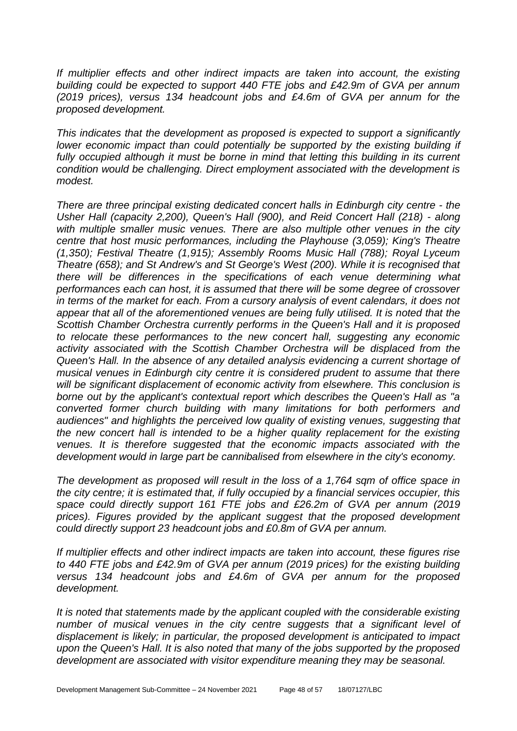*If multiplier effects and other indirect impacts are taken into account, the existing building could be expected to support 440 FTE jobs and £42.9m of GVA per annum (2019 prices), versus 134 headcount jobs and £4.6m of GVA per annum for the proposed development.*

*This indicates that the development as proposed is expected to support a significantly lower economic impact than could potentially be supported by the existing building if fully occupied although it must be borne in mind that letting this building in its current condition would be challenging. Direct employment associated with the development is modest.*

*There are three principal existing dedicated concert halls in Edinburgh city centre - the Usher Hall (capacity 2,200), Queen's Hall (900), and Reid Concert Hall (218) - along with multiple smaller music venues. There are also multiple other venues in the city centre that host music performances, including the Playhouse (3,059); King's Theatre (1,350); Festival Theatre (1,915); Assembly Rooms Music Hall (788); Royal Lyceum Theatre (658); and St Andrew's and St George's West (200). While it is recognised that there will be differences in the specifications of each venue determining what performances each can host, it is assumed that there will be some degree of crossover in terms of the market for each. From a cursory analysis of event calendars, it does not appear that all of the aforementioned venues are being fully utilised. It is noted that the Scottish Chamber Orchestra currently performs in the Queen's Hall and it is proposed to relocate these performances to the new concert hall, suggesting any economic activity associated with the Scottish Chamber Orchestra will be displaced from the Queen's Hall. In the absence of any detailed analysis evidencing a current shortage of musical venues in Edinburgh city centre it is considered prudent to assume that there will be significant displacement of economic activity from elsewhere. This conclusion is borne out by the applicant's contextual report which describes the Queen's Hall as "a converted former church building with many limitations for both performers and audiences" and highlights the perceived low quality of existing venues, suggesting that the new concert hall is intended to be a higher quality replacement for the existing venues. It is therefore suggested that the economic impacts associated with the development would in large part be cannibalised from elsewhere in the city's economy.*

*The development as proposed will result in the loss of a 1,764 sqm of office space in the city centre; it is estimated that, if fully occupied by a financial services occupier, this space could directly support 161 FTE jobs and £26.2m of GVA per annum (2019 prices). Figures provided by the applicant suggest that the proposed development could directly support 23 headcount jobs and £0.8m of GVA per annum.*

*If multiplier effects and other indirect impacts are taken into account, these figures rise to 440 FTE jobs and £42.9m of GVA per annum (2019 prices) for the existing building versus 134 headcount jobs and £4.6m of GVA per annum for the proposed development.*

*It is noted that statements made by the applicant coupled with the considerable existing number of musical venues in the city centre suggests that a significant level of displacement is likely; in particular, the proposed development is anticipated to impact upon the Queen's Hall. It is also noted that many of the jobs supported by the proposed development are associated with visitor expenditure meaning they may be seasonal.*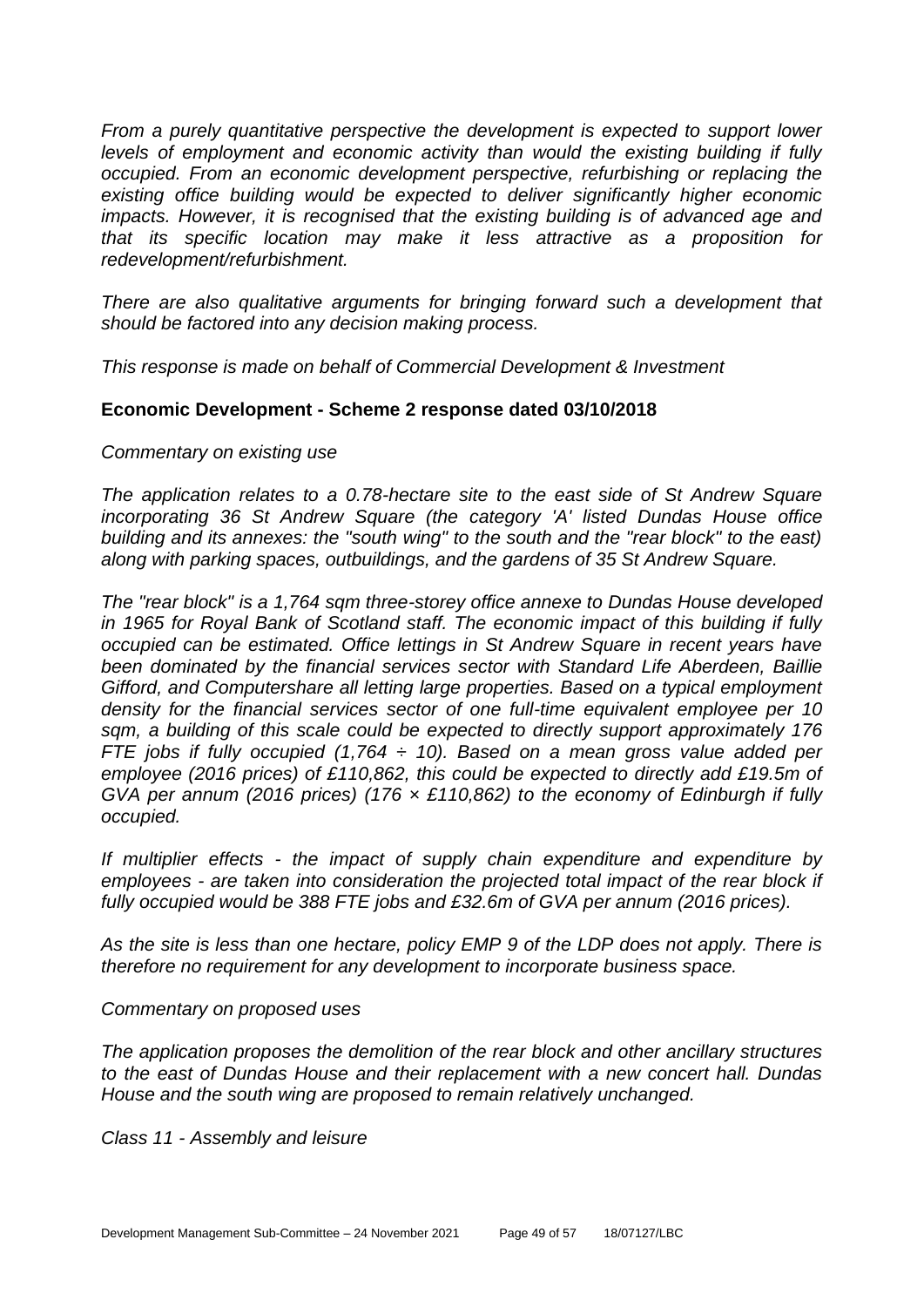*From a purely quantitative perspective the development is expected to support lower levels of employment and economic activity than would the existing building if fully occupied. From an economic development perspective, refurbishing or replacing the existing office building would be expected to deliver significantly higher economic impacts. However, it is recognised that the existing building is of advanced age and that its specific location may make it less attractive as a proposition for redevelopment/refurbishment.*

*There are also qualitative arguments for bringing forward such a development that should be factored into any decision making process.*

*This response is made on behalf of Commercial Development & Investment*

**Economic Development - Scheme 2 response dated 03/10/2018**

*Commentary on existing use*

*The application relates to a 0.78-hectare site to the east side of St Andrew Square incorporating 36 St Andrew Square (the category 'A' listed Dundas House office building and its annexes: the "south wing" to the south and the "rear block" to the east) along with parking spaces, outbuildings, and the gardens of 35 St Andrew Square.*

*The "rear block" is a 1,764 sqm three-storey office annexe to Dundas House developed in 1965 for Royal Bank of Scotland staff. The economic impact of this building if fully occupied can be estimated. Office lettings in St Andrew Square in recent years have been dominated by the financial services sector with Standard Life Aberdeen, Baillie Gifford, and Computershare all letting large properties. Based on a typical employment density for the financial services sector of one full-time equivalent employee per 10 sqm, a building of this scale could be expected to directly support approximately 176 FTE jobs if fully occupied (1,764 ÷ 10). Based on a mean gross value added per employee (2016 prices) of £110,862, this could be expected to directly add £19.5m of GVA per annum (2016 prices) (176 × £110,862) to the economy of Edinburgh if fully occupied.*

*If multiplier effects - the impact of supply chain expenditure and expenditure by employees - are taken into consideration the projected total impact of the rear block if fully occupied would be 388 FTE jobs and £32.6m of GVA per annum (2016 prices).*

*As the site is less than one hectare, policy EMP 9 of the LDP does not apply. There is therefore no requirement for any development to incorporate business space.*

*Commentary on proposed uses*

*The application proposes the demolition of the rear block and other ancillary structures to the east of Dundas House and their replacement with a new concert hall. Dundas House and the south wing are proposed to remain relatively unchanged.*

*Class 11 - Assembly and leisure*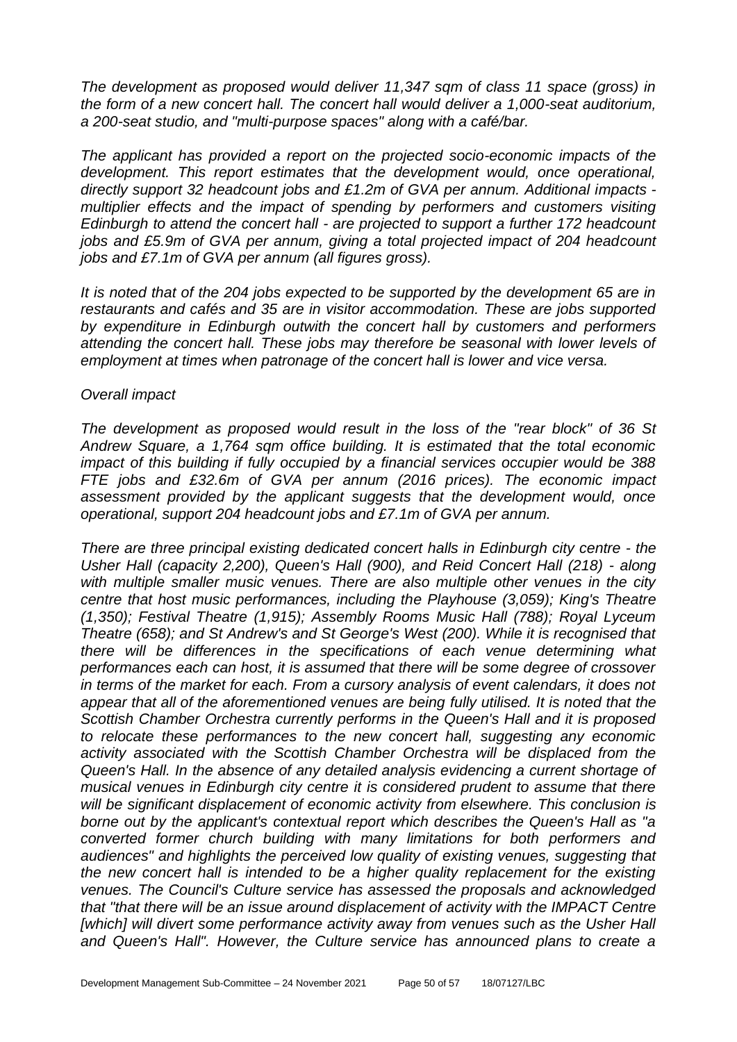*The development as proposed would deliver 11,347 sqm of class 11 space (gross) in the form of a new concert hall. The concert hall would deliver a 1,000-seat auditorium, a 200-seat studio, and "multi-purpose spaces" along with a café/bar.*

*The applicant has provided a report on the projected socio-economic impacts of the development. This report estimates that the development would, once operational, directly support 32 headcount jobs and £1.2m of GVA per annum. Additional impacts - multiplier effects and the impact of spending by performers and customers visiting Edinburgh to attend the concert hall - are projected to support a further 172 headcount jobs and £5.9m of GVA per annum, giving a total projected impact of 204 headcount jobs and £7.1m of GVA per annum (all figures gross).*

*It is noted that of the 204 jobs expected to be supported by the development 65 are in restaurants and cafés and 35 are in visitor accommodation. These are jobs supported by expenditure in Edinburgh outwith the concert hall by customers and performers attending the concert hall. These jobs may therefore be seasonal with lower levels of employment at times when patronage of the concert hall is lower and vice versa.*

*Overall impact*

*The development as proposed would result in the loss of the "rear block" of 36 St Andrew Square, a 1,764 sqm office building. It is estimated that the total economic impact of this building if fully occupied by a financial services occupier would be 388 FTE jobs and £32.6m of GVA per annum (2016 prices). The economic impact assessment provided by the applicant suggests that the development would, once operational, support 204 headcount jobs and £7.1m of GVA per annum.*

*There are three principal existing dedicated concert halls in Edinburgh city centre - the Usher Hall (capacity 2,200), Queen's Hall (900), and Reid Concert Hall (218) - along with multiple smaller music venues. There are also multiple other venues in the city centre that host music performances, including the Playhouse (3,059); King's Theatre (1,350); Festival Theatre (1,915); Assembly Rooms Music Hall (788); Royal Lyceum Theatre (658); and St Andrew's and St George's West (200). While it is recognised that there will be differences in the specifications of each venue determining what performances each can host, it is assumed that there will be some degree of crossover in terms of the market for each. From a cursory analysis of event calendars, it does not appear that all of the aforementioned venues are being fully utilised. It is noted that the Scottish Chamber Orchestra currently performs in the Queen's Hall and it is proposed to relocate these performances to the new concert hall, suggesting any economic activity associated with the Scottish Chamber Orchestra will be displaced from the Queen's Hall. In the absence of any detailed analysis evidencing a current shortage of musical venues in Edinburgh city centre it is considered prudent to assume that there will be significant displacement of economic activity from elsewhere. This conclusion is borne out by the applicant's contextual report which describes the Queen's Hall as "a converted former church building with many limitations for both performers and audiences" and highlights the perceived low quality of existing venues, suggesting that the new concert hall is intended to be a higher quality replacement for the existing venues. The Council's Culture service has assessed the proposals and acknowledged that "that there will be an issue around displacement of activity with the IMPACT Centre [which] will divert some performance activity away from venues such as the Usher Hall and Queen's Hall". However, the Culture service has announced plans to create a*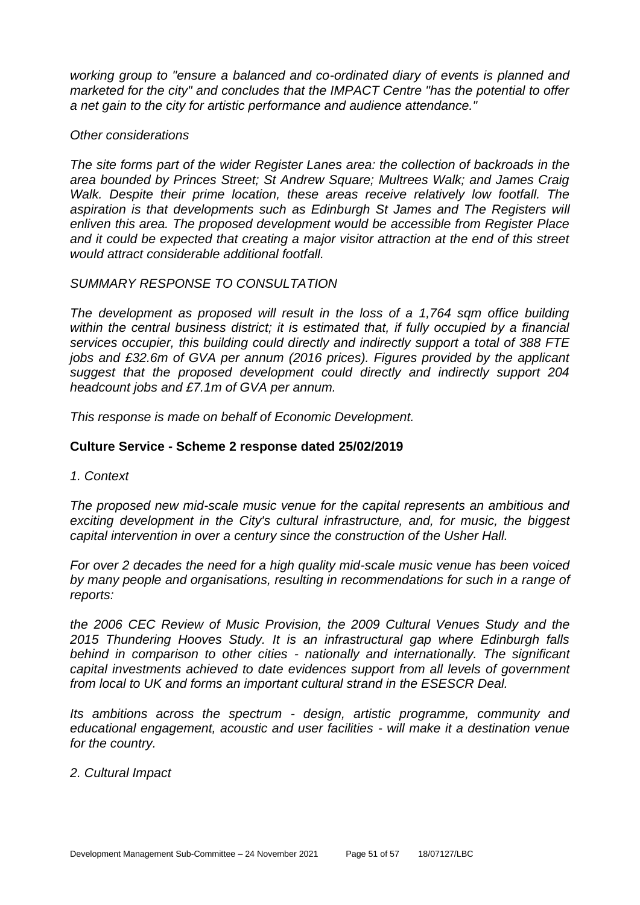*working group to "ensure a balanced and co-ordinated diary of events is planned and marketed for the city" and concludes that the IMPACT Centre "has the potential to offer a net gain to the city for artistic performance and audience attendance."*

*Other considerations*

*The site forms part of the wider Register Lanes area: the collection of backroads in the area bounded by Princes Street; St Andrew Square; Multrees Walk; and James Craig Walk. Despite their prime location, these areas receive relatively low footfall. The aspiration is that developments such as Edinburgh St James and The Registers will enliven this area. The proposed development would be accessible from Register Place and it could be expected that creating a major visitor attraction at the end of this street would attract considerable additional footfall.*

*SUMMARY RESPONSE TO CONSULTATION*

*The development as proposed will result in the loss of a 1,764 sqm office building within the central business district; it is estimated that, if fully occupied by a financial services occupier, this building could directly and indirectly support a total of 388 FTE jobs and £32.6m of GVA per annum (2016 prices). Figures provided by the applicant suggest that the proposed development could directly and indirectly support 204 headcount jobs and £7.1m of GVA per annum.*

*This response is made on behalf of Economic Development.*

**Culture Service - Scheme 2 response dated 25/02/2019**

*1. Context*

*The proposed new mid-scale music venue for the capital represents an ambitious and exciting development in the City's cultural infrastructure, and, for music, the biggest capital intervention in over a century since the construction of the Usher Hall.*

*For over 2 decades the need for a high quality mid-scale music venue has been voiced by many people and organisations, resulting in recommendations for such in a range of reports:*

*the 2006 CEC Review of Music Provision, the 2009 Cultural Venues Study and the 2015 Thundering Hooves Study. It is an infrastructural gap where Edinburgh falls behind in comparison to other cities - nationally and internationally. The significant capital investments achieved to date evidences support from all levels of government from local to UK and forms an important cultural strand in the ESESCR Deal.*

*Its ambitions across the spectrum - design, artistic programme, community and educational engagement, acoustic and user facilities - will make it a destination venue for the country.*

*2. Cultural Impact*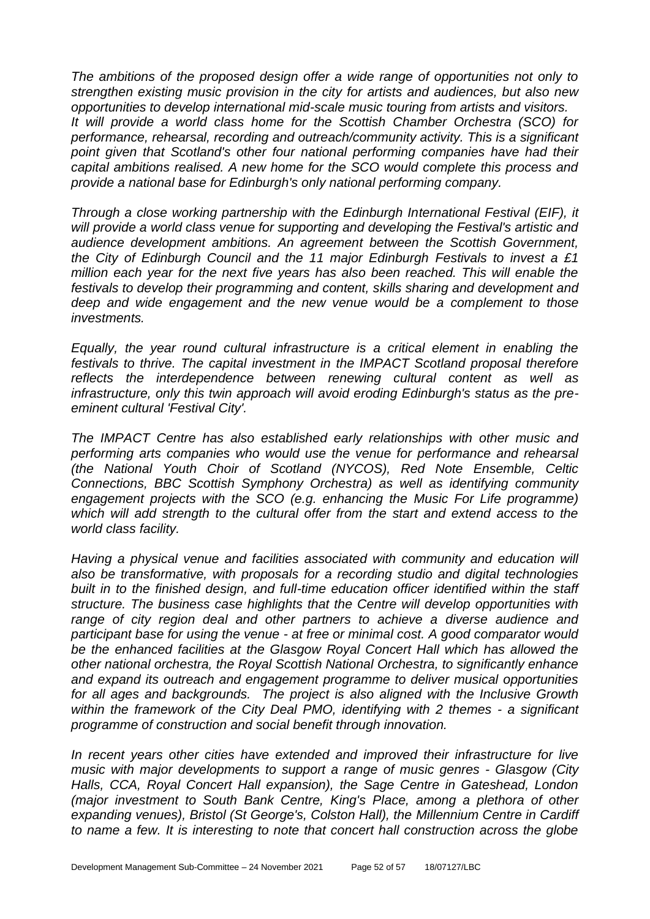*The ambitions of the proposed design offer a wide range of opportunities not only to strengthen existing music provision in the city for artists and audiences, but also new opportunities to develop international mid-scale music touring from artists and visitors. It will provide a world class home for the Scottish Chamber Orchestra (SCO) for performance, rehearsal, recording and outreach/community activity. This is a significant point given that Scotland's other four national performing companies have had their capital ambitions realised. A new home for the SCO would complete this process and provide a national base for Edinburgh's only national performing company.*

*Through a close working partnership with the Edinburgh International Festival (EIF), it will provide a world class venue for supporting and developing the Festival's artistic and audience development ambitions. An agreement between the Scottish Government, the City of Edinburgh Council and the 11 major Edinburgh Festivals to invest a £1 million each year for the next five years has also been reached. This will enable the festivals to develop their programming and content, skills sharing and development and deep and wide engagement and the new venue would be a complement to those investments.*

*Equally, the year round cultural infrastructure is a critical element in enabling the festivals to thrive. The capital investment in the IMPACT Scotland proposal therefore reflects the interdependence between renewing cultural content as well as infrastructure, only this twin approach will avoid eroding Edinburgh's status as the pre-eminent cultural 'Festival City'.*

*The IMPACT Centre has also established early relationships with other music and performing arts companies who would use the venue for performance and rehearsal (the National Youth Choir of Scotland (NYCOS), Red Note Ensemble, Celtic Connections, BBC Scottish Symphony Orchestra) as well as identifying community engagement projects with the SCO (e.g. enhancing the Music For Life programme) which will add strength to the cultural offer from the start and extend access to the world class facility.*

*Having a physical venue and facilities associated with community and education will also be transformative, with proposals for a recording studio and digital technologies built in to the finished design, and full-time education officer identified within the staff structure. The business case highlights that the Centre will develop opportunities with range of city region deal and other partners to achieve a diverse audience and participant base for using the venue - at free or minimal cost. A good comparator would be the enhanced facilities at the Glasgow Royal Concert Hall which has allowed the other national orchestra, the Royal Scottish National Orchestra, to significantly enhance and expand its outreach and engagement programme to deliver musical opportunities for all ages and backgrounds. The project is also aligned with the Inclusive Growth within the framework of the City Deal PMO, identifying with 2 themes - a significant programme of construction and social benefit through innovation.*

*In recent years other cities have extended and improved their infrastructure for live music with major developments to support a range of music genres - Glasgow (City Halls, CCA, Royal Concert Hall expansion), the Sage Centre in Gateshead, London (major investment to South Bank Centre, King's Place, among a plethora of other expanding venues), Bristol (St George's, Colston Hall), the Millennium Centre in Cardiff to name a few. It is interesting to note that concert hall construction across the globe*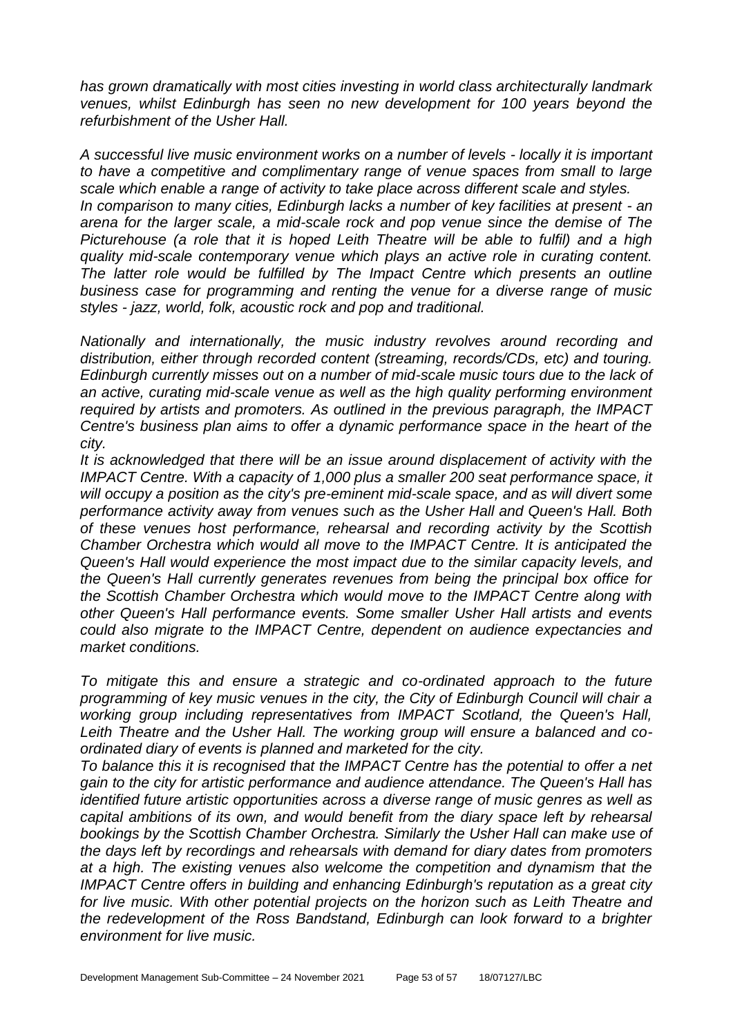*has grown dramatically with most cities investing in world class architecturally landmark venues, whilst Edinburgh has seen no new development for 100 years beyond the refurbishment of the Usher Hall.*

*A successful live music environment works on a number of levels - locally it is important to have a competitive and complimentary range of venue spaces from small to large scale which enable a range of activity to take place across different scale and styles.*

*In comparison to many cities, Edinburgh lacks a number of key facilities at present - an arena for the larger scale, a mid-scale rock and pop venue since the demise of The Picturehouse (a role that it is hoped Leith Theatre will be able to fulfil) and a high quality mid-scale contemporary venue which plays an active role in curating content. The latter role would be fulfilled by The Impact Centre which presents an outline business case for programming and renting the venue for a diverse range of music styles - jazz, world, folk, acoustic rock and pop and traditional.*

*Nationally and internationally, the music industry revolves around recording and distribution, either through recorded content (streaming, records/CDs, etc) and touring. Edinburgh currently misses out on a number of mid-scale music tours due to the lack of an active, curating mid-scale venue as well as the high quality performing environment required by artists and promoters. As outlined in the previous paragraph, the IMPACT Centre's business plan aims to offer a dynamic performance space in the heart of the city.*

*It is acknowledged that there will be an issue around displacement of activity with the IMPACT Centre. With a capacity of 1,000 plus a smaller 200 seat performance space, it will occupy a position as the city's pre-eminent mid-scale space, and as will divert some performance activity away from venues such as the Usher Hall and Queen's Hall. Both of these venues host performance, rehearsal and recording activity by the Scottish Chamber Orchestra which would all move to the IMPACT Centre. It is anticipated the Queen's Hall would experience the most impact due to the similar capacity levels, and the Queen's Hall currently generates revenues from being the principal box office for the Scottish Chamber Orchestra which would move to the IMPACT Centre along with other Queen's Hall performance events. Some smaller Usher Hall artists and events could also migrate to the IMPACT Centre, dependent on audience expectancies and market conditions.*

*To mitigate this and ensure a strategic and co-ordinated approach to the future programming of key music venues in the city, the City of Edinburgh Council will chair a working group including representatives from IMPACT Scotland, the Queen's Hall, Leith Theatre and the Usher Hall. The working group will ensure a balanced and co-ordinated diary of events is planned and marketed for the city.*

*To balance this it is recognised that the IMPACT Centre has the potential to offer a net gain to the city for artistic performance and audience attendance. The Queen's Hall has identified future artistic opportunities across a diverse range of music genres as well as capital ambitions of its own, and would benefit from the diary space left by rehearsal bookings by the Scottish Chamber Orchestra. Similarly the Usher Hall can make use of the days left by recordings and rehearsals with demand for diary dates from promoters at a high. The existing venues also welcome the competition and dynamism that the IMPACT Centre offers in building and enhancing Edinburgh's reputation as a great city for live music. With other potential projects on the horizon such as Leith Theatre and the redevelopment of the Ross Bandstand, Edinburgh can look forward to a brighter environment for live music.*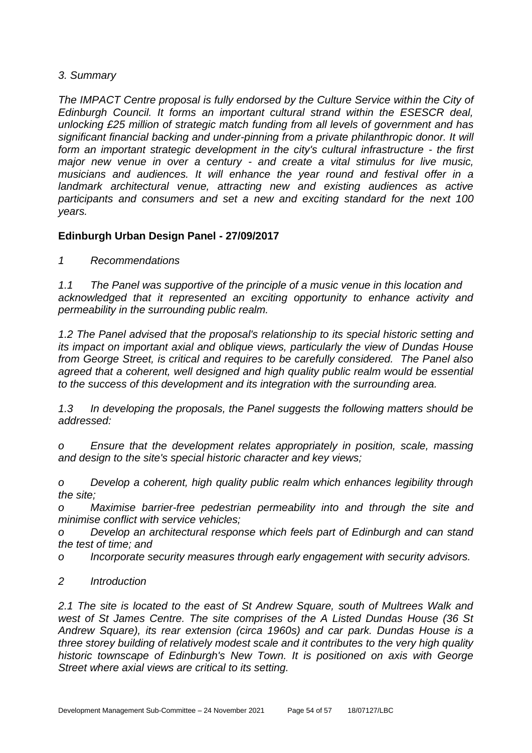*3. Summary*

*The IMPACT Centre proposal is fully endorsed by the Culture Service within the City of Edinburgh Council. It forms an important cultural strand within the ESESCR deal, unlocking £25 million of strategic match funding from all levels of government and has significant financial backing and under-pinning from a private philanthropic donor. It will form an important strategic development in the city's cultural infrastructure - the first major new venue in over a century - and create a vital stimulus for live music, musicians and audiences. It will enhance the year round and festival offer in a landmark architectural venue, attracting new and existing audiences as active participants and consumers and set a new and exciting standard for the next 100 years.*

**Edinburgh Urban Design Panel - 27/09/2017**

*1 Recommendations*

*1.1 The Panel was supportive of the principle of a music venue in this location and acknowledged that it represented an exciting opportunity to enhance activity and permeability in the surrounding public realm.*

*1.2 The Panel advised that the proposal's relationship to its special historic setting and its impact on important axial and oblique views, particularly the view of Dundas House from George Street, is critical and requires to be carefully considered. The Panel also agreed that a coherent, well designed and high quality public realm would be essential to the success of this development and its integration with the surrounding area.*

*1.3 In developing the proposals, the Panel suggests the following matters should be addressed:*

*o Ensure that the development relates appropriately in position, scale, massing and design to the site's special historic character and key views;*

*o Develop a coherent, high quality public realm which enhances legibility through the site;*

*o Maximise barrier-free pedestrian permeability into and through the site and minimise conflict with service vehicles;*

*o Develop an architectural response which feels part of Edinburgh and can stand the test of time; and*

*o Incorporate security measures through early engagement with security advisors.*

*2 Introduction*

*2.1 The site is located to the east of St Andrew Square, south of Multrees Walk and west of St James Centre. The site comprises of the A Listed Dundas House (36 St Andrew Square), its rear extension (circa 1960s) and car park. Dundas House is a three storey building of relatively modest scale and it contributes to the very high quality historic townscape of Edinburgh's New Town. It is positioned on axis with George Street where axial views are critical to its setting.*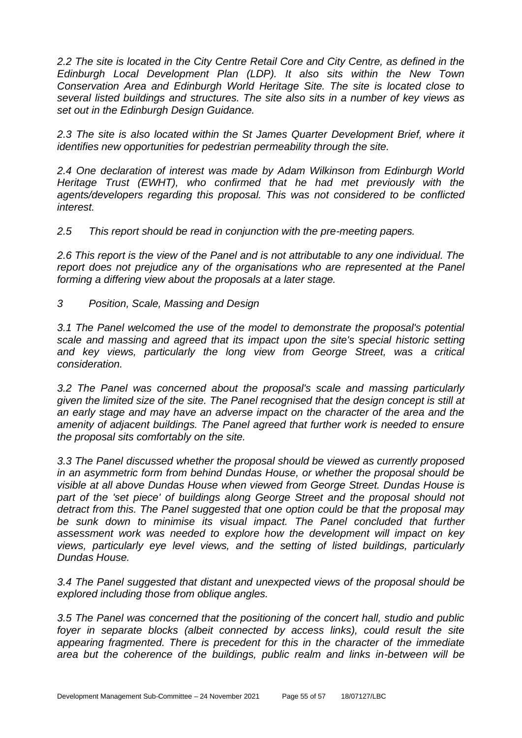*2.2 The site is located in the City Centre Retail Core and City Centre, as defined in the Edinburgh Local Development Plan (LDP). It also sits within the New Town Conservation Area and Edinburgh World Heritage Site. The site is located close to several listed buildings and structures. The site also sits in a number of key views as set out in the Edinburgh Design Guidance.*

*2.3 The site is also located within the St James Quarter Development Brief, where it identifies new opportunities for pedestrian permeability through the site.*

*2.4 One declaration of interest was made by Adam Wilkinson from Edinburgh World Heritage Trust (EWHT), who confirmed that he had met previously with the agents/developers regarding this proposal. This was not considered to be conflicted interest.*

*2.5 This report should be read in conjunction with the pre-meeting papers.*

*2.6 This report is the view of the Panel and is not attributable to any one individual. The report does not prejudice any of the organisations who are represented at the Panel forming a differing view about the proposals at a later stage.*

*3 Position, Scale, Massing and Design*

*3.1 The Panel welcomed the use of the model to demonstrate the proposal's potential scale and massing and agreed that its impact upon the site's special historic setting and key views, particularly the long view from George Street, was a critical consideration.*

*3.2 The Panel was concerned about the proposal's scale and massing particularly given the limited size of the site. The Panel recognised that the design concept is still at an early stage and may have an adverse impact on the character of the area and the amenity of adjacent buildings. The Panel agreed that further work is needed to ensure the proposal sits comfortably on the site.*

*3.3 The Panel discussed whether the proposal should be viewed as currently proposed in an asymmetric form from behind Dundas House, or whether the proposal should be visible at all above Dundas House when viewed from George Street. Dundas House is part of the 'set piece' of buildings along George Street and the proposal should not detract from this. The Panel suggested that one option could be that the proposal may be sunk down to minimise its visual impact. The Panel concluded that further assessment work was needed to explore how the development will impact on key views, particularly eye level views, and the setting of listed buildings, particularly Dundas House.*

*3.4 The Panel suggested that distant and unexpected views of the proposal should be explored including those from oblique angles.*

*3.5 The Panel was concerned that the positioning of the concert hall, studio and public foyer in separate blocks (albeit connected by access links), could result the site appearing fragmented. There is precedent for this in the character of the immediate area but the coherence of the buildings, public realm and links in-between will be*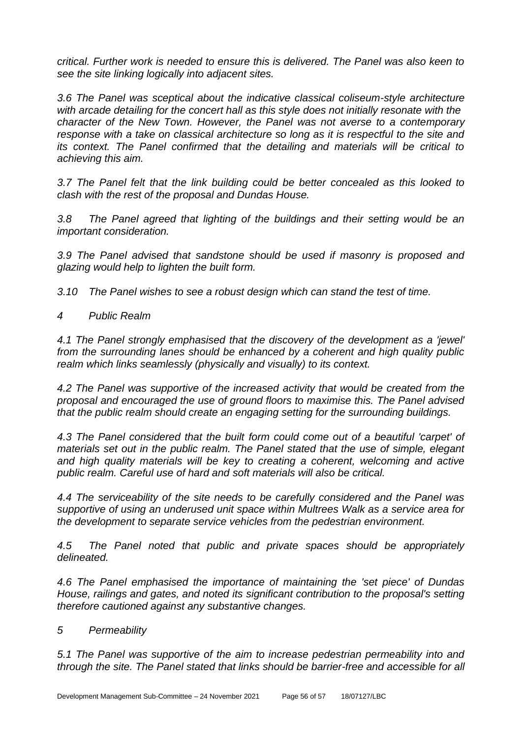*critical. Further work is needed to ensure this is delivered. The Panel was also keen to see the site linking logically into adjacent sites.*

*3.6 The Panel was sceptical about the indicative classical coliseum-style architecture with arcade detailing for the concert hall as this style does not initially resonate with the character of the New Town. However, the Panel was not averse to a contemporary response with a take on classical architecture so long as it is respectful to the site and its context. The Panel confirmed that the detailing and materials will be critical to achieving this aim.*

*3.7 The Panel felt that the link building could be better concealed as this looked to clash with the rest of the proposal and Dundas House.*

*3.8 The Panel agreed that lighting of the buildings and their setting would be an important consideration.*

*3.9 The Panel advised that sandstone should be used if masonry is proposed and glazing would help to lighten the built form.*

*3.10 The Panel wishes to see a robust design which can stand the test of time.*

*4 Public Realm*

*4.1 The Panel strongly emphasised that the discovery of the development as a 'jewel' from the surrounding lanes should be enhanced by a coherent and high quality public realm which links seamlessly (physically and visually) to its context.*

*4.2 The Panel was supportive of the increased activity that would be created from the proposal and encouraged the use of ground floors to maximise this. The Panel advised that the public realm should create an engaging setting for the surrounding buildings.*

*4.3 The Panel considered that the built form could come out of a beautiful 'carpet' of materials set out in the public realm. The Panel stated that the use of simple, elegant and high quality materials will be key to creating a coherent, welcoming and active public realm. Careful use of hard and soft materials will also be critical.*

*4.4 The serviceability of the site needs to be carefully considered and the Panel was supportive of using an underused unit space within Multrees Walk as a service area for the development to separate service vehicles from the pedestrian environment.*

*4.5 The Panel noted that public and private spaces should be appropriately delineated.*

*4.6 The Panel emphasised the importance of maintaining the 'set piece' of Dundas House, railings and gates, and noted its significant contribution to the proposal's setting therefore cautioned against any substantive changes.*

*5 Permeability*

*5.1 The Panel was supportive of the aim to increase pedestrian permeability into and through the site. The Panel stated that links should be barrier-free and accessible for all*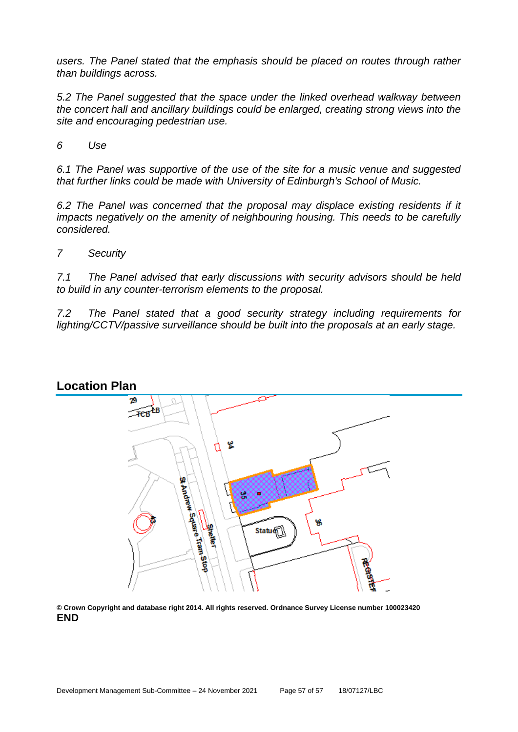*users. The Panel stated that the emphasis should be placed on routes through rather than buildings across.*

*5.2 The Panel suggested that the space under the linked overhead walkway between the concert hall and ancillary buildings could be enlarged, creating strong views into the site and encouraging pedestrian use.*

*6 Use*

*6.1 The Panel was supportive of the use of the site for a music venue and suggested that further links could be made with University of Edinburgh's School of Music.*

*6.2 The Panel was concerned that the proposal may displace existing residents if it impacts negatively on the amenity of neighbouring housing. This needs to be carefully considered.*

*7 Security*

*7.1 The Panel advised that early discussions with security advisors should be held to build in any counter-terrorism elements to the proposal.*

*7.2 The Panel stated that a good security strategy including requirements for lighting/CCTV/passive surveillance should be built into the proposals at an early stage.*

## Location Plan

29
TCB
LB
34
35
St Andrew Square Tram Stop
Shelter
43
Statue
36
REGISTER

**© Crown Copyright and database right 2014. All rights reserved. Ordnance Survey License number 100023420**

**END**